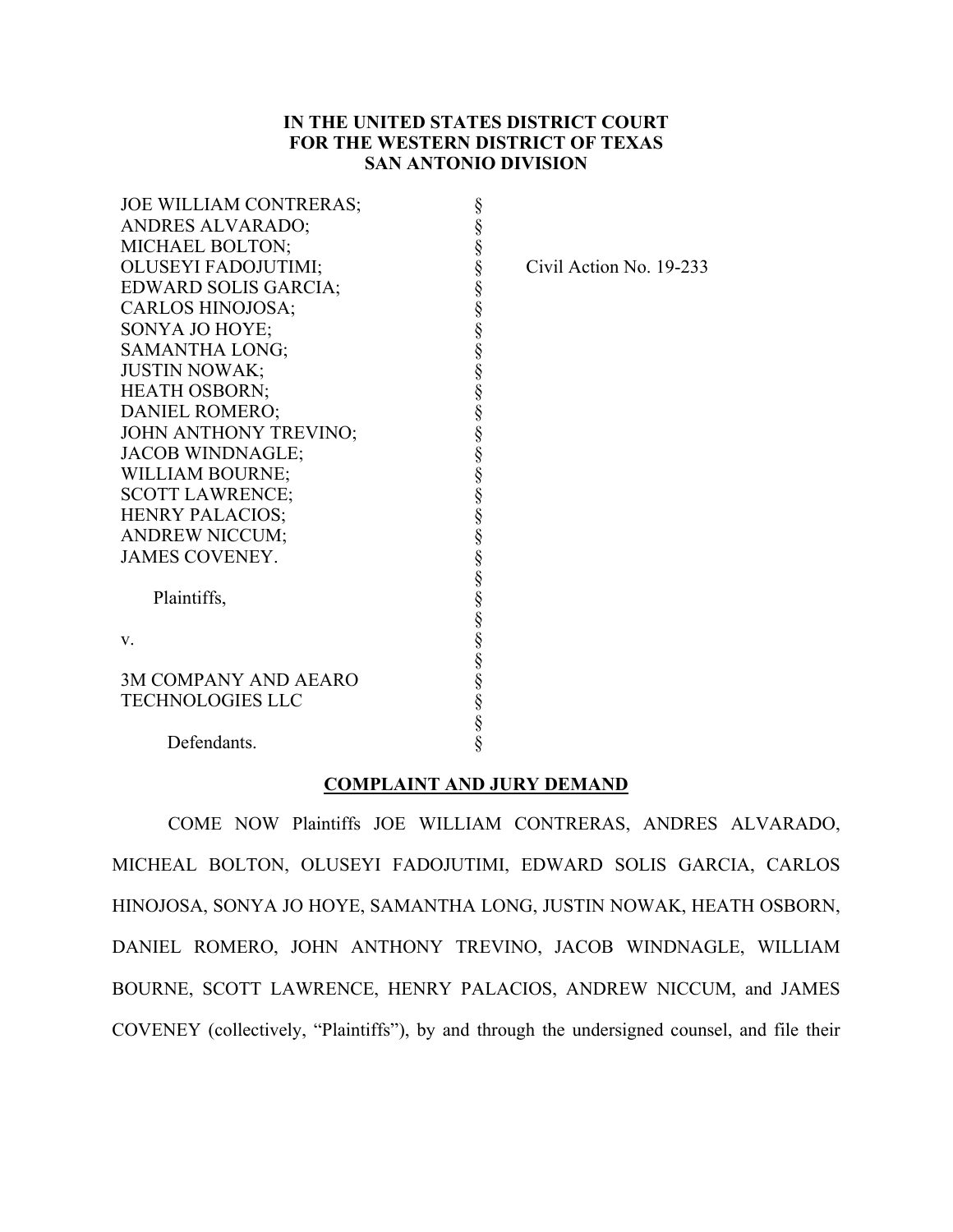**IN THE UNITED STATES DISTRICT COURT**
**FOR THE WESTERN DISTRICT OF TEXAS**
**SAN ANTONIO DIVISION**

| | | |
|---|---|---|
| JOE WILLIAM CONTRERAS; | § | |
| ANDRES ALVARADO; | § | |
| MICHAEL BOLTON; | § | |
| OLUSEYI FADOJUTIMI; | § | Civil Action No. 19-233 |
| EDWARD SOLIS GARCIA; | § | |
| CARLOS HINOJOSA; | § | |
| SONYA JO HOYE; | § | |
| SAMANTHA LONG; | § | |
| JUSTIN NOWAK; | § | |
| HEATH OSBORN; | § | |
| DANIEL ROMERO; | § | |
| JOHN ANTHONY TREVINO; | § | |
| JACOB WINDNAGLE; | § | |
| WILLIAM BOURNE; | § | |
| SCOTT LAWRENCE; | § | |
| HENRY PALACIOS; | § | |
| ANDREW NICCUM; | § | |
| JAMES COVENEY. | § | |
| | § | |
| Plaintiffs, | § | |
| | § | |
| v. | § | |
| | § | |
| 3M COMPANY AND AEARO TECHNOLOGIES LLC | § | |
| | § | |
| Defendants. | § | |

**COMPLAINT AND JURY DEMAND**

COME NOW Plaintiffs JOE WILLIAM CONTRERAS, ANDRES ALVARADO, MICHEAL BOLTON, OLUSEYI FADOJUTIMI, EDWARD SOLIS GARCIA, CARLOS HINOJOSA, SONYA JO HOYE, SAMANTHA LONG, JUSTIN NOWAK, HEATH OSBORN, DANIEL ROMERO, JOHN ANTHONY TREVINO, JACOB WINDNAGLE, WILLIAM BOURNE, SCOTT LAWRENCE, HENRY PALACIOS, ANDREW NICCUM, and JAMES COVENEY (collectively, "Plaintiffs"), by and through the undersigned counsel, and file their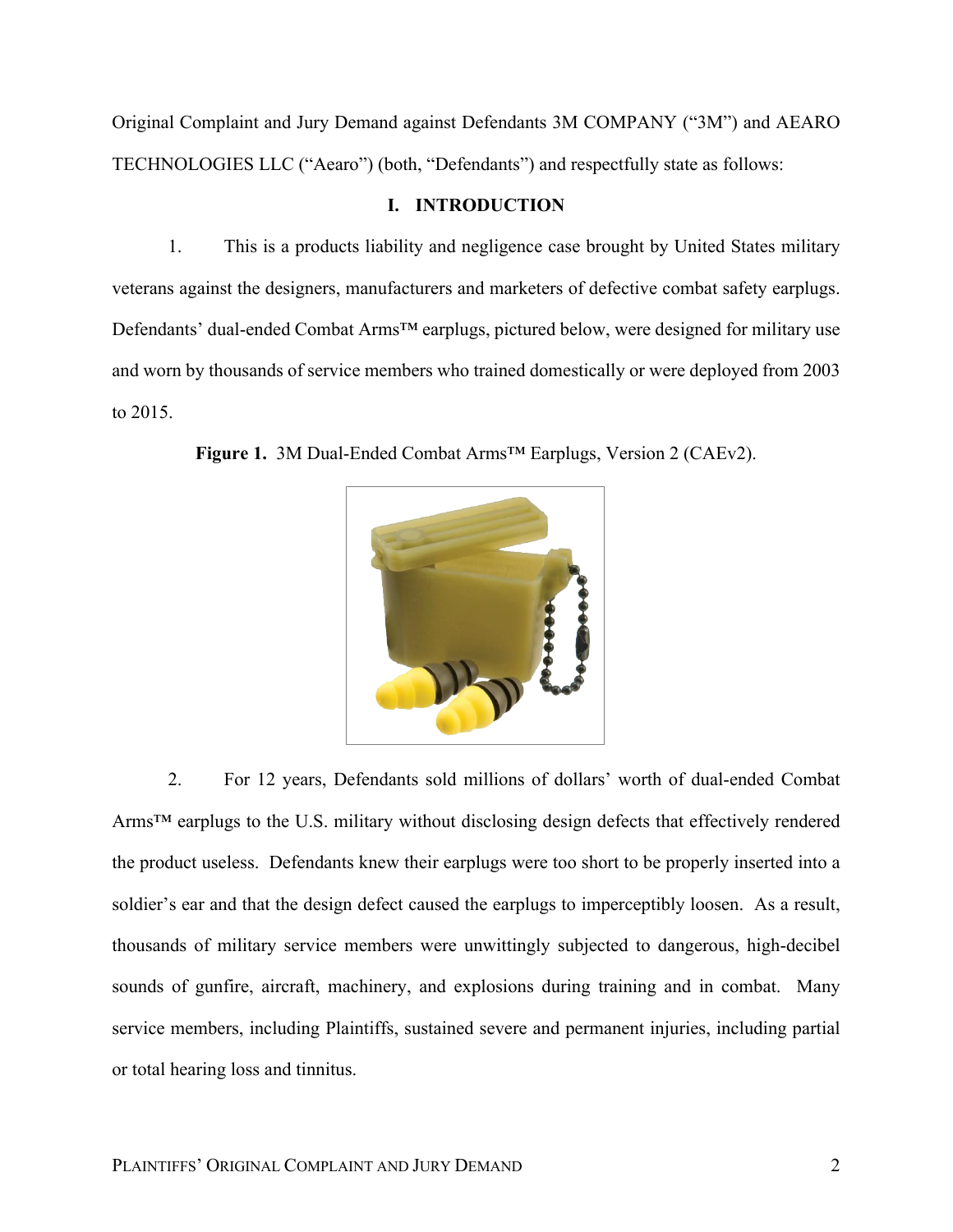Original Complaint and Jury Demand against Defendants 3M COMPANY ("3M") and AEARO TECHNOLOGIES LLC ("Aearo") (both, "Defendants") and respectfully state as follows:

## I. INTRODUCTION

1. This is a products liability and negligence case brought by United States military veterans against the designers, manufacturers and marketers of defective combat safety earplugs. Defendants' dual-ended Combat Arms™ earplugs, pictured below, were designed for military use and worn by thousands of service members who trained domestically or were deployed from 2003 to 2015.

**Figure 1.** 3M Dual-Ended Combat Arms™ Earplugs, Version 2 (CAEv2).

2. For 12 years, Defendants sold millions of dollars' worth of dual-ended Combat Arms™ earplugs to the U.S. military without disclosing design defects that effectively rendered the product useless. Defendants knew their earplugs were too short to be properly inserted into a soldier's ear and that the design defect caused the earplugs to imperceptibly loosen. As a result, thousands of military service members were unwittingly subjected to dangerous, high-decibel sounds of gunfire, aircraft, machinery, and explosions during training and in combat. Many service members, including Plaintiffs, sustained severe and permanent injuries, including partial or total hearing loss and tinnitus.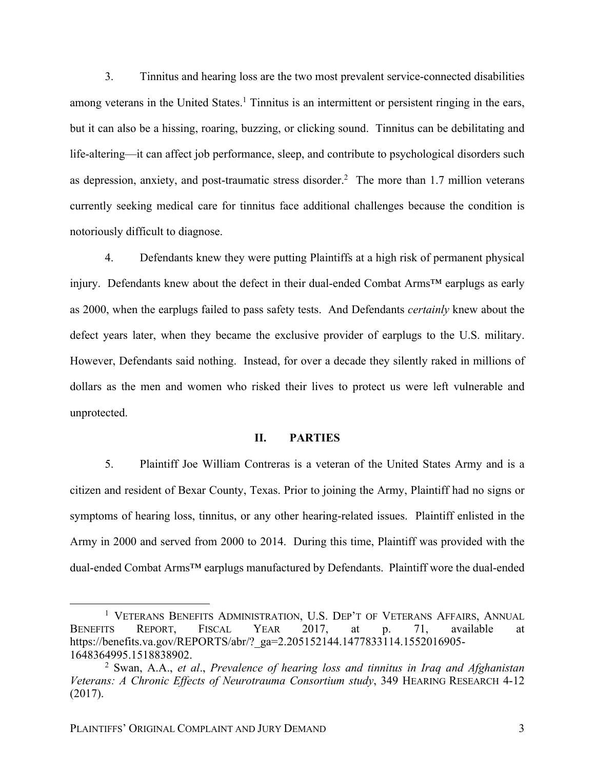3. Tinnitus and hearing loss are the two most prevalent service-connected disabilities among veterans in the United States.[1] Tinnitus is an intermittent or persistent ringing in the ears, but it can also be a hissing, roaring, buzzing, or clicking sound. Tinnitus can be debilitating and life-altering—it can affect job performance, sleep, and contribute to psychological disorders such as depression, anxiety, and post-traumatic stress disorder.[2] The more than 1.7 million veterans currently seeking medical care for tinnitus face additional challenges because the condition is notoriously difficult to diagnose.

4. Defendants knew they were putting Plaintiffs at a high risk of permanent physical injury. Defendants knew about the defect in their dual-ended Combat Arms™ earplugs as early as 2000, when the earplugs failed to pass safety tests. And Defendants *certainly* knew about the defect years later, when they became the exclusive provider of earplugs to the U.S. military. However, Defendants said nothing. Instead, for over a decade they silently raked in millions of dollars as the men and women who risked their lives to protect us were left vulnerable and unprotected.

## II. PARTIES

5. Plaintiff Joe William Contreras is a veteran of the United States Army and is a citizen and resident of Bexar County, Texas. Prior to joining the Army, Plaintiff had no signs or symptoms of hearing loss, tinnitus, or any other hearing-related issues. Plaintiff enlisted in the Army in 2000 and served from 2000 to 2014. During this time, Plaintiff was provided with the dual-ended Combat Arms™ earplugs manufactured by Defendants. Plaintiff wore the dual-ended

---

[1] Veterans Benefits Administration, U.S. Dep't of Veterans Affairs, Annual Benefits Report, Fiscal Year 2017, at p. 71, available at https://benefits.va.gov/REPORTS/abr/?_ga=2.205152144.1477833114.1552016905-1648364995.1518838902.

[2] Swan, A.A., *et al*., *Prevalence of hearing loss and tinnitus in Iraq and Afghanistan Veterans: A Chronic Effects of Neurotrauma Consortium study*, 349 Hearing Research 4-12 (2017).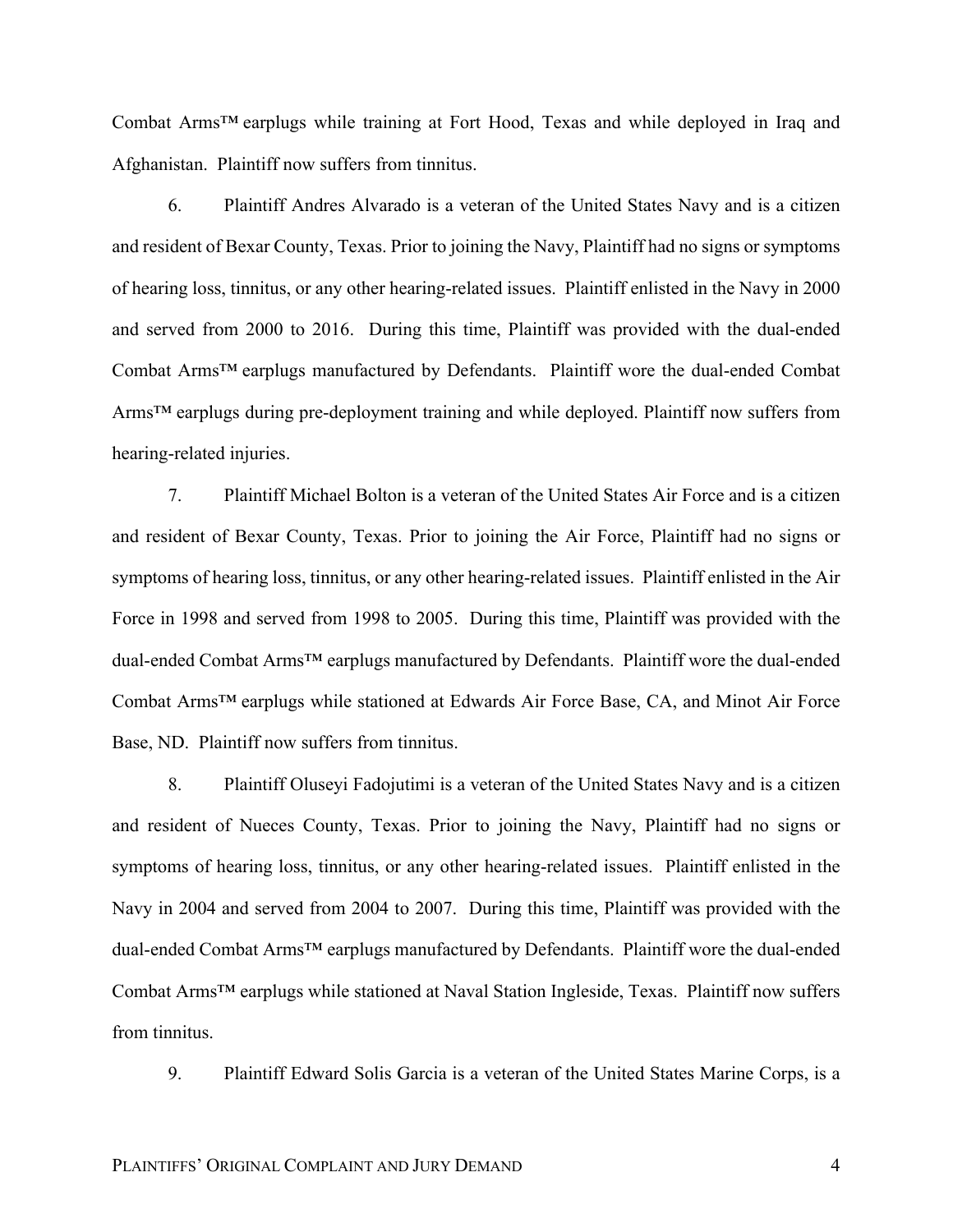Combat Arms™ earplugs while training at Fort Hood, Texas and while deployed in Iraq and Afghanistan. Plaintiff now suffers from tinnitus.

6. Plaintiff Andres Alvarado is a veteran of the United States Navy and is a citizen and resident of Bexar County, Texas. Prior to joining the Navy, Plaintiff had no signs or symptoms of hearing loss, tinnitus, or any other hearing-related issues. Plaintiff enlisted in the Navy in 2000 and served from 2000 to 2016. During this time, Plaintiff was provided with the dual-ended Combat Arms™ earplugs manufactured by Defendants. Plaintiff wore the dual-ended Combat Arms™ earplugs during pre-deployment training and while deployed. Plaintiff now suffers from hearing-related injuries.

7. Plaintiff Michael Bolton is a veteran of the United States Air Force and is a citizen and resident of Bexar County, Texas. Prior to joining the Air Force, Plaintiff had no signs or symptoms of hearing loss, tinnitus, or any other hearing-related issues. Plaintiff enlisted in the Air Force in 1998 and served from 1998 to 2005. During this time, Plaintiff was provided with the dual-ended Combat Arms™ earplugs manufactured by Defendants. Plaintiff wore the dual-ended Combat Arms™ earplugs while stationed at Edwards Air Force Base, CA, and Minot Air Force Base, ND. Plaintiff now suffers from tinnitus.

8. Plaintiff Oluseyi Fadojutimi is a veteran of the United States Navy and is a citizen and resident of Nueces County, Texas. Prior to joining the Navy, Plaintiff had no signs or symptoms of hearing loss, tinnitus, or any other hearing-related issues. Plaintiff enlisted in the Navy in 2004 and served from 2004 to 2007. During this time, Plaintiff was provided with the dual-ended Combat Arms™ earplugs manufactured by Defendants. Plaintiff wore the dual-ended Combat Arms™ earplugs while stationed at Naval Station Ingleside, Texas. Plaintiff now suffers from tinnitus.

9. Plaintiff Edward Solis Garcia is a veteran of the United States Marine Corps, is a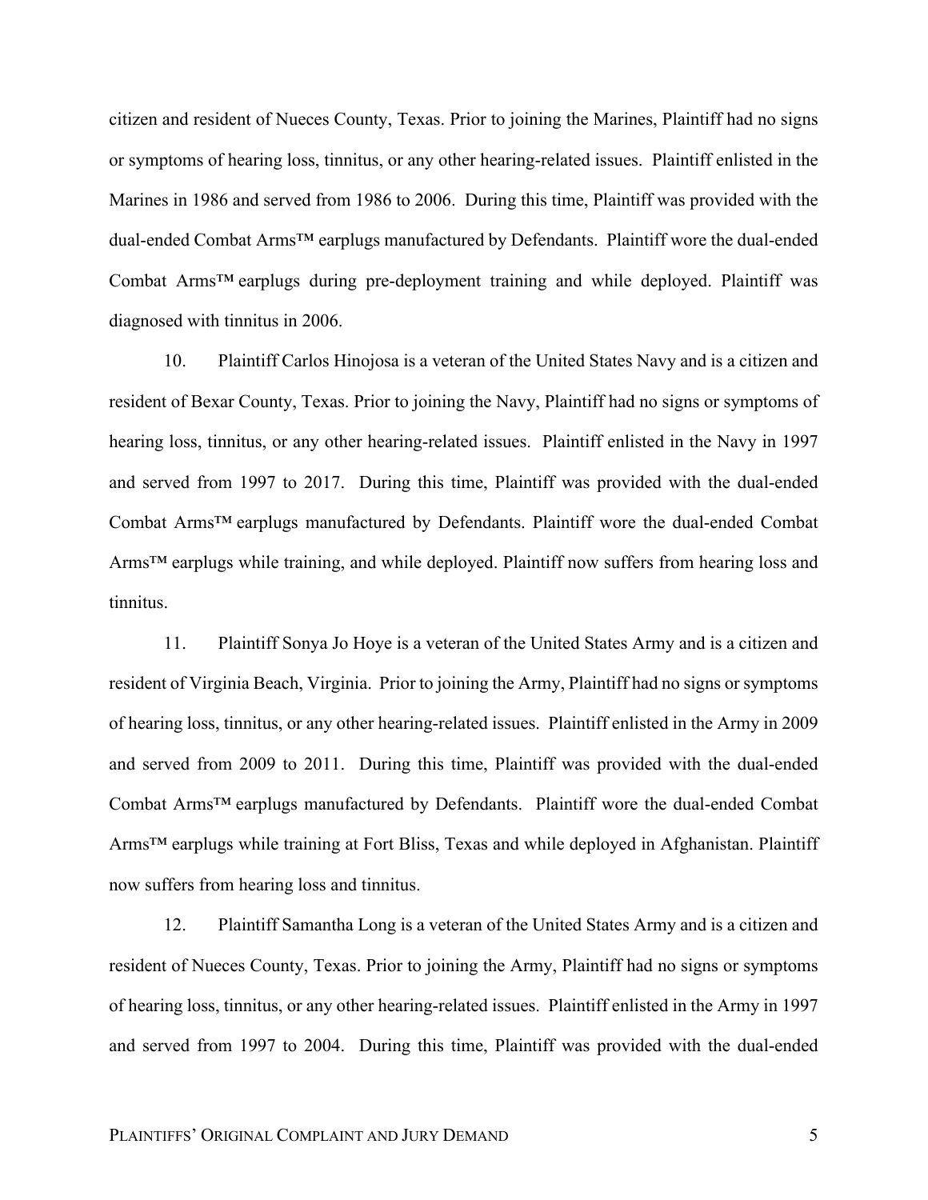citizen and resident of Nueces County, Texas. Prior to joining the Marines, Plaintiff had no signs or symptoms of hearing loss, tinnitus, or any other hearing-related issues. Plaintiff enlisted in the Marines in 1986 and served from 1986 to 2006. During this time, Plaintiff was provided with the dual-ended Combat Arms™ earplugs manufactured by Defendants. Plaintiff wore the dual-ended Combat Arms™ earplugs during pre-deployment training and while deployed. Plaintiff was diagnosed with tinnitus in 2006.

10. Plaintiff Carlos Hinojosa is a veteran of the United States Navy and is a citizen and resident of Bexar County, Texas. Prior to joining the Navy, Plaintiff had no signs or symptoms of hearing loss, tinnitus, or any other hearing-related issues. Plaintiff enlisted in the Navy in 1997 and served from 1997 to 2017. During this time, Plaintiff was provided with the dual-ended Combat Arms™ earplugs manufactured by Defendants. Plaintiff wore the dual-ended Combat Arms™ earplugs while training, and while deployed. Plaintiff now suffers from hearing loss and tinnitus.

11. Plaintiff Sonya Jo Hoye is a veteran of the United States Army and is a citizen and resident of Virginia Beach, Virginia. Prior to joining the Army, Plaintiff had no signs or symptoms of hearing loss, tinnitus, or any other hearing-related issues. Plaintiff enlisted in the Army in 2009 and served from 2009 to 2011. During this time, Plaintiff was provided with the dual-ended Combat Arms™ earplugs manufactured by Defendants. Plaintiff wore the dual-ended Combat Arms™ earplugs while training at Fort Bliss, Texas and while deployed in Afghanistan. Plaintiff now suffers from hearing loss and tinnitus.

12. Plaintiff Samantha Long is a veteran of the United States Army and is a citizen and resident of Nueces County, Texas. Prior to joining the Army, Plaintiff had no signs or symptoms of hearing loss, tinnitus, or any other hearing-related issues. Plaintiff enlisted in the Army in 1997 and served from 1997 to 2004. During this time, Plaintiff was provided with the dual-ended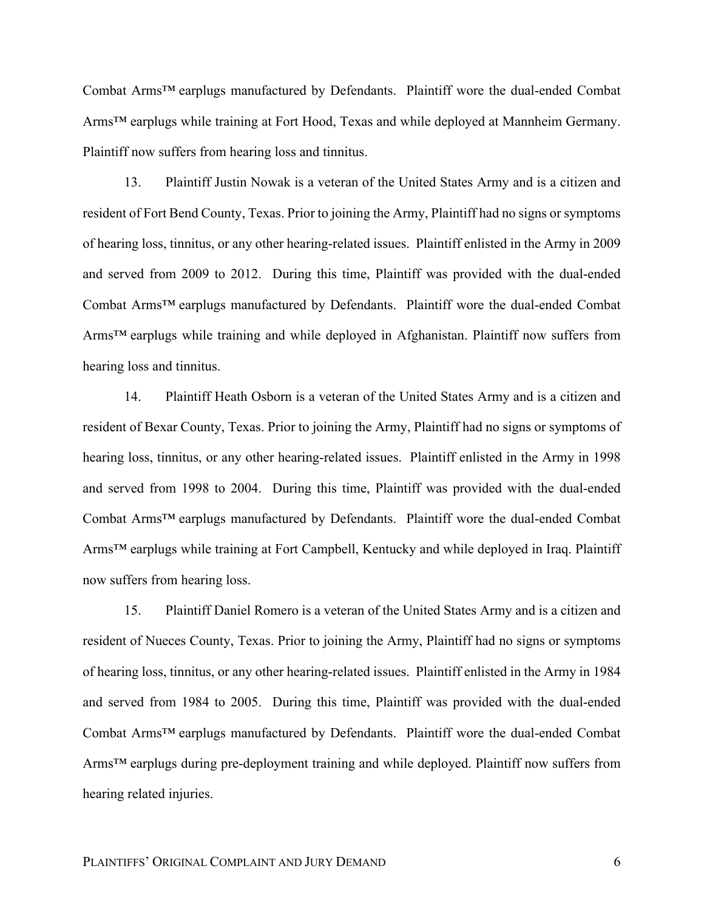Combat Arms™ earplugs manufactured by Defendants. Plaintiff wore the dual-ended Combat Arms™ earplugs while training at Fort Hood, Texas and while deployed at Mannheim Germany. Plaintiff now suffers from hearing loss and tinnitus.

13. Plaintiff Justin Nowak is a veteran of the United States Army and is a citizen and resident of Fort Bend County, Texas. Prior to joining the Army, Plaintiff had no signs or symptoms of hearing loss, tinnitus, or any other hearing-related issues. Plaintiff enlisted in the Army in 2009 and served from 2009 to 2012. During this time, Plaintiff was provided with the dual-ended Combat Arms™ earplugs manufactured by Defendants. Plaintiff wore the dual-ended Combat Arms™ earplugs while training and while deployed in Afghanistan. Plaintiff now suffers from hearing loss and tinnitus.

14. Plaintiff Heath Osborn is a veteran of the United States Army and is a citizen and resident of Bexar County, Texas. Prior to joining the Army, Plaintiff had no signs or symptoms of hearing loss, tinnitus, or any other hearing-related issues. Plaintiff enlisted in the Army in 1998 and served from 1998 to 2004. During this time, Plaintiff was provided with the dual-ended Combat Arms™ earplugs manufactured by Defendants. Plaintiff wore the dual-ended Combat Arms™ earplugs while training at Fort Campbell, Kentucky and while deployed in Iraq. Plaintiff now suffers from hearing loss.

15. Plaintiff Daniel Romero is a veteran of the United States Army and is a citizen and resident of Nueces County, Texas. Prior to joining the Army, Plaintiff had no signs or symptoms of hearing loss, tinnitus, or any other hearing-related issues. Plaintiff enlisted in the Army in 1984 and served from 1984 to 2005. During this time, Plaintiff was provided with the dual-ended Combat Arms™ earplugs manufactured by Defendants. Plaintiff wore the dual-ended Combat Arms™ earplugs during pre-deployment training and while deployed. Plaintiff now suffers from hearing related injuries.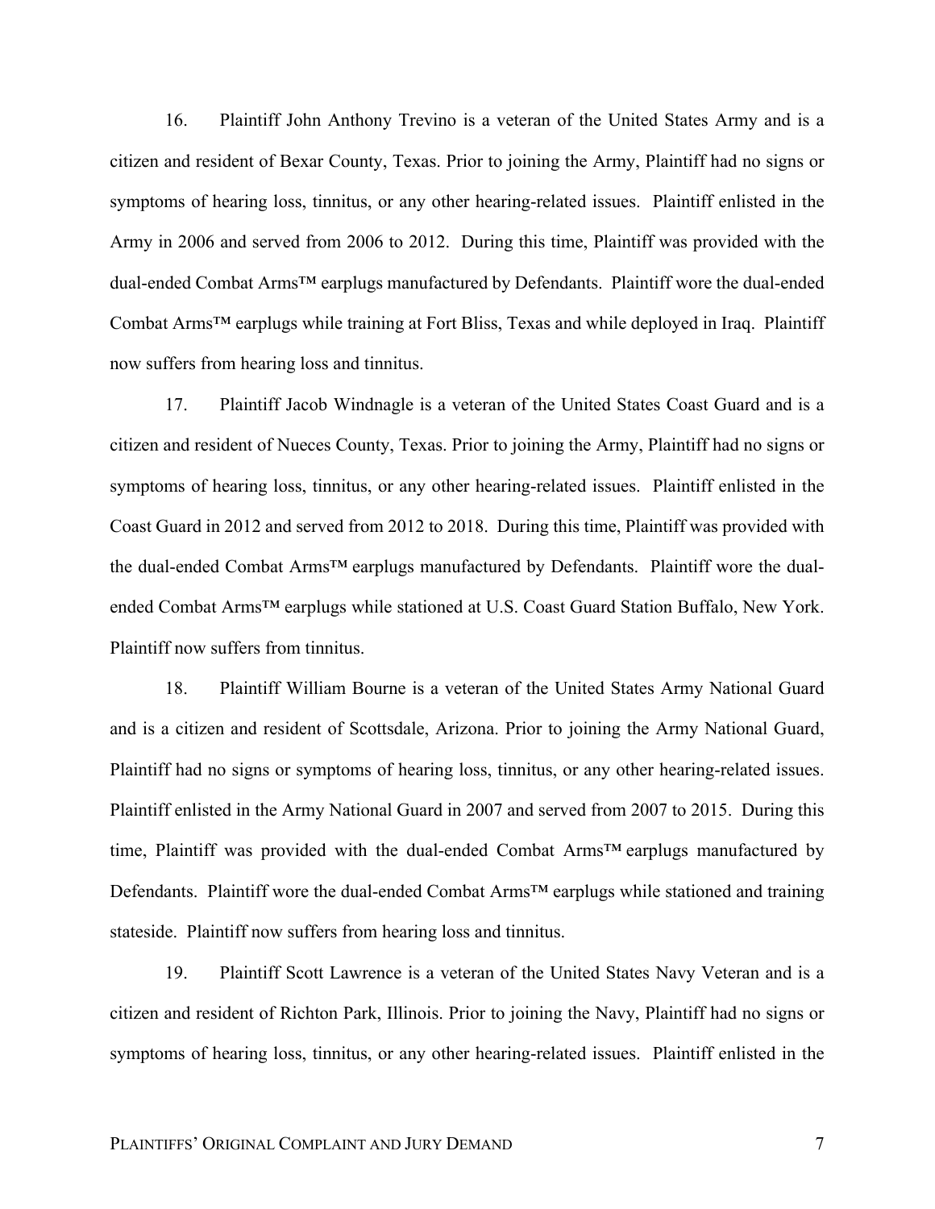16. Plaintiff John Anthony Trevino is a veteran of the United States Army and is a citizen and resident of Bexar County, Texas. Prior to joining the Army, Plaintiff had no signs or symptoms of hearing loss, tinnitus, or any other hearing-related issues. Plaintiff enlisted in the Army in 2006 and served from 2006 to 2012. During this time, Plaintiff was provided with the dual-ended Combat Arms™ earplugs manufactured by Defendants. Plaintiff wore the dual-ended Combat Arms™ earplugs while training at Fort Bliss, Texas and while deployed in Iraq. Plaintiff now suffers from hearing loss and tinnitus.

17. Plaintiff Jacob Windnagle is a veteran of the United States Coast Guard and is a citizen and resident of Nueces County, Texas. Prior to joining the Army, Plaintiff had no signs or symptoms of hearing loss, tinnitus, or any other hearing-related issues. Plaintiff enlisted in the Coast Guard in 2012 and served from 2012 to 2018. During this time, Plaintiff was provided with the dual-ended Combat Arms™ earplugs manufactured by Defendants. Plaintiff wore the dual-ended Combat Arms™ earplugs while stationed at U.S. Coast Guard Station Buffalo, New York. Plaintiff now suffers from tinnitus.

18. Plaintiff William Bourne is a veteran of the United States Army National Guard and is a citizen and resident of Scottsdale, Arizona. Prior to joining the Army National Guard, Plaintiff had no signs or symptoms of hearing loss, tinnitus, or any other hearing-related issues. Plaintiff enlisted in the Army National Guard in 2007 and served from 2007 to 2015. During this time, Plaintiff was provided with the dual-ended Combat Arms™ earplugs manufactured by Defendants. Plaintiff wore the dual-ended Combat Arms™ earplugs while stationed and training stateside. Plaintiff now suffers from hearing loss and tinnitus.

19. Plaintiff Scott Lawrence is a veteran of the United States Navy Veteran and is a citizen and resident of Richton Park, Illinois. Prior to joining the Navy, Plaintiff had no signs or symptoms of hearing loss, tinnitus, or any other hearing-related issues. Plaintiff enlisted in the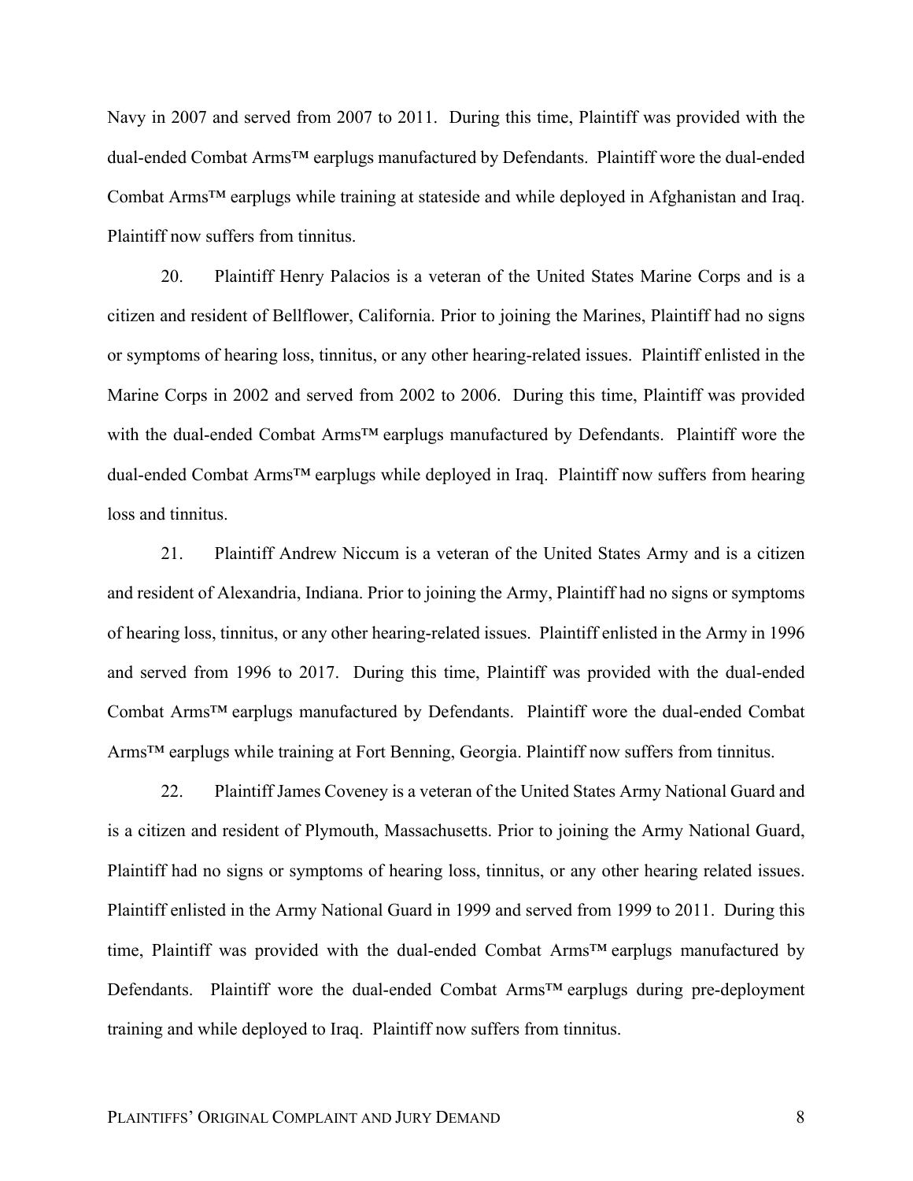Navy in 2007 and served from 2007 to 2011. During this time, Plaintiff was provided with the dual-ended Combat Arms™ earplugs manufactured by Defendants. Plaintiff wore the dual-ended Combat Arms™ earplugs while training at stateside and while deployed in Afghanistan and Iraq. Plaintiff now suffers from tinnitus.

20. Plaintiff Henry Palacios is a veteran of the United States Marine Corps and is a citizen and resident of Bellflower, California. Prior to joining the Marines, Plaintiff had no signs or symptoms of hearing loss, tinnitus, or any other hearing-related issues. Plaintiff enlisted in the Marine Corps in 2002 and served from 2002 to 2006. During this time, Plaintiff was provided with the dual-ended Combat Arms™ earplugs manufactured by Defendants. Plaintiff wore the dual-ended Combat Arms™ earplugs while deployed in Iraq. Plaintiff now suffers from hearing loss and tinnitus.

21. Plaintiff Andrew Niccum is a veteran of the United States Army and is a citizen and resident of Alexandria, Indiana. Prior to joining the Army, Plaintiff had no signs or symptoms of hearing loss, tinnitus, or any other hearing-related issues. Plaintiff enlisted in the Army in 1996 and served from 1996 to 2017. During this time, Plaintiff was provided with the dual-ended Combat Arms™ earplugs manufactured by Defendants. Plaintiff wore the dual-ended Combat Arms™ earplugs while training at Fort Benning, Georgia. Plaintiff now suffers from tinnitus.

22. Plaintiff James Coveney is a veteran of the United States Army National Guard and is a citizen and resident of Plymouth, Massachusetts. Prior to joining the Army National Guard, Plaintiff had no signs or symptoms of hearing loss, tinnitus, or any other hearing related issues. Plaintiff enlisted in the Army National Guard in 1999 and served from 1999 to 2011. During this time, Plaintiff was provided with the dual-ended Combat Arms™ earplugs manufactured by Defendants. Plaintiff wore the dual-ended Combat Arms™ earplugs during pre-deployment training and while deployed to Iraq. Plaintiff now suffers from tinnitus.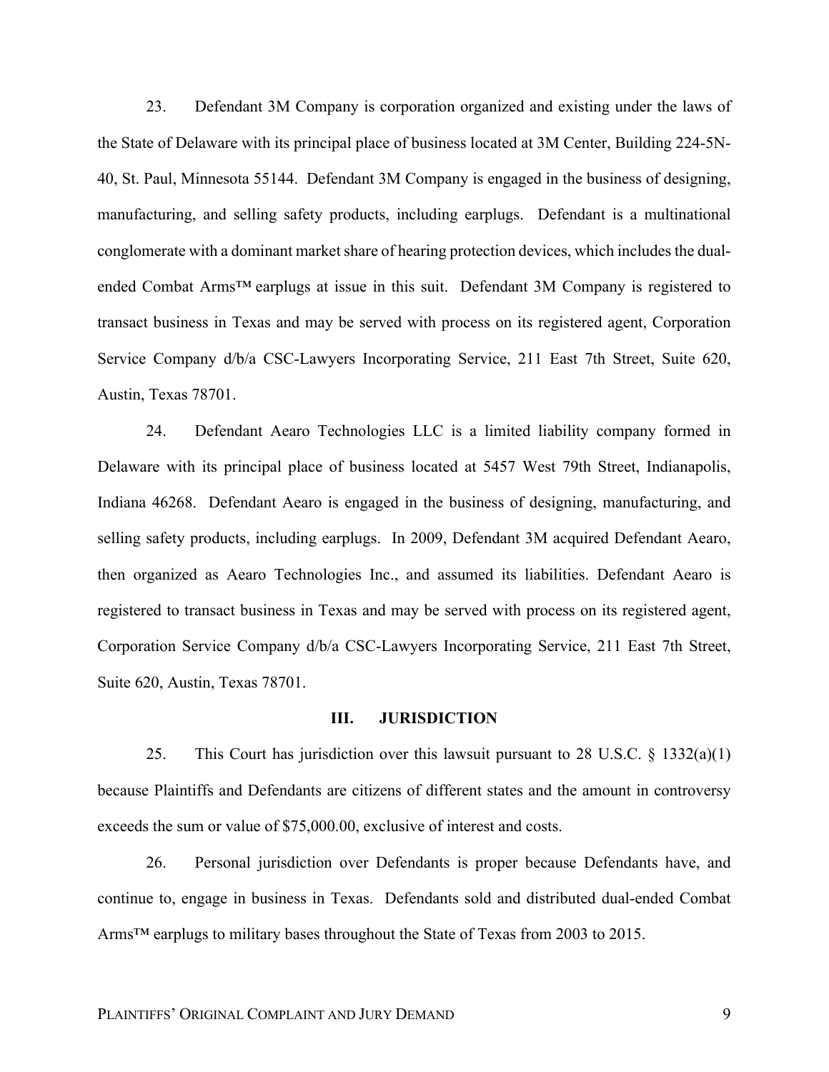23. Defendant 3M Company is corporation organized and existing under the laws of the State of Delaware with its principal place of business located at 3M Center, Building 224-5N-40, St. Paul, Minnesota 55144. Defendant 3M Company is engaged in the business of designing, manufacturing, and selling safety products, including earplugs. Defendant is a multinational conglomerate with a dominant market share of hearing protection devices, which includes the dual-ended Combat Arms™ earplugs at issue in this suit. Defendant 3M Company is registered to transact business in Texas and may be served with process on its registered agent, Corporation Service Company d/b/a CSC-Lawyers Incorporating Service, 211 East 7th Street, Suite 620, Austin, Texas 78701.

24. Defendant Aearo Technologies LLC is a limited liability company formed in Delaware with its principal place of business located at 5457 West 79th Street, Indianapolis, Indiana 46268. Defendant Aearo is engaged in the business of designing, manufacturing, and selling safety products, including earplugs. In 2009, Defendant 3M acquired Defendant Aearo, then organized as Aearo Technologies Inc., and assumed its liabilities. Defendant Aearo is registered to transact business in Texas and may be served with process on its registered agent, Corporation Service Company d/b/a CSC-Lawyers Incorporating Service, 211 East 7th Street, Suite 620, Austin, Texas 78701.

## III. JURISDICTION

25. This Court has jurisdiction over this lawsuit pursuant to 28 U.S.C. § 1332(a)(1) because Plaintiffs and Defendants are citizens of different states and the amount in controversy exceeds the sum or value of $75,000.00, exclusive of interest and costs.

26. Personal jurisdiction over Defendants is proper because Defendants have, and continue to, engage in business in Texas. Defendants sold and distributed dual-ended Combat Arms™ earplugs to military bases throughout the State of Texas from 2003 to 2015.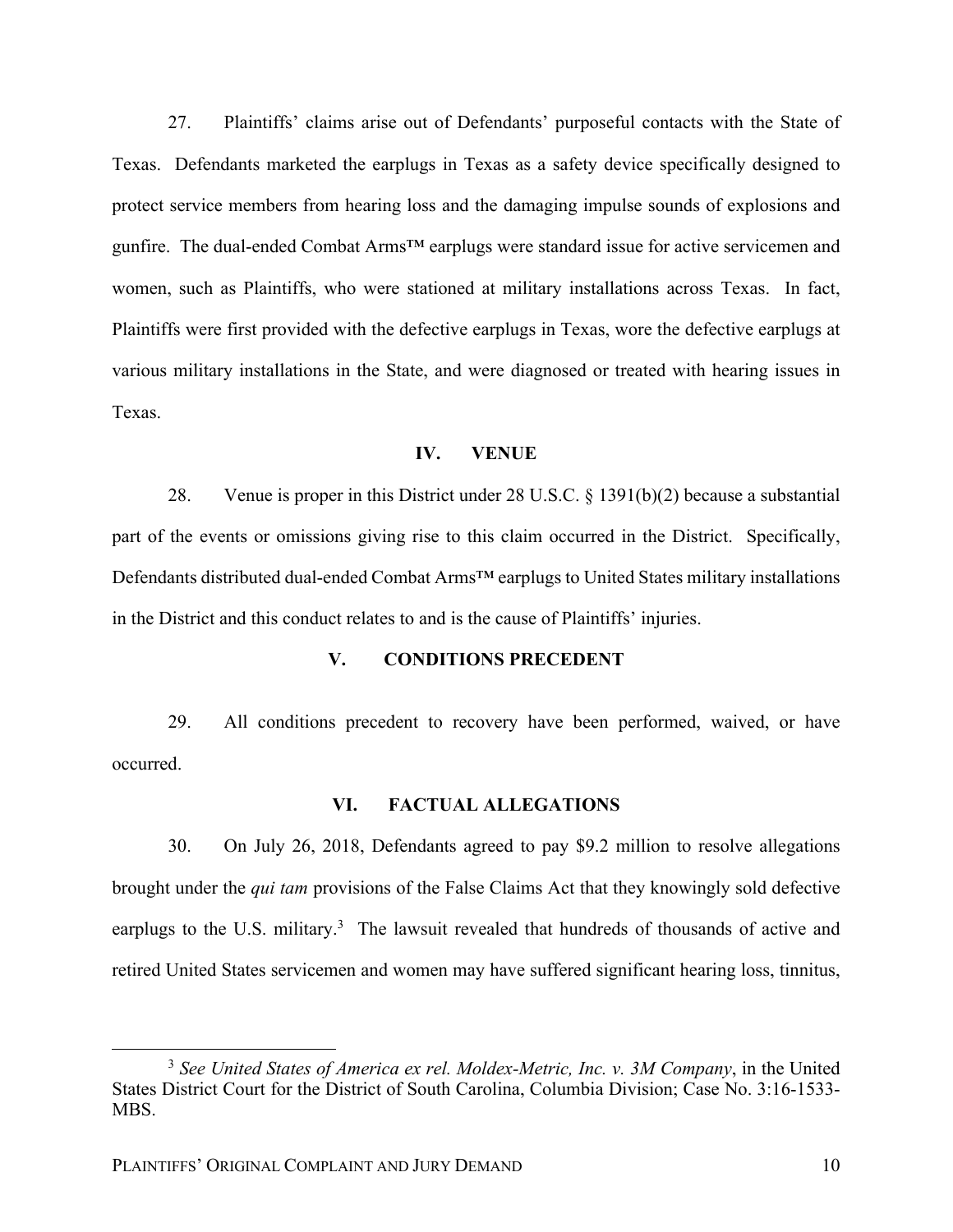27. Plaintiffs' claims arise out of Defendants' purposeful contacts with the State of Texas. Defendants marketed the earplugs in Texas as a safety device specifically designed to protect service members from hearing loss and the damaging impulse sounds of explosions and gunfire. The dual-ended Combat Arms™ earplugs were standard issue for active servicemen and women, such as Plaintiffs, who were stationed at military installations across Texas. In fact, Plaintiffs were first provided with the defective earplugs in Texas, wore the defective earplugs at various military installations in the State, and were diagnosed or treated with hearing issues in Texas.

## IV. VENUE

28. Venue is proper in this District under 28 U.S.C. § 1391(b)(2) because a substantial part of the events or omissions giving rise to this claim occurred in the District. Specifically, Defendants distributed dual-ended Combat Arms™ earplugs to United States military installations in the District and this conduct relates to and is the cause of Plaintiffs' injuries.

## V. CONDITIONS PRECEDENT

29. All conditions precedent to recovery have been performed, waived, or have occurred.

## VI. FACTUAL ALLEGATIONS

30. On July 26, 2018, Defendants agreed to pay $9.2 million to resolve allegations brought under the *qui tam* provisions of the False Claims Act that they knowingly sold defective earplugs to the U.S. military.[3] The lawsuit revealed that hundreds of thousands of active and retired United States servicemen and women may have suffered significant hearing loss, tinnitus,

[3] *See United States of America ex rel. Moldex-Metric, Inc. v. 3M Company*, in the United States District Court for the District of South Carolina, Columbia Division; Case No. 3:16-1533-MBS.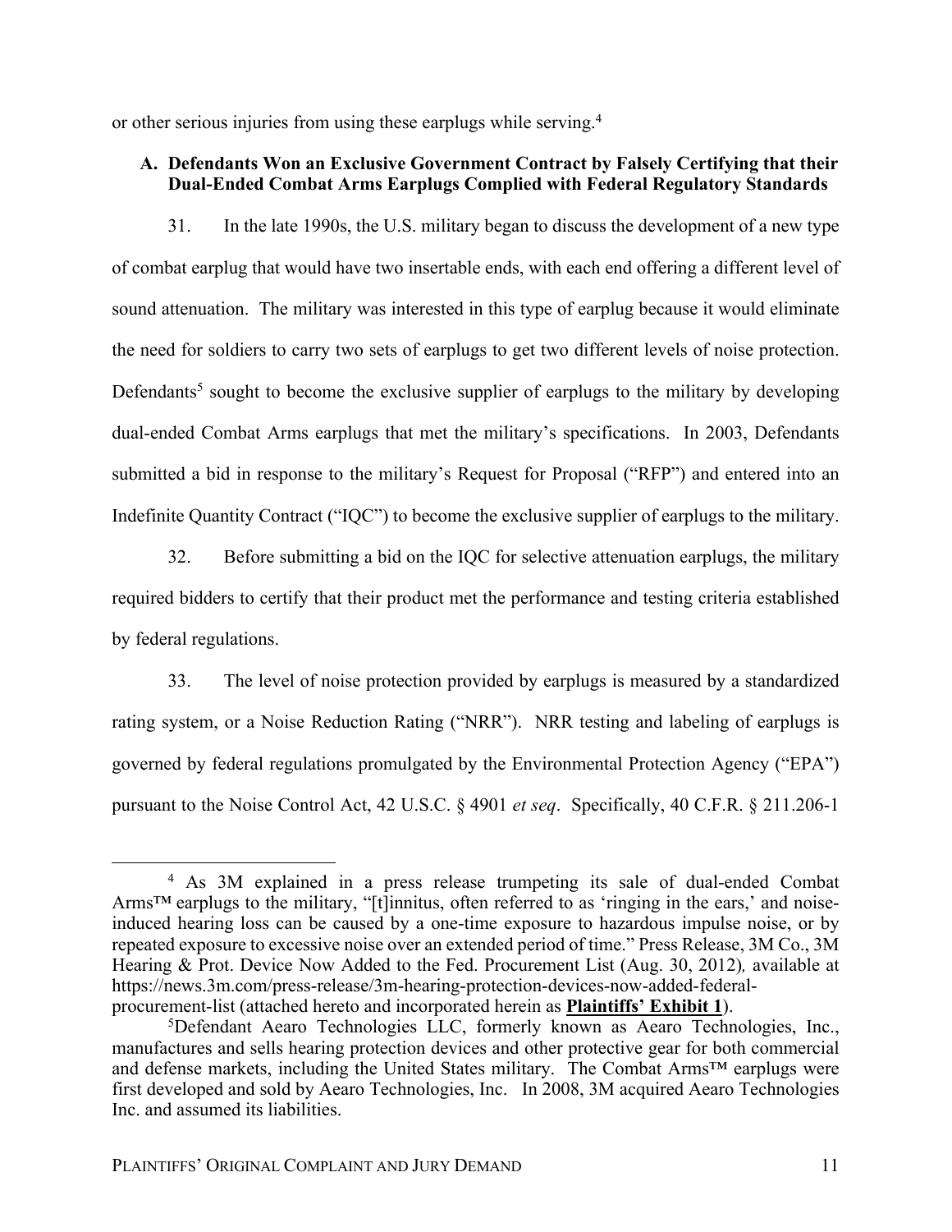or other serious injuries from using these earplugs while serving.[4]

### A. Defendants Won an Exclusive Government Contract by Falsely Certifying that their Dual-Ended Combat Arms Earplugs Complied with Federal Regulatory Standards

31. In the late 1990s, the U.S. military began to discuss the development of a new type of combat earplug that would have two insertable ends, with each end offering a different level of sound attenuation. The military was interested in this type of earplug because it would eliminate the need for soldiers to carry two sets of earplugs to get two different levels of noise protection. Defendants[5] sought to become the exclusive supplier of earplugs to the military by developing dual-ended Combat Arms earplugs that met the military's specifications. In 2003, Defendants submitted a bid in response to the military's Request for Proposal ("RFP") and entered into an Indefinite Quantity Contract ("IQC") to become the exclusive supplier of earplugs to the military.

32. Before submitting a bid on the IQC for selective attenuation earplugs, the military required bidders to certify that their product met the performance and testing criteria established by federal regulations.

33. The level of noise protection provided by earplugs is measured by a standardized rating system, or a Noise Reduction Rating ("NRR"). NRR testing and labeling of earplugs is governed by federal regulations promulgated by the Environmental Protection Agency ("EPA") pursuant to the Noise Control Act, 42 U.S.C. § 4901 *et seq*. Specifically, 40 C.F.R. § 211.206-1

---

[4] As 3M explained in a press release trumpeting its sale of dual-ended Combat Arms™ earplugs to the military, "[t]innitus, often referred to as 'ringing in the ears,' and noise-induced hearing loss can be caused by a one-time exposure to hazardous impulse noise, or by repeated exposure to excessive noise over an extended period of time." Press Release, 3M Co., 3M Hearing & Prot. Device Now Added to the Fed. Procurement List (Aug. 30, 2012)*,* available at https://news.3m.com/press-release/3m-hearing-protection-devices-now-added-federal-procurement-list (attached hereto and incorporated herein as **Plaintiffs' Exhibit 1**).

[5] Defendant Aearo Technologies LLC, formerly known as Aearo Technologies, Inc., manufactures and sells hearing protection devices and other protective gear for both commercial and defense markets, including the United States military. The Combat Arms™ earplugs were first developed and sold by Aearo Technologies, Inc. In 2008, 3M acquired Aearo Technologies Inc. and assumed its liabilities.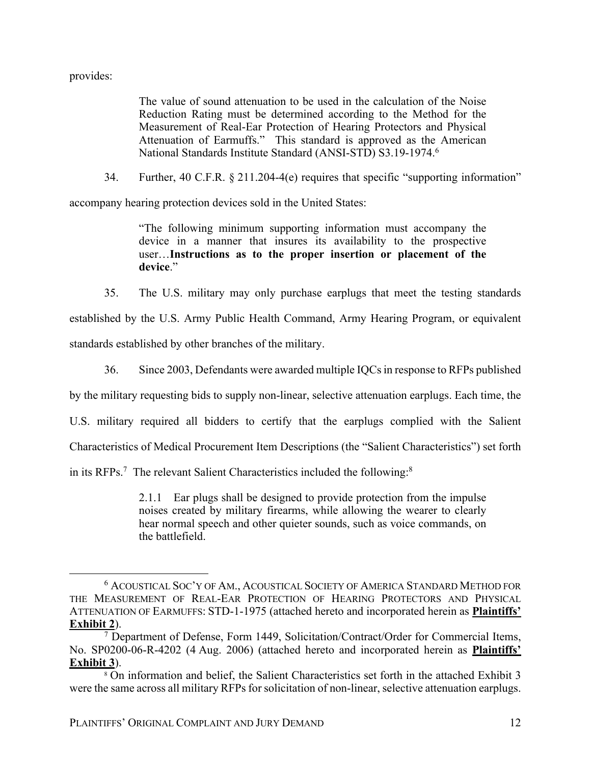provides:

> The value of sound attenuation to be used in the calculation of the Noise Reduction Rating must be determined according to the Method for the Measurement of Real-Ear Protection of Hearing Protectors and Physical Attenuation of Earmuffs." This standard is approved as the American National Standards Institute Standard (ANSI-STD) S3.19-1974.[6]

34. Further, 40 C.F.R. § 211.204-4(e) requires that specific "supporting information" accompany hearing protection devices sold in the United States:

> "The following minimum supporting information must accompany the device in a manner that insures its availability to the prospective user…**Instructions as to the proper insertion or placement of the device**."

35. The U.S. military may only purchase earplugs that meet the testing standards established by the U.S. Army Public Health Command, Army Hearing Program, or equivalent standards established by other branches of the military.

36. Since 2003, Defendants were awarded multiple IQCs in response to RFPs published by the military requesting bids to supply non-linear, selective attenuation earplugs. Each time, the U.S. military required all bidders to certify that the earplugs complied with the Salient Characteristics of Medical Procurement Item Descriptions (the "Salient Characteristics") set forth in its RFPs.[7] The relevant Salient Characteristics included the following:[8]

> 2.1.1 Ear plugs shall be designed to provide protection from the impulse noises created by military firearms, while allowing the wearer to clearly hear normal speech and other quieter sounds, such as voice commands, on the battlefield.

---

[6] ACOUSTICAL SOC'Y OF AM., ACOUSTICAL SOCIETY OF AMERICA STANDARD METHOD FOR THE MEASUREMENT OF REAL-EAR PROTECTION OF HEARING PROTECTORS AND PHYSICAL ATTENUATION OF EARMUFFS: STD-1-1975 (attached hereto and incorporated herein as **Plaintiffs' Exhibit 2**).

[7] Department of Defense, Form 1449, Solicitation/Contract/Order for Commercial Items, No. SP0200-06-R-4202 (4 Aug. 2006) (attached hereto and incorporated herein as **Plaintiffs' Exhibit 3**).

[8] On information and belief, the Salient Characteristics set forth in the attached Exhibit 3 were the same across all military RFPs for solicitation of non-linear, selective attenuation earplugs.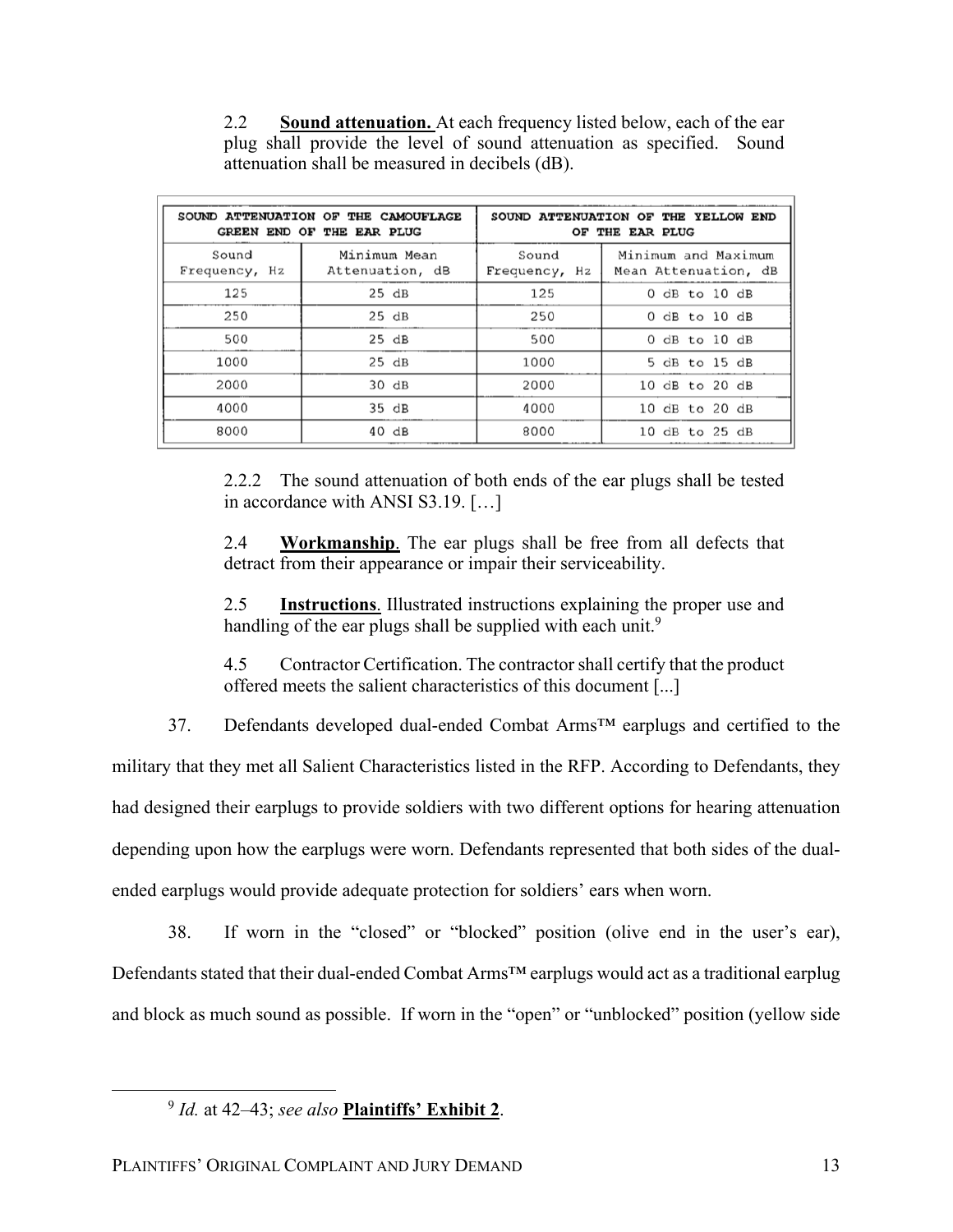2.2 **Sound attenuation.** At each frequency listed below, each of the ear plug shall provide the level of sound attenuation as specified. Sound attenuation shall be measured in decibels (dB).

| SOUND ATTENUATION OF THE CAMOUFLAGE GREEN END OF THE EAR PLUG | | SOUND ATTENUATION OF THE YELLOW END OF THE EAR PLUG | |
|---|---|---|---|
| Sound Frequency, Hz | Minimum Mean Attenuation, dB | Sound Frequency, Hz | Minimum and Maximum Mean Attenuation, dB |
| 125 | 25 dB | 125 | 0 dB to 10 dB |
| 250 | 25 dB | 250 | 0 dB to 10 dB |
| 500 | 25 dB | 500 | 0 dB to 10 dB |
| 1000 | 25 dB | 1000 | 5 dB to 15 dB |
| 2000 | 30 dB | 2000 | 10 dB to 20 dB |
| 4000 | 35 dB | 4000 | 10 dB to 20 dB |
| 8000 | 40 dB | 8000 | 10 dB to 25 dB |

2.2.2 The sound attenuation of both ends of the ear plugs shall be tested in accordance with ANSI S3.19. […]

2.4 **Workmanship**. The ear plugs shall be free from all defects that detract from their appearance or impair their serviceability.

2.5 **Instructions**. Illustrated instructions explaining the proper use and handling of the ear plugs shall be supplied with each unit.[9]

4.5 Contractor Certification. The contractor shall certify that the product offered meets the salient characteristics of this document [...]

37. Defendants developed dual-ended Combat Arms™ earplugs and certified to the military that they met all Salient Characteristics listed in the RFP. According to Defendants, they had designed their earplugs to provide soldiers with two different options for hearing attenuation depending upon how the earplugs were worn. Defendants represented that both sides of the dual-ended earplugs would provide adequate protection for soldiers' ears when worn.

38. If worn in the "closed" or "blocked" position (olive end in the user's ear), Defendants stated that their dual-ended Combat Arms™ earplugs would act as a traditional earplug and block as much sound as possible. If worn in the "open" or "unblocked" position (yellow side

[9] *Id.* at 42–43; *see also* **Plaintiffs' Exhibit 2**.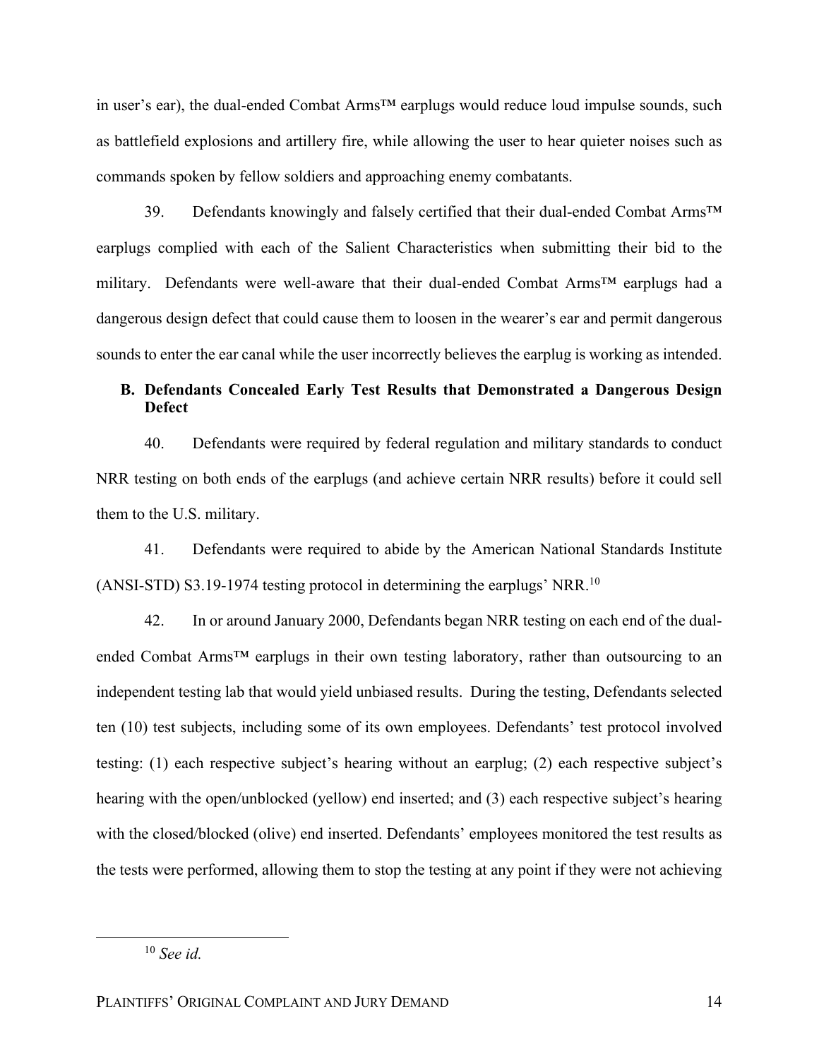in user's ear), the dual-ended Combat Arms™ earplugs would reduce loud impulse sounds, such as battlefield explosions and artillery fire, while allowing the user to hear quieter noises such as commands spoken by fellow soldiers and approaching enemy combatants.

39. Defendants knowingly and falsely certified that their dual-ended Combat Arms™ earplugs complied with each of the Salient Characteristics when submitting their bid to the military. Defendants were well-aware that their dual-ended Combat Arms™ earplugs had a dangerous design defect that could cause them to loosen in the wearer's ear and permit dangerous sounds to enter the ear canal while the user incorrectly believes the earplug is working as intended.

### B. Defendants Concealed Early Test Results that Demonstrated a Dangerous Design Defect

40. Defendants were required by federal regulation and military standards to conduct NRR testing on both ends of the earplugs (and achieve certain NRR results) before it could sell them to the U.S. military.

41. Defendants were required to abide by the American National Standards Institute (ANSI-STD) S3.19-1974 testing protocol in determining the earplugs' NRR.[10]

42. In or around January 2000, Defendants began NRR testing on each end of the dual-ended Combat Arms™ earplugs in their own testing laboratory, rather than outsourcing to an independent testing lab that would yield unbiased results. During the testing, Defendants selected ten (10) test subjects, including some of its own employees. Defendants' test protocol involved testing: (1) each respective subject's hearing without an earplug; (2) each respective subject's hearing with the open/unblocked (yellow) end inserted; and (3) each respective subject's hearing with the closed/blocked (olive) end inserted. Defendants' employees monitored the test results as the tests were performed, allowing them to stop the testing at any point if they were not achieving

[10] *See id.*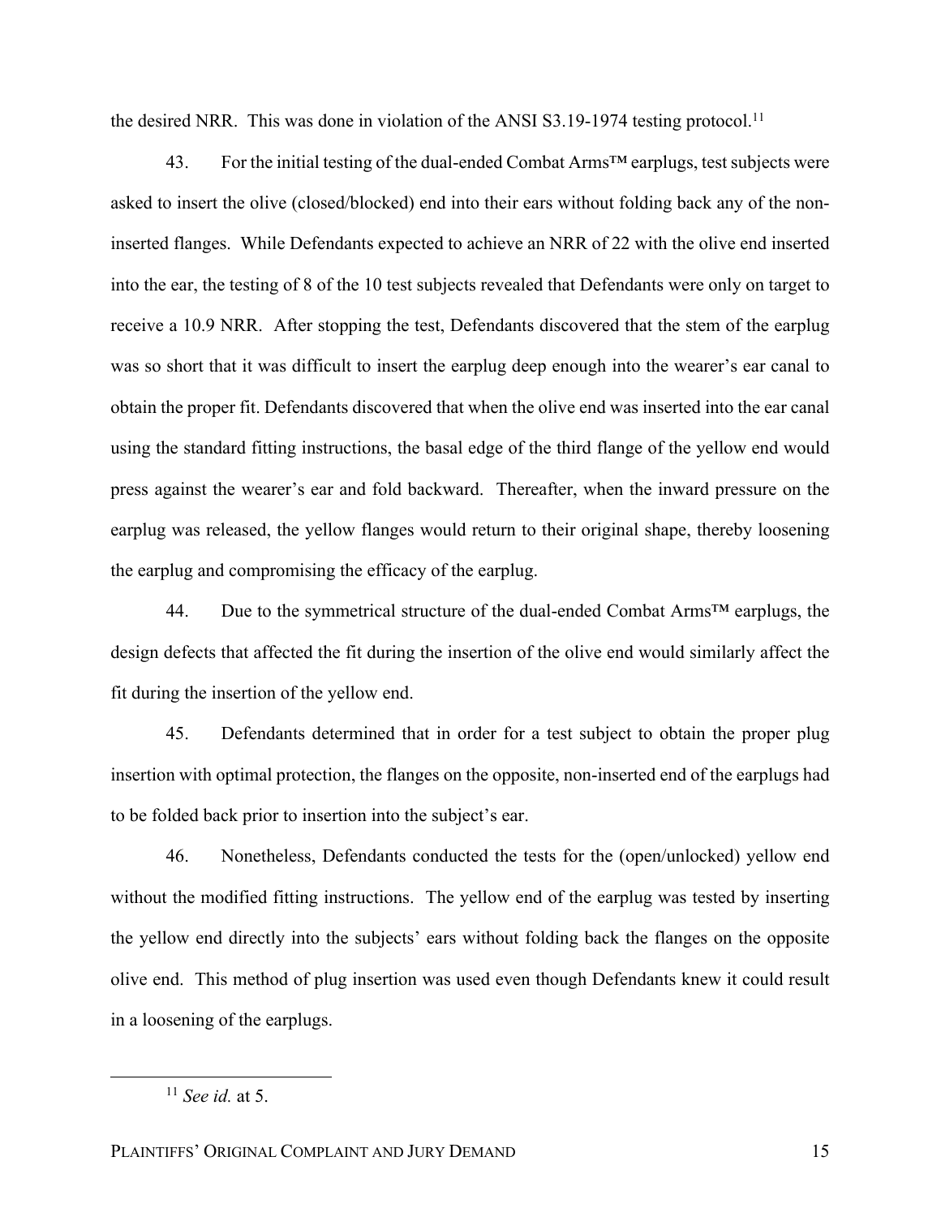the desired NRR. This was done in violation of the ANSI S3.19-1974 testing protocol.[11]

43. For the initial testing of the dual-ended Combat Arms™ earplugs, test subjects were asked to insert the olive (closed/blocked) end into their ears without folding back any of the non-inserted flanges. While Defendants expected to achieve an NRR of 22 with the olive end inserted into the ear, the testing of 8 of the 10 test subjects revealed that Defendants were only on target to receive a 10.9 NRR. After stopping the test, Defendants discovered that the stem of the earplug was so short that it was difficult to insert the earplug deep enough into the wearer's ear canal to obtain the proper fit. Defendants discovered that when the olive end was inserted into the ear canal using the standard fitting instructions, the basal edge of the third flange of the yellow end would press against the wearer's ear and fold backward. Thereafter, when the inward pressure on the earplug was released, the yellow flanges would return to their original shape, thereby loosening the earplug and compromising the efficacy of the earplug.

44. Due to the symmetrical structure of the dual-ended Combat Arms™ earplugs, the design defects that affected the fit during the insertion of the olive end would similarly affect the fit during the insertion of the yellow end.

45. Defendants determined that in order for a test subject to obtain the proper plug insertion with optimal protection, the flanges on the opposite, non-inserted end of the earplugs had to be folded back prior to insertion into the subject's ear.

46. Nonetheless, Defendants conducted the tests for the (open/unlocked) yellow end without the modified fitting instructions. The yellow end of the earplug was tested by inserting the yellow end directly into the subjects' ears without folding back the flanges on the opposite olive end. This method of plug insertion was used even though Defendants knew it could result in a loosening of the earplugs.

---

[11] *See id.* at 5.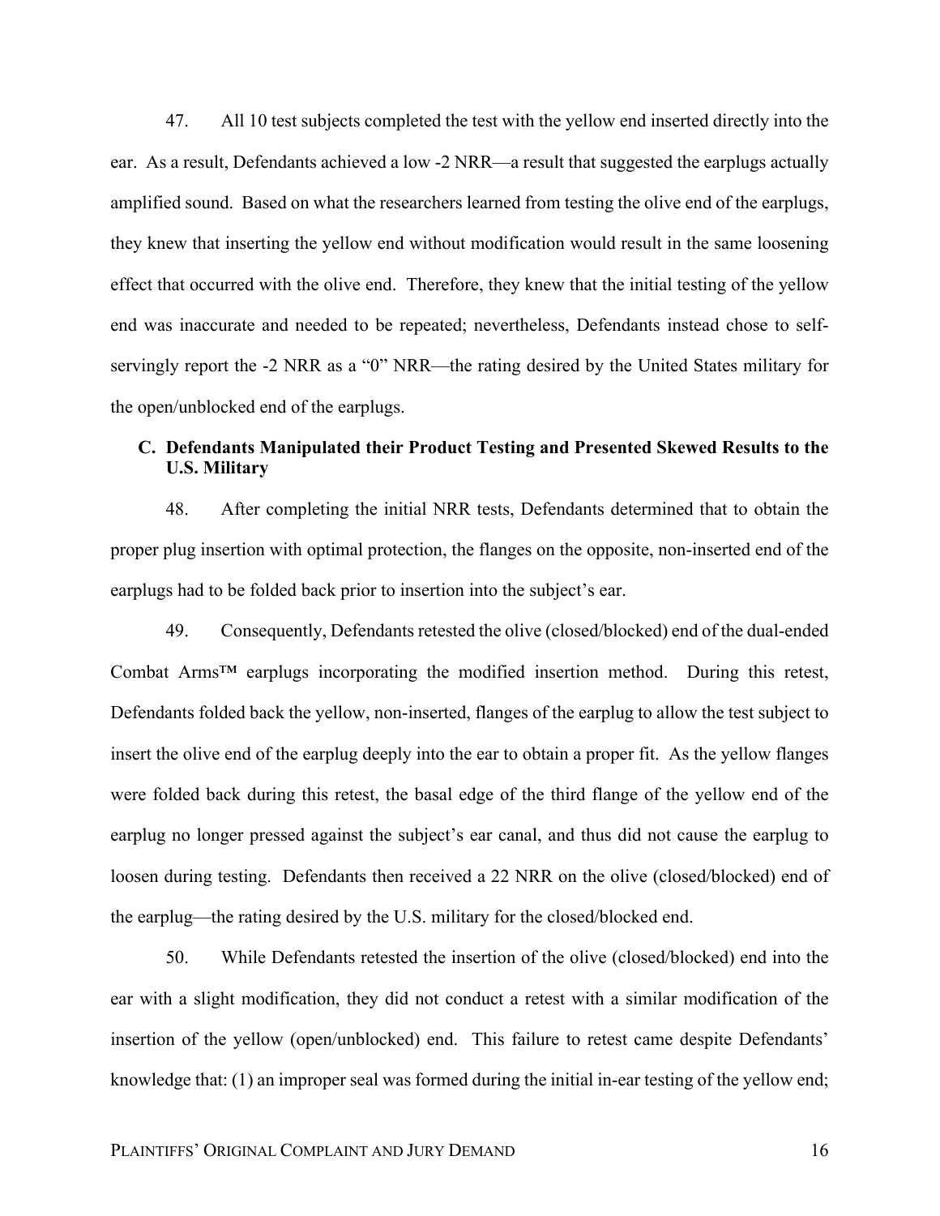47. All 10 test subjects completed the test with the yellow end inserted directly into the ear. As a result, Defendants achieved a low -2 NRR—a result that suggested the earplugs actually amplified sound. Based on what the researchers learned from testing the olive end of the earplugs, they knew that inserting the yellow end without modification would result in the same loosening effect that occurred with the olive end. Therefore, they knew that the initial testing of the yellow end was inaccurate and needed to be repeated; nevertheless, Defendants instead chose to self-servingly report the -2 NRR as a "0" NRR—the rating desired by the United States military for the open/unblocked end of the earplugs.

### C. Defendants Manipulated their Product Testing and Presented Skewed Results to the U.S. Military

48. After completing the initial NRR tests, Defendants determined that to obtain the proper plug insertion with optimal protection, the flanges on the opposite, non-inserted end of the earplugs had to be folded back prior to insertion into the subject's ear.

49. Consequently, Defendants retested the olive (closed/blocked) end of the dual-ended Combat Arms™ earplugs incorporating the modified insertion method. During this retest, Defendants folded back the yellow, non-inserted, flanges of the earplug to allow the test subject to insert the olive end of the earplug deeply into the ear to obtain a proper fit. As the yellow flanges were folded back during this retest, the basal edge of the third flange of the yellow end of the earplug no longer pressed against the subject's ear canal, and thus did not cause the earplug to loosen during testing. Defendants then received a 22 NRR on the olive (closed/blocked) end of the earplug—the rating desired by the U.S. military for the closed/blocked end.

50. While Defendants retested the insertion of the olive (closed/blocked) end into the ear with a slight modification, they did not conduct a retest with a similar modification of the insertion of the yellow (open/unblocked) end. This failure to retest came despite Defendants' knowledge that: (1) an improper seal was formed during the initial in-ear testing of the yellow end;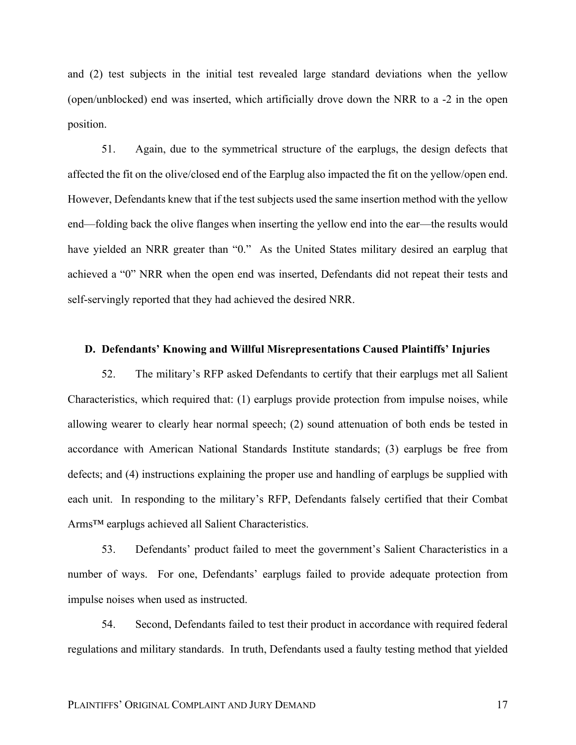and (2) test subjects in the initial test revealed large standard deviations when the yellow (open/unblocked) end was inserted, which artificially drove down the NRR to a -2 in the open position.

51. Again, due to the symmetrical structure of the earplugs, the design defects that affected the fit on the olive/closed end of the Earplug also impacted the fit on the yellow/open end. However, Defendants knew that if the test subjects used the same insertion method with the yellow end—folding back the olive flanges when inserting the yellow end into the ear—the results would have yielded an NRR greater than "0." As the United States military desired an earplug that achieved a "0" NRR when the open end was inserted, Defendants did not repeat their tests and self-servingly reported that they had achieved the desired NRR.

### D. Defendants' Knowing and Willful Misrepresentations Caused Plaintiffs' Injuries

52. The military's RFP asked Defendants to certify that their earplugs met all Salient Characteristics, which required that: (1) earplugs provide protection from impulse noises, while allowing wearer to clearly hear normal speech; (2) sound attenuation of both ends be tested in accordance with American National Standards Institute standards; (3) earplugs be free from defects; and (4) instructions explaining the proper use and handling of earplugs be supplied with each unit. In responding to the military's RFP, Defendants falsely certified that their Combat Arms™ earplugs achieved all Salient Characteristics.

53. Defendants' product failed to meet the government's Salient Characteristics in a number of ways. For one, Defendants' earplugs failed to provide adequate protection from impulse noises when used as instructed.

54. Second, Defendants failed to test their product in accordance with required federal regulations and military standards. In truth, Defendants used a faulty testing method that yielded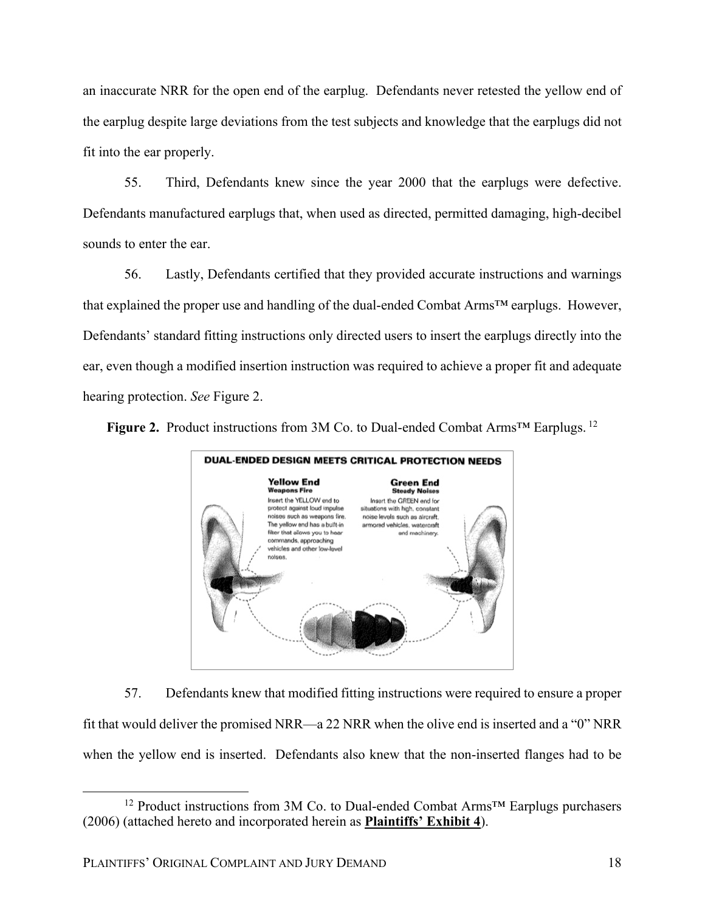an inaccurate NRR for the open end of the earplug. Defendants never retested the yellow end of the earplug despite large deviations from the test subjects and knowledge that the earplugs did not fit into the ear properly.

55. Third, Defendants knew since the year 2000 that the earplugs were defective. Defendants manufactured earplugs that, when used as directed, permitted damaging, high-decibel sounds to enter the ear.

56. Lastly, Defendants certified that they provided accurate instructions and warnings that explained the proper use and handling of the dual-ended Combat Arms™ earplugs. However, Defendants' standard fitting instructions only directed users to insert the earplugs directly into the ear, even though a modified insertion instruction was required to achieve a proper fit and adequate hearing protection. *See* Figure 2.

**Figure 2.** Product instructions from 3M Co. to Dual-ended Combat Arms™ Earplugs.[12]

57. Defendants knew that modified fitting instructions were required to ensure a proper fit that would deliver the promised NRR—a 22 NRR when the olive end is inserted and a "0" NRR when the yellow end is inserted. Defendants also knew that the non-inserted flanges had to be

[12] Product instructions from 3M Co. to Dual-ended Combat Arms™ Earplugs purchasers (2006) (attached hereto and incorporated herein as **Plaintiffs' Exhibit 4**).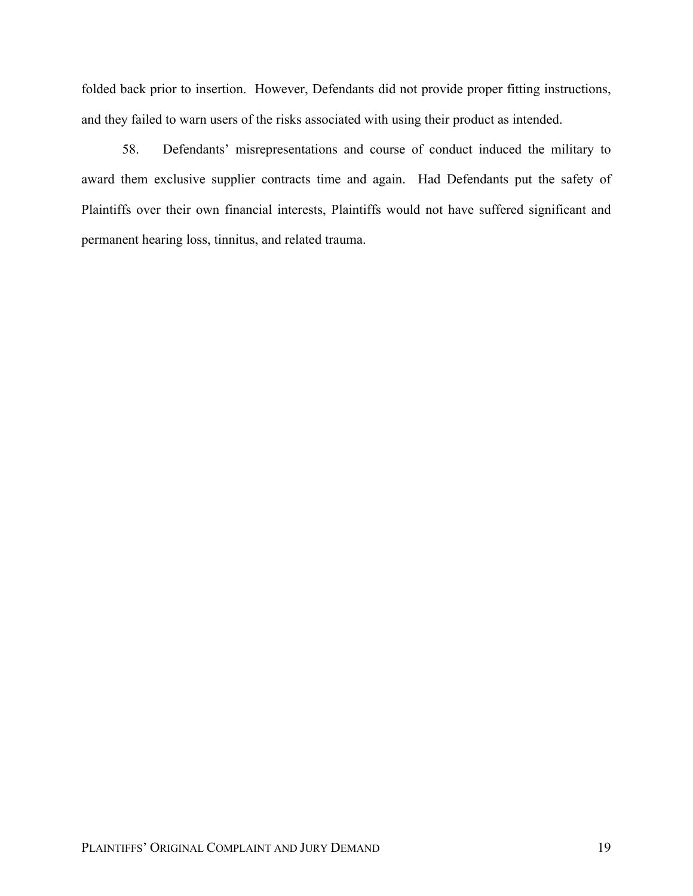folded back prior to insertion. However, Defendants did not provide proper fitting instructions, and they failed to warn users of the risks associated with using their product as intended.

58. Defendants' misrepresentations and course of conduct induced the military to award them exclusive supplier contracts time and again. Had Defendants put the safety of Plaintiffs over their own financial interests, Plaintiffs would not have suffered significant and permanent hearing loss, tinnitus, and related trauma.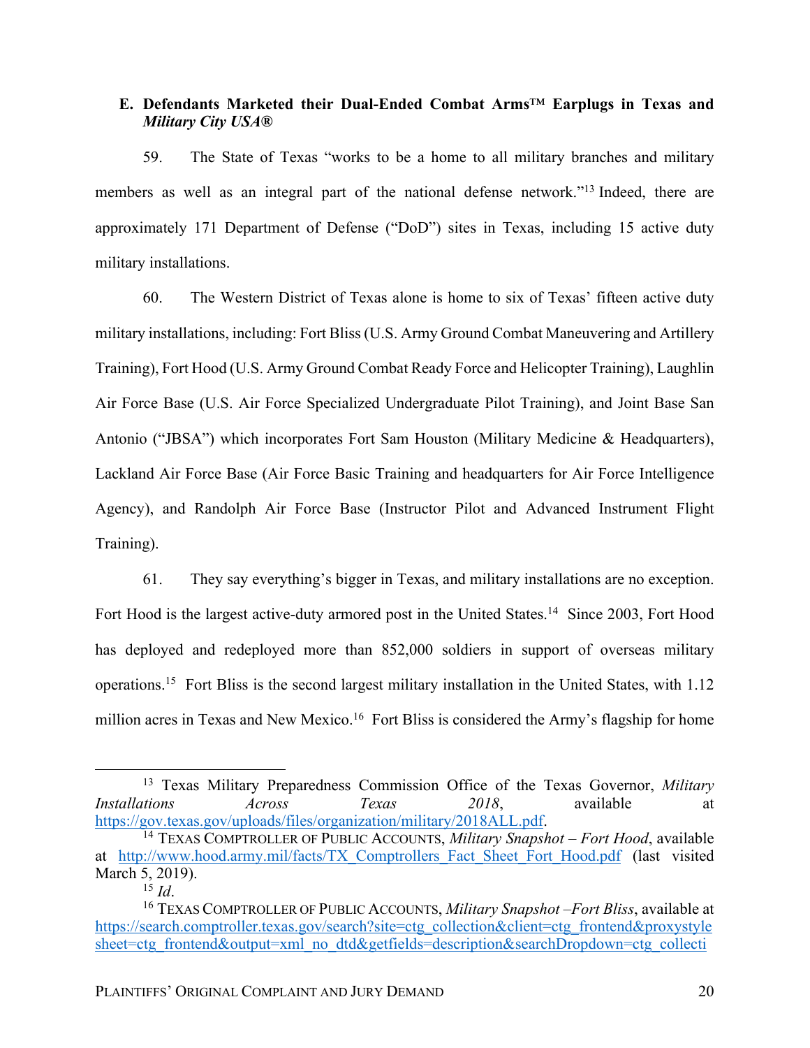### E. Defendants Marketed their Dual-Ended Combat Arms™ Earplugs in Texas and *Military City USA®*

59. The State of Texas "works to be a home to all military branches and military members as well as an integral part of the national defense network."[13] Indeed, there are approximately 171 Department of Defense ("DoD") sites in Texas, including 15 active duty military installations.

60. The Western District of Texas alone is home to six of Texas' fifteen active duty military installations, including: Fort Bliss (U.S. Army Ground Combat Maneuvering and Artillery Training), Fort Hood (U.S. Army Ground Combat Ready Force and Helicopter Training), Laughlin Air Force Base (U.S. Air Force Specialized Undergraduate Pilot Training), and Joint Base San Antonio ("JBSA") which incorporates Fort Sam Houston (Military Medicine & Headquarters), Lackland Air Force Base (Air Force Basic Training and headquarters for Air Force Intelligence Agency), and Randolph Air Force Base (Instructor Pilot and Advanced Instrument Flight Training).

61. They say everything's bigger in Texas, and military installations are no exception. Fort Hood is the largest active-duty armored post in the United States.[14] Since 2003, Fort Hood has deployed and redeployed more than 852,000 soldiers in support of overseas military operations.[15] Fort Bliss is the second largest military installation in the United States, with 1.12 million acres in Texas and New Mexico.[16] Fort Bliss is considered the Army's flagship for home

---

[13] Texas Military Preparedness Commission Office of the Texas Governor, *Military Installations Across Texas 2018*, available at https://gov.texas.gov/uploads/files/organization/military/2018ALL.pdf.

[14] TEXAS COMPTROLLER OF PUBLIC ACCOUNTS, *Military Snapshot – Fort Hood*, available at http://www.hood.army.mil/facts/TX_Comptrollers_Fact_Sheet_Fort_Hood.pdf (last visited March 5, 2019).

[15] *Id*.

[16] TEXAS COMPTROLLER OF PUBLIC ACCOUNTS, *Military Snapshot –Fort Bliss*, available at https://search.comptroller.texas.gov/search?site=ctg_collection&client=ctg_frontend&proxystylesheet=ctg_frontend&output=xml_no_dtd&getfields=description&searchDropdown=ctg_collecti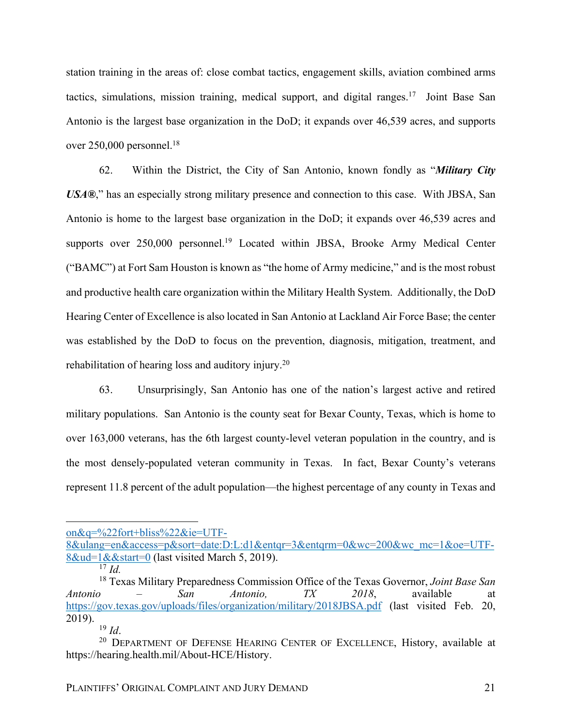station training in the areas of: close combat tactics, engagement skills, aviation combined arms tactics, simulations, mission training, medical support, and digital ranges.[17] Joint Base San Antonio is the largest base organization in the DoD; it expands over 46,539 acres, and supports over 250,000 personnel.[18]

62. Within the District, the City of San Antonio, known fondly as "***Military City USA®***," has an especially strong military presence and connection to this case. With JBSA, San Antonio is home to the largest base organization in the DoD; it expands over 46,539 acres and supports over 250,000 personnel.[19] Located within JBSA, Brooke Army Medical Center ("BAMC") at Fort Sam Houston is known as "the home of Army medicine," and is the most robust and productive health care organization within the Military Health System. Additionally, the DoD Hearing Center of Excellence is also located in San Antonio at Lackland Air Force Base; the center was established by the DoD to focus on the prevention, diagnosis, mitigation, treatment, and rehabilitation of hearing loss and auditory injury.[20]

63. Unsurprisingly, San Antonio has one of the nation's largest active and retired military populations. San Antonio is the county seat for Bexar County, Texas, which is home to over 163,000 veterans, has the 6th largest county-level veteran population in the country, and is the most densely-populated veteran community in Texas. In fact, Bexar County's veterans represent 11.8 percent of the adult population—the highest percentage of any county in Texas and

---

on&q=%22fort+bliss%22&ie=UTF-8&ulang=en&access=p&sort=date:D:L:d1&entqr=3&entqrm=0&wc=200&wc_mc=1&oe=UTF-8&ud=1&&start=0 (last visited March 5, 2019).

[17] *Id.*

[18] Texas Military Preparedness Commission Office of the Texas Governor, *Joint Base San Antonio – San Antonio, TX 2018*, available at https://gov.texas.gov/uploads/files/organization/military/2018JBSA.pdf (last visited Feb. 20, 2019).

[19] *Id*.

[20] Department of Defense Hearing Center of Excellence, History, available at https://hearing.health.mil/About-HCE/History.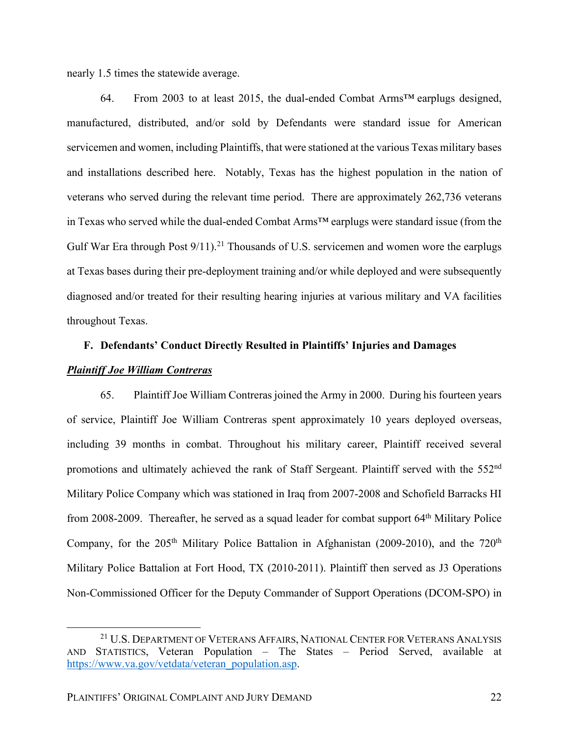nearly 1.5 times the statewide average.

64. From 2003 to at least 2015, the dual-ended Combat Arms™ earplugs designed, manufactured, distributed, and/or sold by Defendants were standard issue for American servicemen and women, including Plaintiffs, that were stationed at the various Texas military bases and installations described here. Notably, Texas has the highest population in the nation of veterans who served during the relevant time period. There are approximately 262,736 veterans in Texas who served while the dual-ended Combat Arms™ earplugs were standard issue (from the Gulf War Era through Post 9/11).[21] Thousands of U.S. servicemen and women wore the earplugs at Texas bases during their pre-deployment training and/or while deployed and were subsequently diagnosed and/or treated for their resulting hearing injuries at various military and VA facilities throughout Texas.

### F. Defendants' Conduct Directly Resulted in Plaintiffs' Injuries and Damages

***Plaintiff Joe William Contreras***

65. Plaintiff Joe William Contreras joined the Army in 2000. During his fourteen years of service, Plaintiff Joe William Contreras spent approximately 10 years deployed overseas, including 39 months in combat. Throughout his military career, Plaintiff received several promotions and ultimately achieved the rank of Staff Sergeant. Plaintiff served with the 552nd Military Police Company which was stationed in Iraq from 2007-2008 and Schofield Barracks HI from 2008-2009. Thereafter, he served as a squad leader for combat support 64th Military Police Company, for the 205th Military Police Battalion in Afghanistan (2009-2010), and the 720th Military Police Battalion at Fort Hood, TX (2010-2011). Plaintiff then served as J3 Operations Non-Commissioned Officer for the Deputy Commander of Support Operations (DCOM-SPO) in

---

[21] U.S. Department of Veterans Affairs, National Center for Veterans Analysis and Statistics, Veteran Population – The States – Period Served, available at https://www.va.gov/vetdata/veteran_population.asp.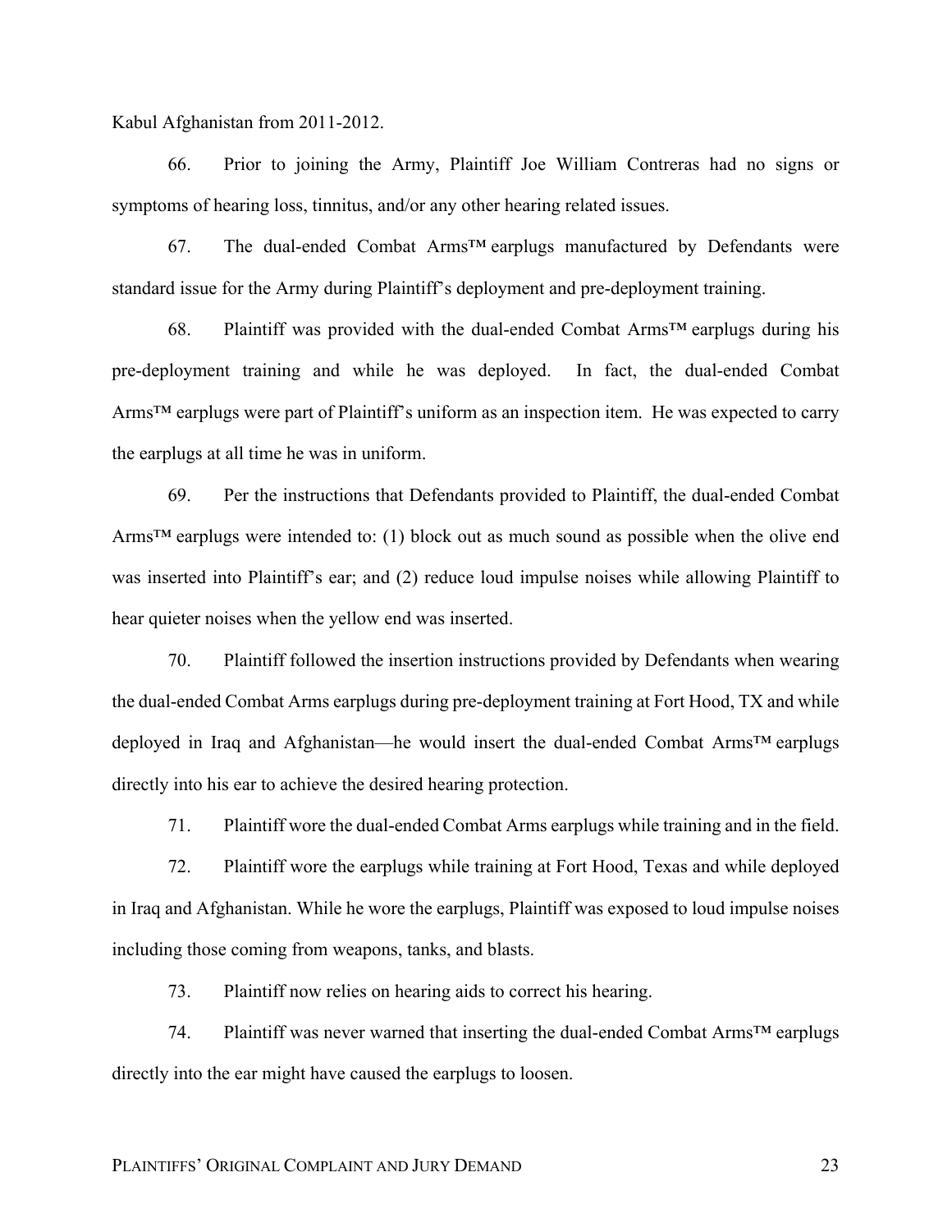Kabul Afghanistan from 2011-2012.

66. Prior to joining the Army, Plaintiff Joe William Contreras had no signs or symptoms of hearing loss, tinnitus, and/or any other hearing related issues.

67. The dual-ended Combat Arms™ earplugs manufactured by Defendants were standard issue for the Army during Plaintiff's deployment and pre-deployment training.

68. Plaintiff was provided with the dual-ended Combat Arms™ earplugs during his pre-deployment training and while he was deployed. In fact, the dual-ended Combat Arms™ earplugs were part of Plaintiff's uniform as an inspection item. He was expected to carry the earplugs at all time he was in uniform.

69. Per the instructions that Defendants provided to Plaintiff, the dual-ended Combat Arms™ earplugs were intended to: (1) block out as much sound as possible when the olive end was inserted into Plaintiff's ear; and (2) reduce loud impulse noises while allowing Plaintiff to hear quieter noises when the yellow end was inserted.

70. Plaintiff followed the insertion instructions provided by Defendants when wearing the dual-ended Combat Arms earplugs during pre-deployment training at Fort Hood, TX and while deployed in Iraq and Afghanistan—he would insert the dual-ended Combat Arms™ earplugs directly into his ear to achieve the desired hearing protection.

71. Plaintiff wore the dual-ended Combat Arms earplugs while training and in the field.

72. Plaintiff wore the earplugs while training at Fort Hood, Texas and while deployed in Iraq and Afghanistan. While he wore the earplugs, Plaintiff was exposed to loud impulse noises including those coming from weapons, tanks, and blasts.

73. Plaintiff now relies on hearing aids to correct his hearing.

74. Plaintiff was never warned that inserting the dual-ended Combat Arms™ earplugs directly into the ear might have caused the earplugs to loosen.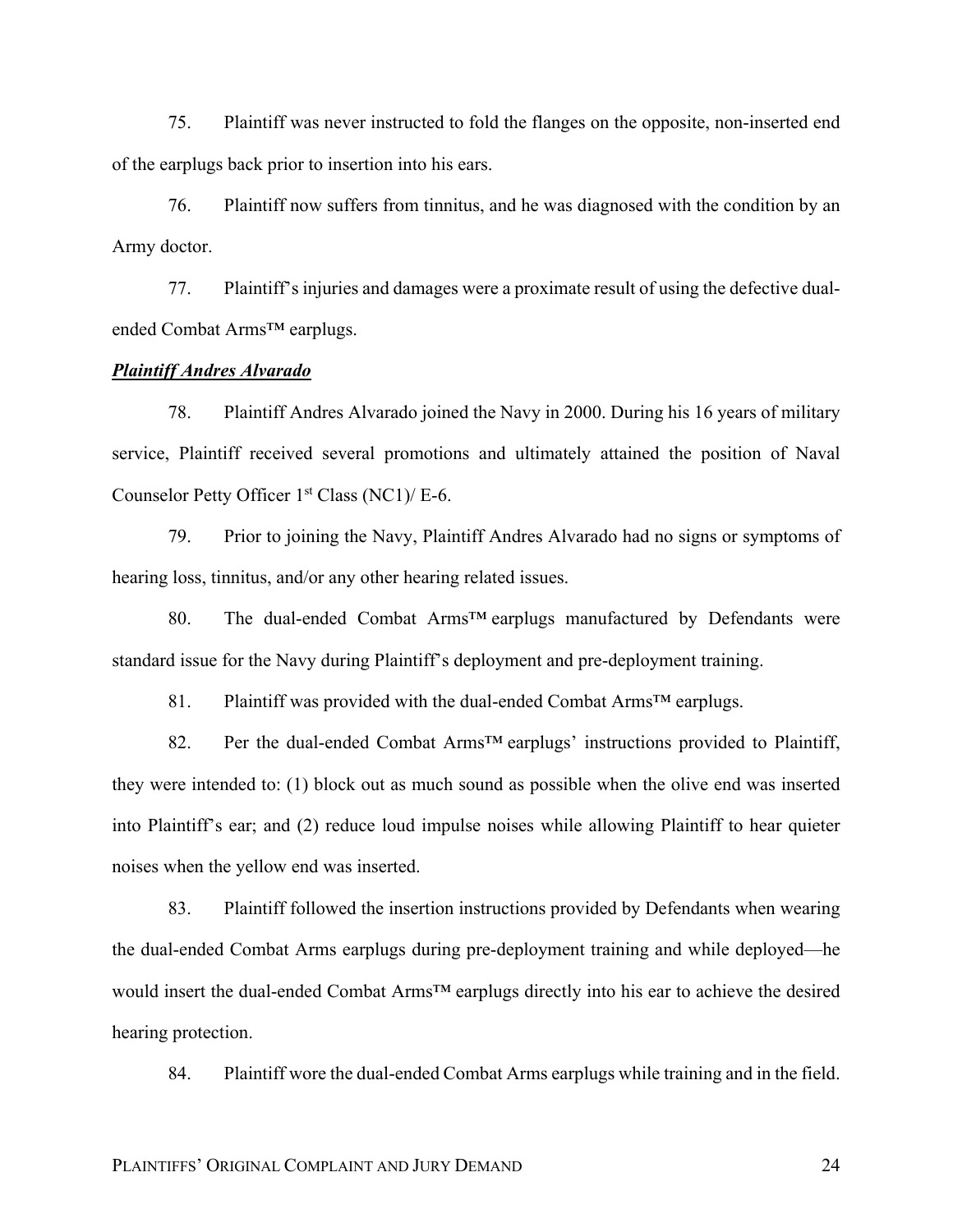75. Plaintiff was never instructed to fold the flanges on the opposite, non-inserted end of the earplugs back prior to insertion into his ears.

76. Plaintiff now suffers from tinnitus, and he was diagnosed with the condition by an Army doctor.

77. Plaintiff's injuries and damages were a proximate result of using the defective dual-ended Combat Arms™ earplugs.

***Plaintiff Andres Alvarado***

78. Plaintiff Andres Alvarado joined the Navy in 2000. During his 16 years of military service, Plaintiff received several promotions and ultimately attained the position of Naval Counselor Petty Officer 1st Class (NC1)/ E-6.

79. Prior to joining the Navy, Plaintiff Andres Alvarado had no signs or symptoms of hearing loss, tinnitus, and/or any other hearing related issues.

80. The dual-ended Combat Arms™ earplugs manufactured by Defendants were standard issue for the Navy during Plaintiff's deployment and pre-deployment training.

81. Plaintiff was provided with the dual-ended Combat Arms™ earplugs.

82. Per the dual-ended Combat Arms™ earplugs' instructions provided to Plaintiff, they were intended to: (1) block out as much sound as possible when the olive end was inserted into Plaintiff's ear; and (2) reduce loud impulse noises while allowing Plaintiff to hear quieter noises when the yellow end was inserted.

83. Plaintiff followed the insertion instructions provided by Defendants when wearing the dual-ended Combat Arms earplugs during pre-deployment training and while deployed—he would insert the dual-ended Combat Arms™ earplugs directly into his ear to achieve the desired hearing protection.

84. Plaintiff wore the dual-ended Combat Arms earplugs while training and in the field.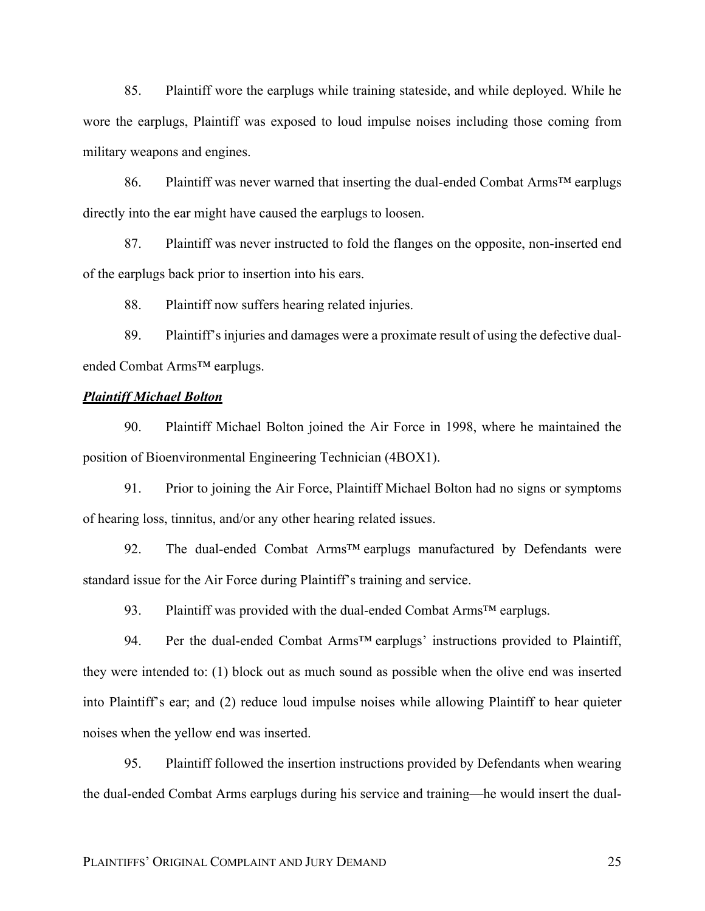85. Plaintiff wore the earplugs while training stateside, and while deployed. While he wore the earplugs, Plaintiff was exposed to loud impulse noises including those coming from military weapons and engines.

86. Plaintiff was never warned that inserting the dual-ended Combat Arms™ earplugs directly into the ear might have caused the earplugs to loosen.

87. Plaintiff was never instructed to fold the flanges on the opposite, non-inserted end of the earplugs back prior to insertion into his ears.

88. Plaintiff now suffers hearing related injuries.

89. Plaintiff's injuries and damages were a proximate result of using the defective dual-ended Combat Arms™ earplugs.

***Plaintiff Michael Bolton***

90. Plaintiff Michael Bolton joined the Air Force in 1998, where he maintained the position of Bioenvironmental Engineering Technician (4BOX1).

91. Prior to joining the Air Force, Plaintiff Michael Bolton had no signs or symptoms of hearing loss, tinnitus, and/or any other hearing related issues.

92. The dual-ended Combat Arms™ earplugs manufactured by Defendants were standard issue for the Air Force during Plaintiff's training and service.

93. Plaintiff was provided with the dual-ended Combat Arms™ earplugs.

94. Per the dual-ended Combat Arms™ earplugs' instructions provided to Plaintiff, they were intended to: (1) block out as much sound as possible when the olive end was inserted into Plaintiff's ear; and (2) reduce loud impulse noises while allowing Plaintiff to hear quieter noises when the yellow end was inserted.

95. Plaintiff followed the insertion instructions provided by Defendants when wearing the dual-ended Combat Arms earplugs during his service and training—he would insert the dual-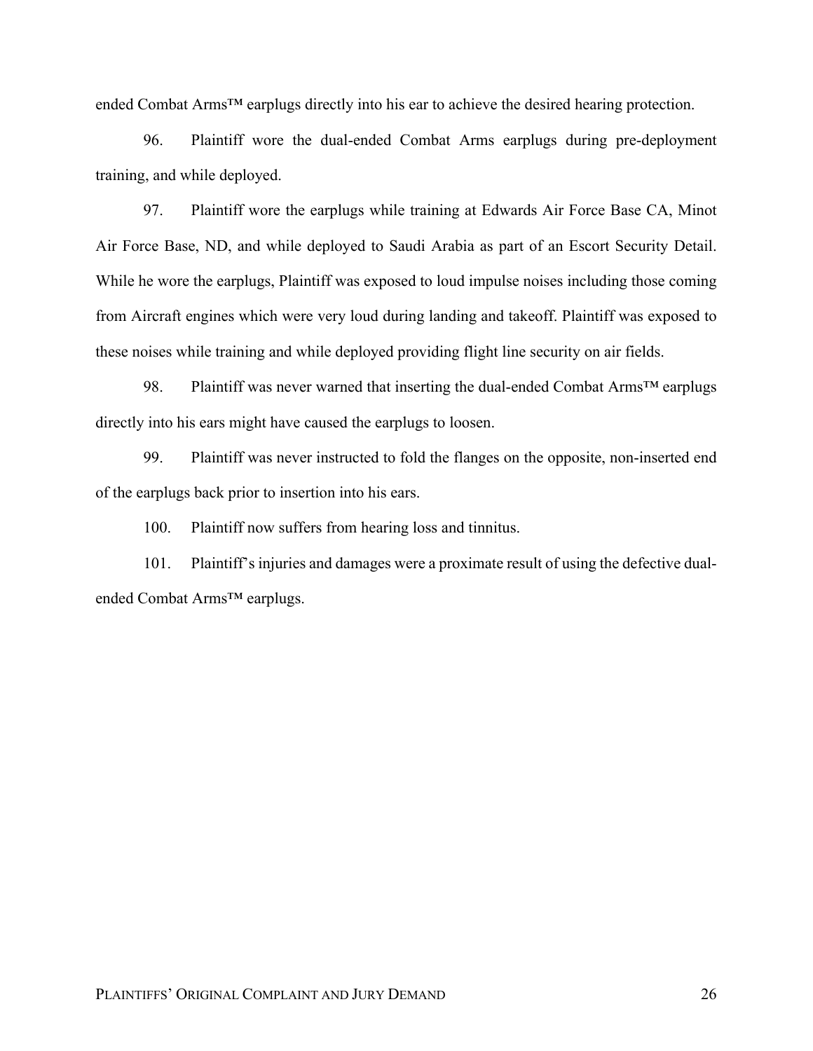ended Combat Arms™ earplugs directly into his ear to achieve the desired hearing protection.

96. Plaintiff wore the dual-ended Combat Arms earplugs during pre-deployment training, and while deployed.

97. Plaintiff wore the earplugs while training at Edwards Air Force Base CA, Minot Air Force Base, ND, and while deployed to Saudi Arabia as part of an Escort Security Detail. While he wore the earplugs, Plaintiff was exposed to loud impulse noises including those coming from Aircraft engines which were very loud during landing and takeoff. Plaintiff was exposed to these noises while training and while deployed providing flight line security on air fields.

98. Plaintiff was never warned that inserting the dual-ended Combat Arms™ earplugs directly into his ears might have caused the earplugs to loosen.

99. Plaintiff was never instructed to fold the flanges on the opposite, non-inserted end of the earplugs back prior to insertion into his ears.

100. Plaintiff now suffers from hearing loss and tinnitus.

101. Plaintiff's injuries and damages were a proximate result of using the defective dual-ended Combat Arms™ earplugs.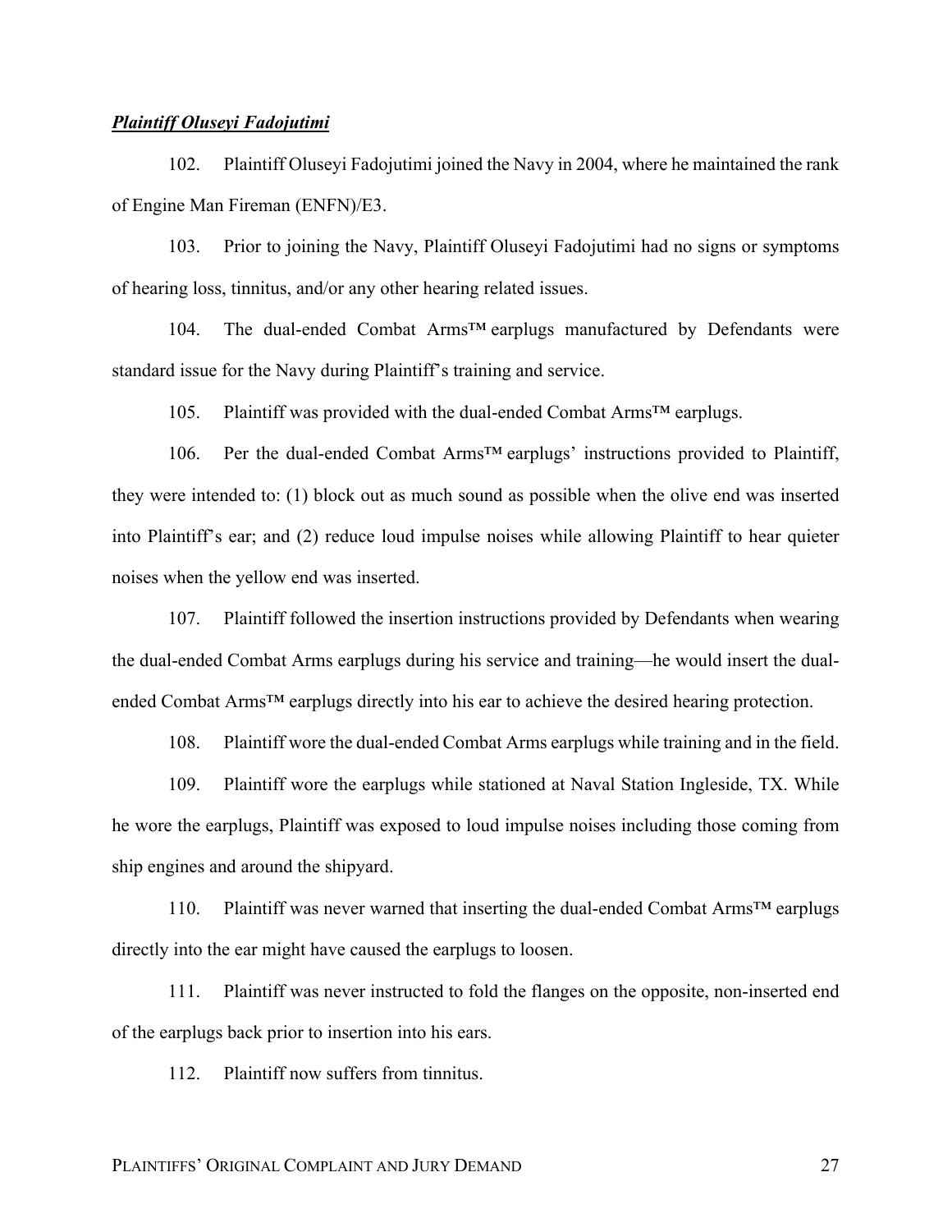***Plaintiff Oluseyi Fadojutimi***

102. Plaintiff Oluseyi Fadojutimi joined the Navy in 2004, where he maintained the rank of Engine Man Fireman (ENFN)/E3.

103. Prior to joining the Navy, Plaintiff Oluseyi Fadojutimi had no signs or symptoms of hearing loss, tinnitus, and/or any other hearing related issues.

104. The dual-ended Combat Arms™ earplugs manufactured by Defendants were standard issue for the Navy during Plaintiff's training and service.

105. Plaintiff was provided with the dual-ended Combat Arms™ earplugs.

106. Per the dual-ended Combat Arms™ earplugs' instructions provided to Plaintiff, they were intended to: (1) block out as much sound as possible when the olive end was inserted into Plaintiff's ear; and (2) reduce loud impulse noises while allowing Plaintiff to hear quieter noises when the yellow end was inserted.

107. Plaintiff followed the insertion instructions provided by Defendants when wearing the dual-ended Combat Arms earplugs during his service and training—he would insert the dual-ended Combat Arms™ earplugs directly into his ear to achieve the desired hearing protection.

108. Plaintiff wore the dual-ended Combat Arms earplugs while training and in the field.

109. Plaintiff wore the earplugs while stationed at Naval Station Ingleside, TX. While he wore the earplugs, Plaintiff was exposed to loud impulse noises including those coming from ship engines and around the shipyard.

110. Plaintiff was never warned that inserting the dual-ended Combat Arms™ earplugs directly into the ear might have caused the earplugs to loosen.

111. Plaintiff was never instructed to fold the flanges on the opposite, non-inserted end of the earplugs back prior to insertion into his ears.

112. Plaintiff now suffers from tinnitus.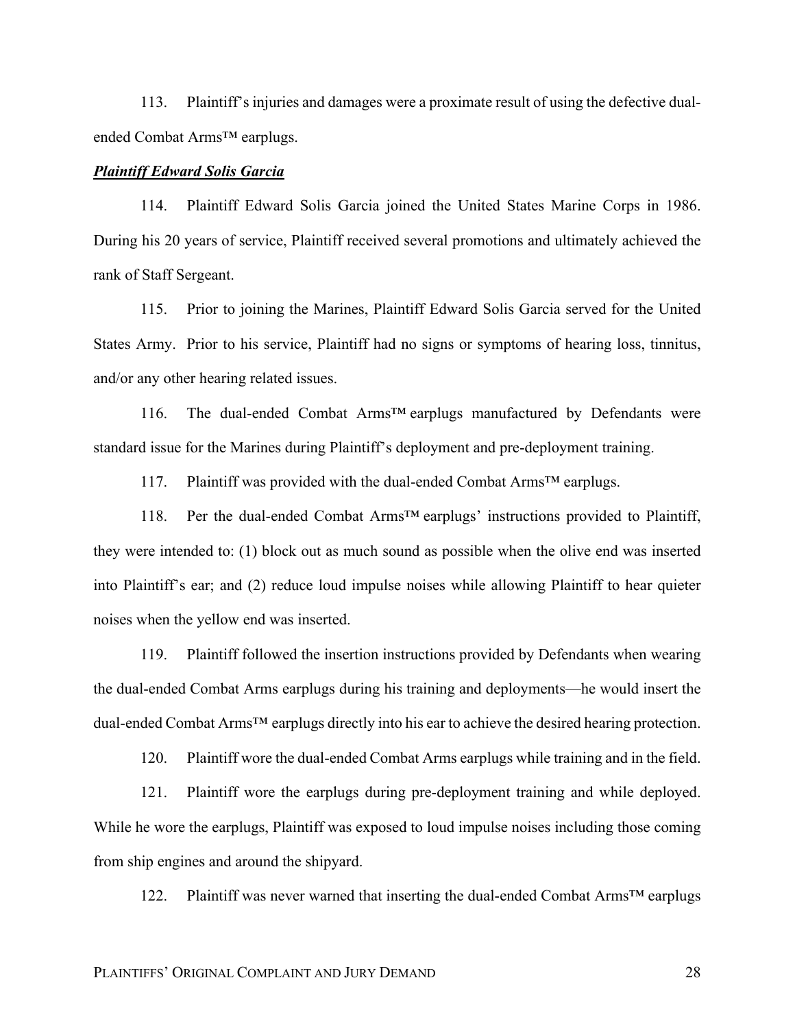113. Plaintiff's injuries and damages were a proximate result of using the defective dual-ended Combat Arms™ earplugs.

***Plaintiff Edward Solis Garcia***

114. Plaintiff Edward Solis Garcia joined the United States Marine Corps in 1986. During his 20 years of service, Plaintiff received several promotions and ultimately achieved the rank of Staff Sergeant.

115. Prior to joining the Marines, Plaintiff Edward Solis Garcia served for the United States Army. Prior to his service, Plaintiff had no signs or symptoms of hearing loss, tinnitus, and/or any other hearing related issues.

116. The dual-ended Combat Arms™ earplugs manufactured by Defendants were standard issue for the Marines during Plaintiff's deployment and pre-deployment training.

117. Plaintiff was provided with the dual-ended Combat Arms™ earplugs.

118. Per the dual-ended Combat Arms™ earplugs' instructions provided to Plaintiff, they were intended to: (1) block out as much sound as possible when the olive end was inserted into Plaintiff's ear; and (2) reduce loud impulse noises while allowing Plaintiff to hear quieter noises when the yellow end was inserted.

119. Plaintiff followed the insertion instructions provided by Defendants when wearing the dual-ended Combat Arms earplugs during his training and deployments—he would insert the dual-ended Combat Arms™ earplugs directly into his ear to achieve the desired hearing protection.

120. Plaintiff wore the dual-ended Combat Arms earplugs while training and in the field.

121. Plaintiff wore the earplugs during pre-deployment training and while deployed. While he wore the earplugs, Plaintiff was exposed to loud impulse noises including those coming from ship engines and around the shipyard.

122. Plaintiff was never warned that inserting the dual-ended Combat Arms™ earplugs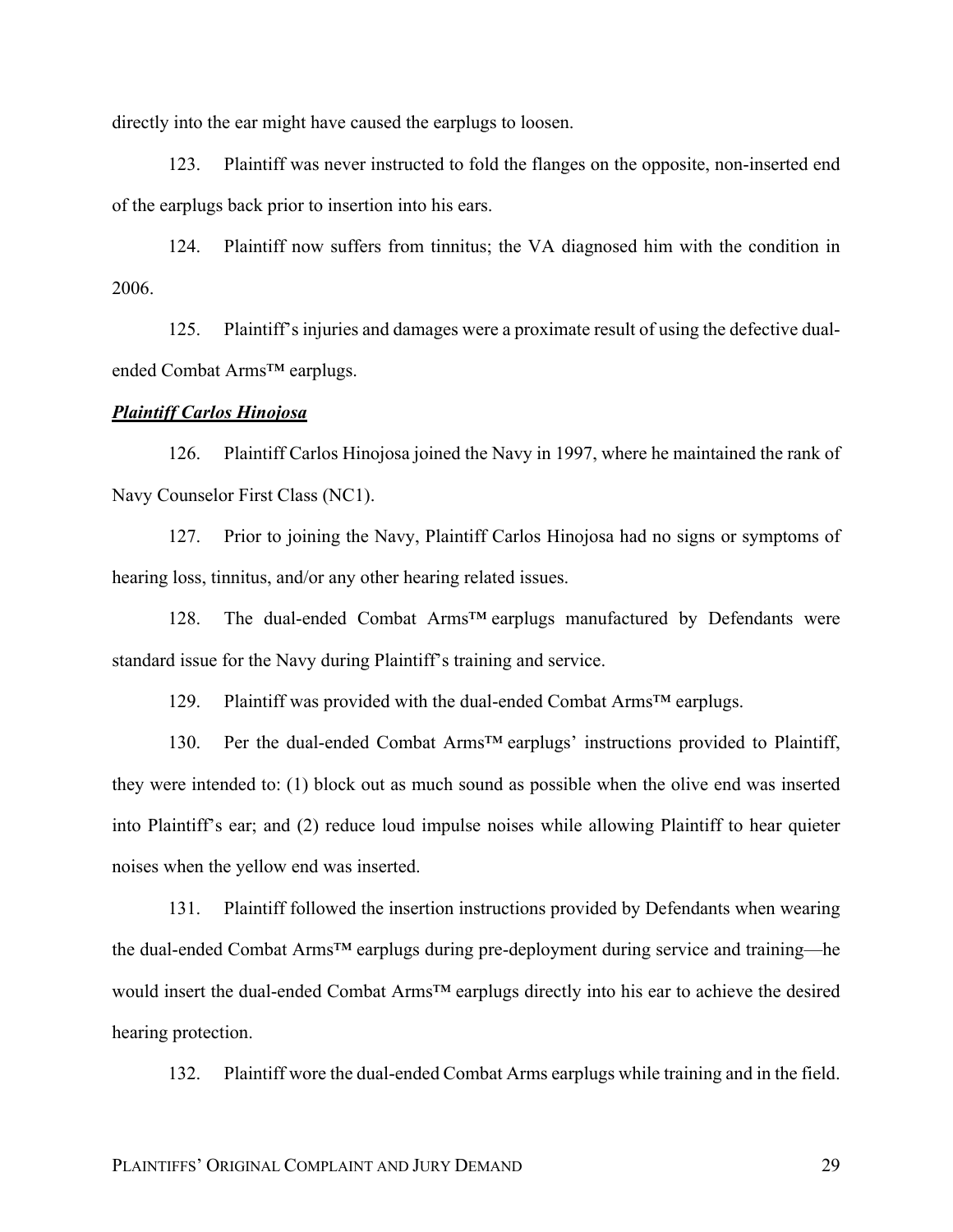directly into the ear might have caused the earplugs to loosen.

123. Plaintiff was never instructed to fold the flanges on the opposite, non-inserted end of the earplugs back prior to insertion into his ears.

124. Plaintiff now suffers from tinnitus; the VA diagnosed him with the condition in 2006.

125. Plaintiff's injuries and damages were a proximate result of using the defective dual-ended Combat Arms™ earplugs.

***Plaintiff Carlos Hinojosa***

126. Plaintiff Carlos Hinojosa joined the Navy in 1997, where he maintained the rank of Navy Counselor First Class (NC1).

127. Prior to joining the Navy, Plaintiff Carlos Hinojosa had no signs or symptoms of hearing loss, tinnitus, and/or any other hearing related issues.

128. The dual-ended Combat Arms™ earplugs manufactured by Defendants were standard issue for the Navy during Plaintiff's training and service.

129. Plaintiff was provided with the dual-ended Combat Arms™ earplugs.

130. Per the dual-ended Combat Arms™ earplugs' instructions provided to Plaintiff, they were intended to: (1) block out as much sound as possible when the olive end was inserted into Plaintiff's ear; and (2) reduce loud impulse noises while allowing Plaintiff to hear quieter noises when the yellow end was inserted.

131. Plaintiff followed the insertion instructions provided by Defendants when wearing the dual-ended Combat Arms™ earplugs during pre-deployment during service and training—he would insert the dual-ended Combat Arms™ earplugs directly into his ear to achieve the desired hearing protection.

132. Plaintiff wore the dual-ended Combat Arms earplugs while training and in the field.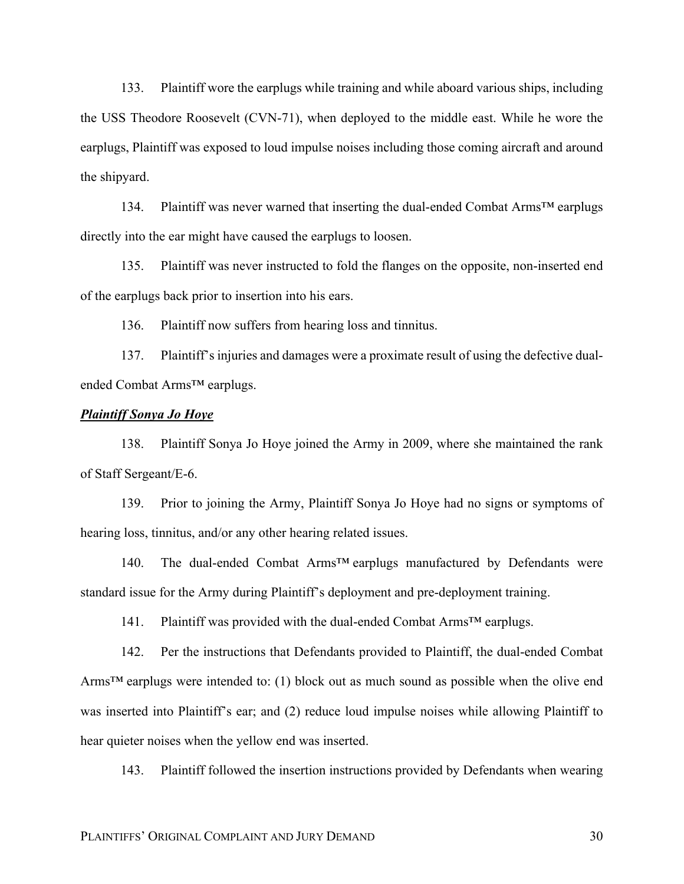133. Plaintiff wore the earplugs while training and while aboard various ships, including the USS Theodore Roosevelt (CVN-71), when deployed to the middle east. While he wore the earplugs, Plaintiff was exposed to loud impulse noises including those coming aircraft and around the shipyard.

134. Plaintiff was never warned that inserting the dual-ended Combat Arms™ earplugs directly into the ear might have caused the earplugs to loosen.

135. Plaintiff was never instructed to fold the flanges on the opposite, non-inserted end of the earplugs back prior to insertion into his ears.

136. Plaintiff now suffers from hearing loss and tinnitus.

137. Plaintiff's injuries and damages were a proximate result of using the defective dual-ended Combat Arms™ earplugs.

***Plaintiff Sonya Jo Hoye***

138. Plaintiff Sonya Jo Hoye joined the Army in 2009, where she maintained the rank of Staff Sergeant/E-6.

139. Prior to joining the Army, Plaintiff Sonya Jo Hoye had no signs or symptoms of hearing loss, tinnitus, and/or any other hearing related issues.

140. The dual-ended Combat Arms™ earplugs manufactured by Defendants were standard issue for the Army during Plaintiff's deployment and pre-deployment training.

141. Plaintiff was provided with the dual-ended Combat Arms™ earplugs.

142. Per the instructions that Defendants provided to Plaintiff, the dual-ended Combat Arms™ earplugs were intended to: (1) block out as much sound as possible when the olive end was inserted into Plaintiff's ear; and (2) reduce loud impulse noises while allowing Plaintiff to hear quieter noises when the yellow end was inserted.

143. Plaintiff followed the insertion instructions provided by Defendants when wearing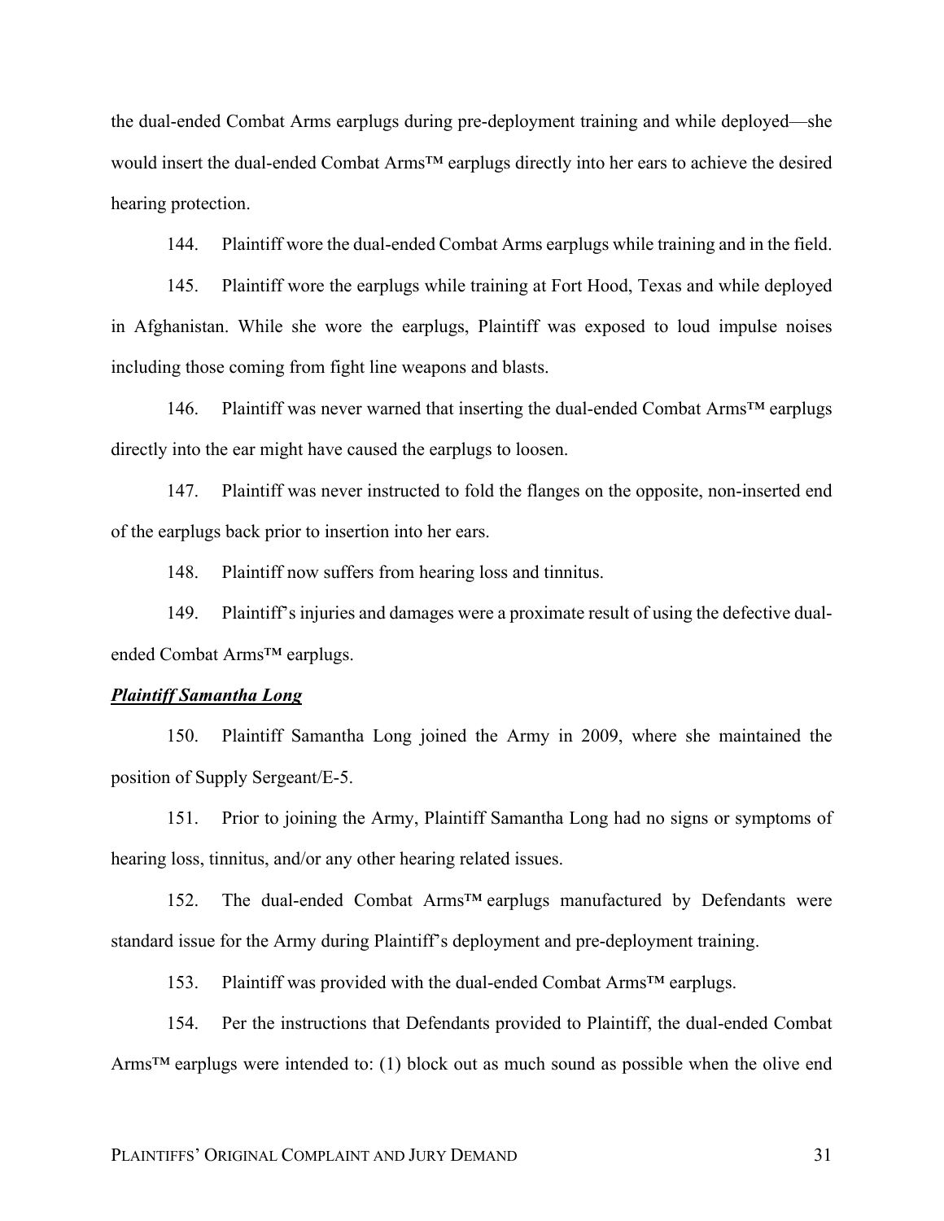the dual-ended Combat Arms earplugs during pre-deployment training and while deployed—she would insert the dual-ended Combat Arms™ earplugs directly into her ears to achieve the desired hearing protection.

144. Plaintiff wore the dual-ended Combat Arms earplugs while training and in the field.

145. Plaintiff wore the earplugs while training at Fort Hood, Texas and while deployed in Afghanistan. While she wore the earplugs, Plaintiff was exposed to loud impulse noises including those coming from fight line weapons and blasts.

146. Plaintiff was never warned that inserting the dual-ended Combat Arms™ earplugs directly into the ear might have caused the earplugs to loosen.

147. Plaintiff was never instructed to fold the flanges on the opposite, non-inserted end of the earplugs back prior to insertion into her ears.

148. Plaintiff now suffers from hearing loss and tinnitus.

149. Plaintiff's injuries and damages were a proximate result of using the defective dual-ended Combat Arms™ earplugs.

***Plaintiff Samantha Long***

150. Plaintiff Samantha Long joined the Army in 2009, where she maintained the position of Supply Sergeant/E-5.

151. Prior to joining the Army, Plaintiff Samantha Long had no signs or symptoms of hearing loss, tinnitus, and/or any other hearing related issues.

152. The dual-ended Combat Arms™ earplugs manufactured by Defendants were standard issue for the Army during Plaintiff's deployment and pre-deployment training.

153. Plaintiff was provided with the dual-ended Combat Arms™ earplugs.

154. Per the instructions that Defendants provided to Plaintiff, the dual-ended Combat Arms™ earplugs were intended to: (1) block out as much sound as possible when the olive end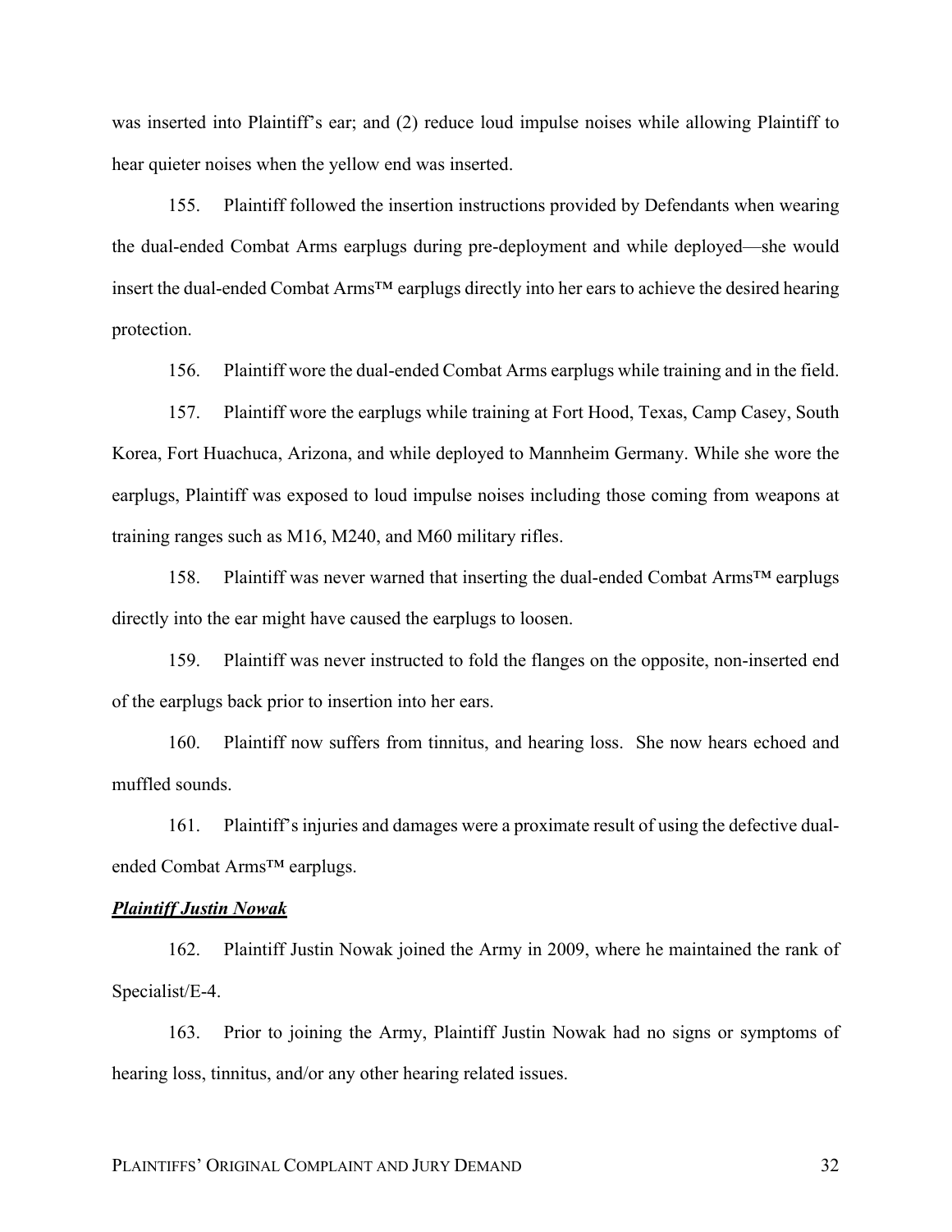was inserted into Plaintiff's ear; and (2) reduce loud impulse noises while allowing Plaintiff to hear quieter noises when the yellow end was inserted.

155. Plaintiff followed the insertion instructions provided by Defendants when wearing the dual-ended Combat Arms earplugs during pre-deployment and while deployed—she would insert the dual-ended Combat Arms™ earplugs directly into her ears to achieve the desired hearing protection.

156. Plaintiff wore the dual-ended Combat Arms earplugs while training and in the field.

157. Plaintiff wore the earplugs while training at Fort Hood, Texas, Camp Casey, South Korea, Fort Huachuca, Arizona, and while deployed to Mannheim Germany. While she wore the earplugs, Plaintiff was exposed to loud impulse noises including those coming from weapons at training ranges such as M16, M240, and M60 military rifles.

158. Plaintiff was never warned that inserting the dual-ended Combat Arms™ earplugs directly into the ear might have caused the earplugs to loosen.

159. Plaintiff was never instructed to fold the flanges on the opposite, non-inserted end of the earplugs back prior to insertion into her ears.

160. Plaintiff now suffers from tinnitus, and hearing loss. She now hears echoed and muffled sounds.

161. Plaintiff's injuries and damages were a proximate result of using the defective dual-ended Combat Arms™ earplugs.

***Plaintiff Justin Nowak***

162. Plaintiff Justin Nowak joined the Army in 2009, where he maintained the rank of Specialist/E-4.

163. Prior to joining the Army, Plaintiff Justin Nowak had no signs or symptoms of hearing loss, tinnitus, and/or any other hearing related issues.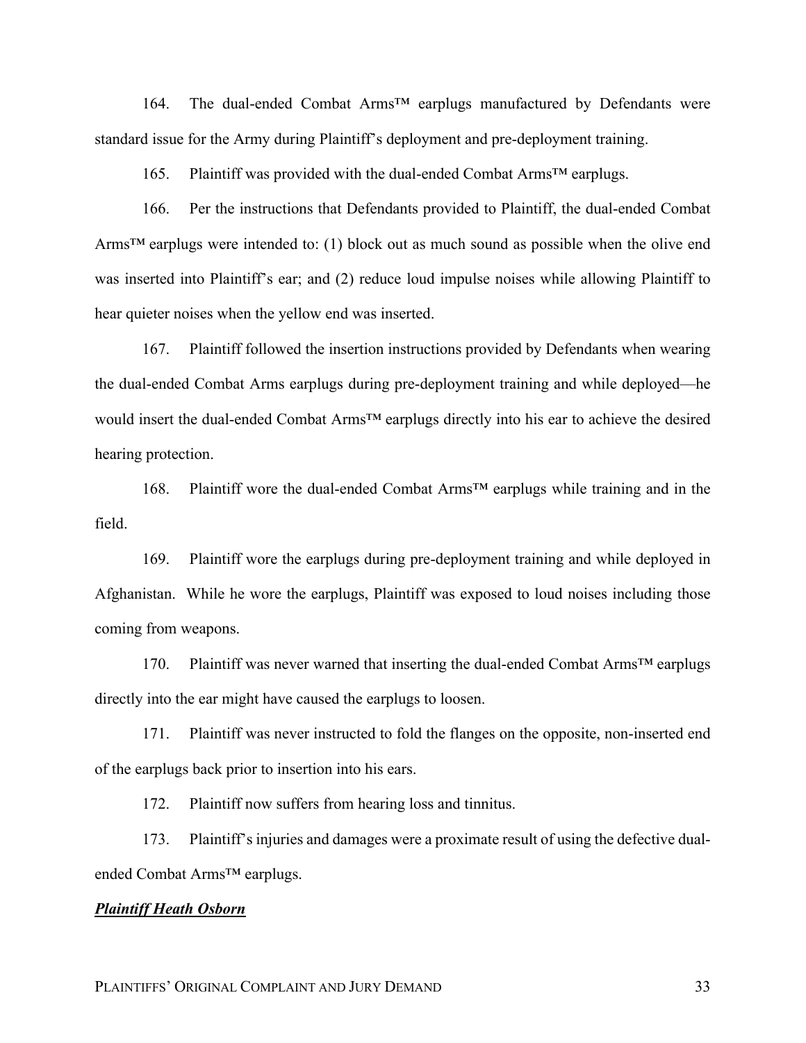164. The dual-ended Combat Arms™ earplugs manufactured by Defendants were standard issue for the Army during Plaintiff's deployment and pre-deployment training.

165. Plaintiff was provided with the dual-ended Combat Arms™ earplugs.

166. Per the instructions that Defendants provided to Plaintiff, the dual-ended Combat Arms™ earplugs were intended to: (1) block out as much sound as possible when the olive end was inserted into Plaintiff's ear; and (2) reduce loud impulse noises while allowing Plaintiff to hear quieter noises when the yellow end was inserted.

167. Plaintiff followed the insertion instructions provided by Defendants when wearing the dual-ended Combat Arms earplugs during pre-deployment training and while deployed—he would insert the dual-ended Combat Arms™ earplugs directly into his ear to achieve the desired hearing protection.

168. Plaintiff wore the dual-ended Combat Arms™ earplugs while training and in the field.

169. Plaintiff wore the earplugs during pre-deployment training and while deployed in Afghanistan. While he wore the earplugs, Plaintiff was exposed to loud noises including those coming from weapons.

170. Plaintiff was never warned that inserting the dual-ended Combat Arms™ earplugs directly into the ear might have caused the earplugs to loosen.

171. Plaintiff was never instructed to fold the flanges on the opposite, non-inserted end of the earplugs back prior to insertion into his ears.

172. Plaintiff now suffers from hearing loss and tinnitus.

173. Plaintiff's injuries and damages were a proximate result of using the defective dual-ended Combat Arms™ earplugs.

***<u>Plaintiff Heath Osborn</u>***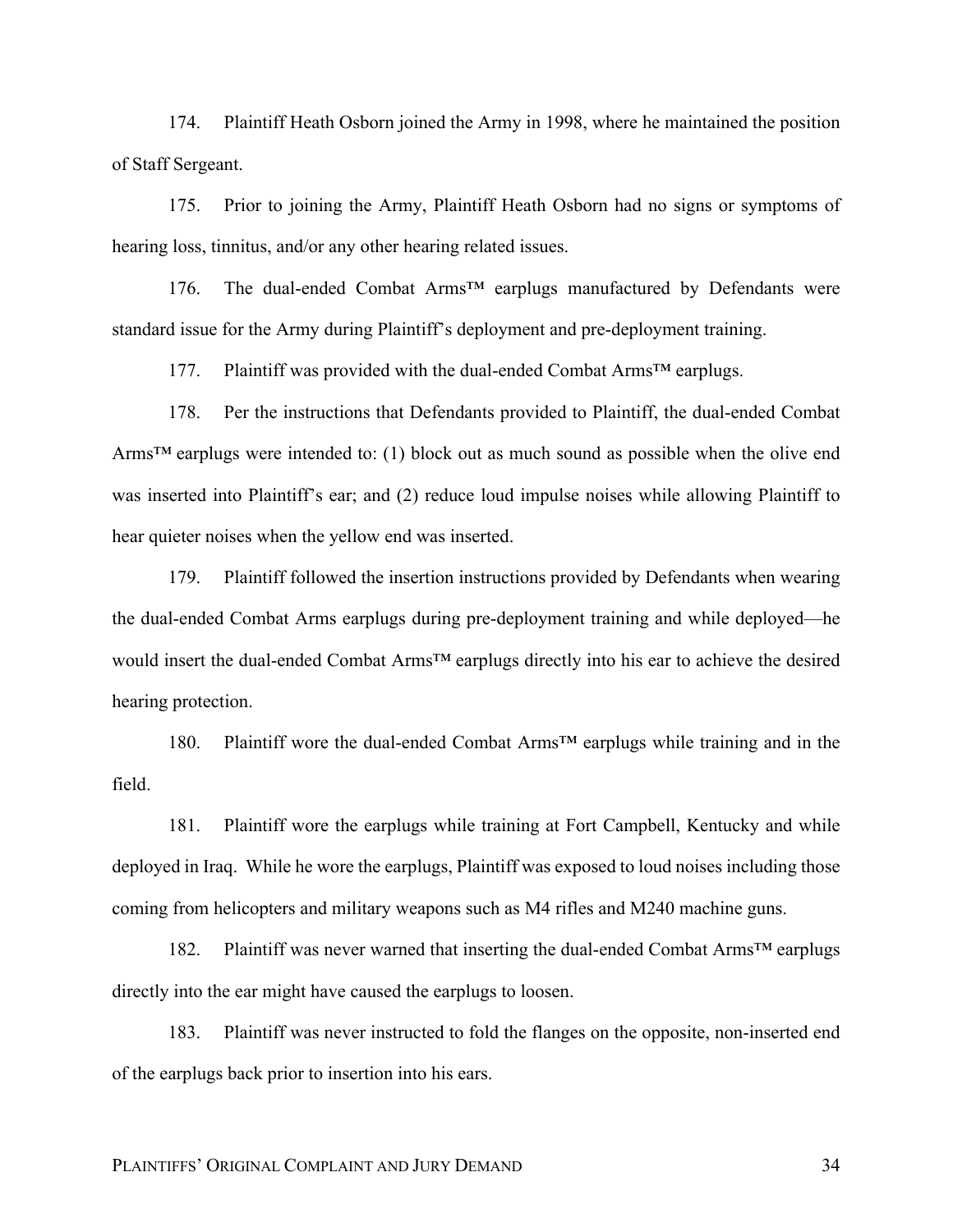174. Plaintiff Heath Osborn joined the Army in 1998, where he maintained the position of Staff Sergeant.

175. Prior to joining the Army, Plaintiff Heath Osborn had no signs or symptoms of hearing loss, tinnitus, and/or any other hearing related issues.

176. The dual-ended Combat Arms™ earplugs manufactured by Defendants were standard issue for the Army during Plaintiff's deployment and pre-deployment training.

177. Plaintiff was provided with the dual-ended Combat Arms™ earplugs.

178. Per the instructions that Defendants provided to Plaintiff, the dual-ended Combat Arms™ earplugs were intended to: (1) block out as much sound as possible when the olive end was inserted into Plaintiff's ear; and (2) reduce loud impulse noises while allowing Plaintiff to hear quieter noises when the yellow end was inserted.

179. Plaintiff followed the insertion instructions provided by Defendants when wearing the dual-ended Combat Arms earplugs during pre-deployment training and while deployed—he would insert the dual-ended Combat Arms™ earplugs directly into his ear to achieve the desired hearing protection.

180. Plaintiff wore the dual-ended Combat Arms™ earplugs while training and in the field.

181. Plaintiff wore the earplugs while training at Fort Campbell, Kentucky and while deployed in Iraq. While he wore the earplugs, Plaintiff was exposed to loud noises including those coming from helicopters and military weapons such as M4 rifles and M240 machine guns.

182. Plaintiff was never warned that inserting the dual-ended Combat Arms™ earplugs directly into the ear might have caused the earplugs to loosen.

183. Plaintiff was never instructed to fold the flanges on the opposite, non-inserted end of the earplugs back prior to insertion into his ears.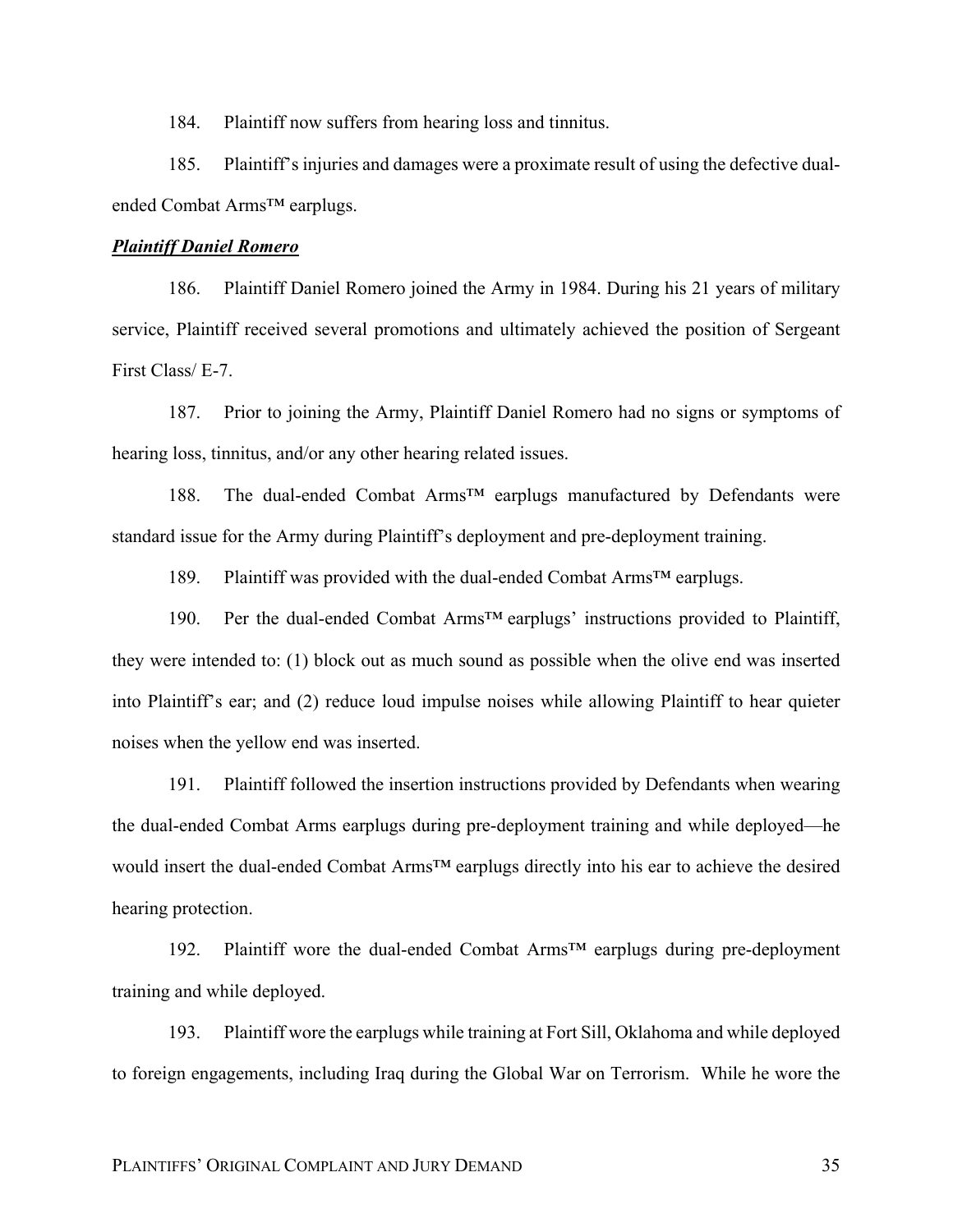184. Plaintiff now suffers from hearing loss and tinnitus.

185. Plaintiff's injuries and damages were a proximate result of using the defective dual-ended Combat Arms™ earplugs.

***Plaintiff Daniel Romero***

186. Plaintiff Daniel Romero joined the Army in 1984. During his 21 years of military service, Plaintiff received several promotions and ultimately achieved the position of Sergeant First Class/ E-7.

187. Prior to joining the Army, Plaintiff Daniel Romero had no signs or symptoms of hearing loss, tinnitus, and/or any other hearing related issues.

188. The dual-ended Combat Arms™ earplugs manufactured by Defendants were standard issue for the Army during Plaintiff's deployment and pre-deployment training.

189. Plaintiff was provided with the dual-ended Combat Arms™ earplugs.

190. Per the dual-ended Combat Arms™ earplugs' instructions provided to Plaintiff, they were intended to: (1) block out as much sound as possible when the olive end was inserted into Plaintiff's ear; and (2) reduce loud impulse noises while allowing Plaintiff to hear quieter noises when the yellow end was inserted.

191. Plaintiff followed the insertion instructions provided by Defendants when wearing the dual-ended Combat Arms earplugs during pre-deployment training and while deployed—he would insert the dual-ended Combat Arms™ earplugs directly into his ear to achieve the desired hearing protection.

192. Plaintiff wore the dual-ended Combat Arms™ earplugs during pre-deployment training and while deployed.

193. Plaintiff wore the earplugs while training at Fort Sill, Oklahoma and while deployed to foreign engagements, including Iraq during the Global War on Terrorism. While he wore the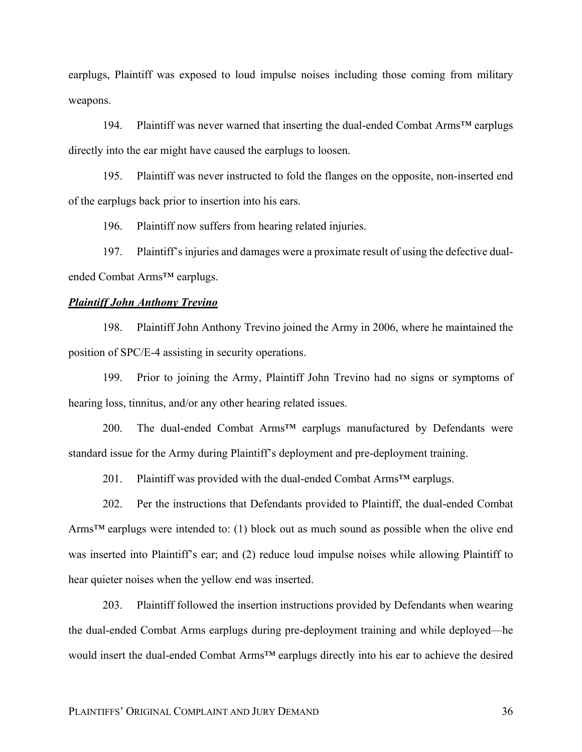earplugs, Plaintiff was exposed to loud impulse noises including those coming from military weapons.

194. Plaintiff was never warned that inserting the dual-ended Combat Arms™ earplugs directly into the ear might have caused the earplugs to loosen.

195. Plaintiff was never instructed to fold the flanges on the opposite, non-inserted end of the earplugs back prior to insertion into his ears.

196. Plaintiff now suffers from hearing related injuries.

197. Plaintiff's injuries and damages were a proximate result of using the defective dual-ended Combat Arms™ earplugs.

***Plaintiff John Anthony Trevino***

198. Plaintiff John Anthony Trevino joined the Army in 2006, where he maintained the position of SPC/E-4 assisting in security operations.

199. Prior to joining the Army, Plaintiff John Trevino had no signs or symptoms of hearing loss, tinnitus, and/or any other hearing related issues.

200. The dual-ended Combat Arms™ earplugs manufactured by Defendants were standard issue for the Army during Plaintiff's deployment and pre-deployment training.

201. Plaintiff was provided with the dual-ended Combat Arms™ earplugs.

202. Per the instructions that Defendants provided to Plaintiff, the dual-ended Combat Arms™ earplugs were intended to: (1) block out as much sound as possible when the olive end was inserted into Plaintiff's ear; and (2) reduce loud impulse noises while allowing Plaintiff to hear quieter noises when the yellow end was inserted.

203. Plaintiff followed the insertion instructions provided by Defendants when wearing the dual-ended Combat Arms earplugs during pre-deployment training and while deployed—he would insert the dual-ended Combat Arms™ earplugs directly into his ear to achieve the desired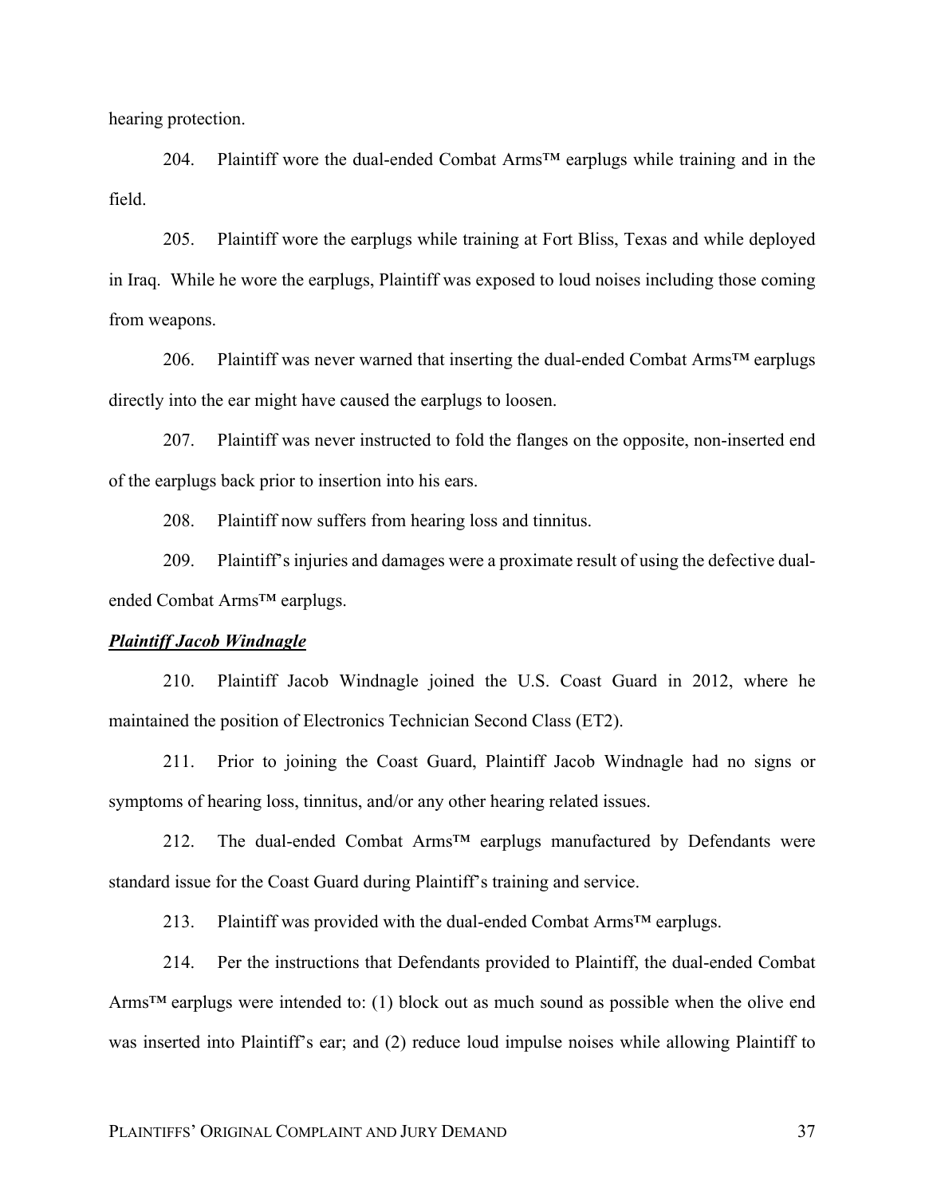hearing protection.

204. Plaintiff wore the dual-ended Combat Arms™ earplugs while training and in the field.

205. Plaintiff wore the earplugs while training at Fort Bliss, Texas and while deployed in Iraq. While he wore the earplugs, Plaintiff was exposed to loud noises including those coming from weapons.

206. Plaintiff was never warned that inserting the dual-ended Combat Arms™ earplugs directly into the ear might have caused the earplugs to loosen.

207. Plaintiff was never instructed to fold the flanges on the opposite, non-inserted end of the earplugs back prior to insertion into his ears.

208. Plaintiff now suffers from hearing loss and tinnitus.

209. Plaintiff's injuries and damages were a proximate result of using the defective dual-ended Combat Arms™ earplugs.

***Plaintiff Jacob Windnagle***

210. Plaintiff Jacob Windnagle joined the U.S. Coast Guard in 2012, where he maintained the position of Electronics Technician Second Class (ET2).

211. Prior to joining the Coast Guard, Plaintiff Jacob Windnagle had no signs or symptoms of hearing loss, tinnitus, and/or any other hearing related issues.

212. The dual-ended Combat Arms™ earplugs manufactured by Defendants were standard issue for the Coast Guard during Plaintiff's training and service.

213. Plaintiff was provided with the dual-ended Combat Arms™ earplugs.

214. Per the instructions that Defendants provided to Plaintiff, the dual-ended Combat Arms™ earplugs were intended to: (1) block out as much sound as possible when the olive end was inserted into Plaintiff's ear; and (2) reduce loud impulse noises while allowing Plaintiff to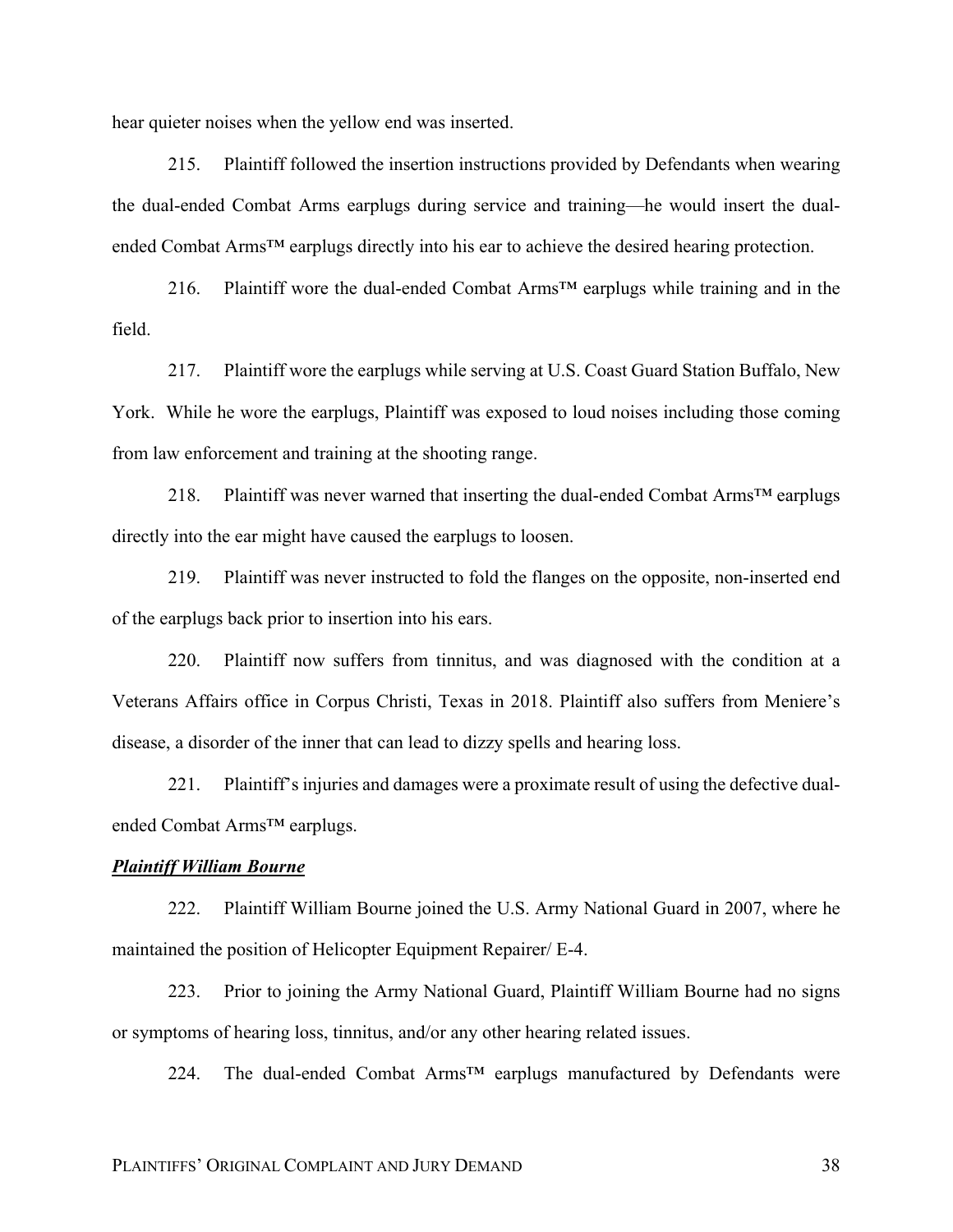hear quieter noises when the yellow end was inserted.

215. Plaintiff followed the insertion instructions provided by Defendants when wearing the dual-ended Combat Arms earplugs during service and training—he would insert the dual-ended Combat Arms™ earplugs directly into his ear to achieve the desired hearing protection.

216. Plaintiff wore the dual-ended Combat Arms™ earplugs while training and in the field.

217. Plaintiff wore the earplugs while serving at U.S. Coast Guard Station Buffalo, New York. While he wore the earplugs, Plaintiff was exposed to loud noises including those coming from law enforcement and training at the shooting range.

218. Plaintiff was never warned that inserting the dual-ended Combat Arms™ earplugs directly into the ear might have caused the earplugs to loosen.

219. Plaintiff was never instructed to fold the flanges on the opposite, non-inserted end of the earplugs back prior to insertion into his ears.

220. Plaintiff now suffers from tinnitus, and was diagnosed with the condition at a Veterans Affairs office in Corpus Christi, Texas in 2018. Plaintiff also suffers from Meniere's disease, a disorder of the inner that can lead to dizzy spells and hearing loss.

221. Plaintiff's injuries and damages were a proximate result of using the defective dual-ended Combat Arms™ earplugs.

***Plaintiff William Bourne***

222. Plaintiff William Bourne joined the U.S. Army National Guard in 2007, where he maintained the position of Helicopter Equipment Repairer/ E-4.

223. Prior to joining the Army National Guard, Plaintiff William Bourne had no signs or symptoms of hearing loss, tinnitus, and/or any other hearing related issues.

224. The dual-ended Combat Arms™ earplugs manufactured by Defendants were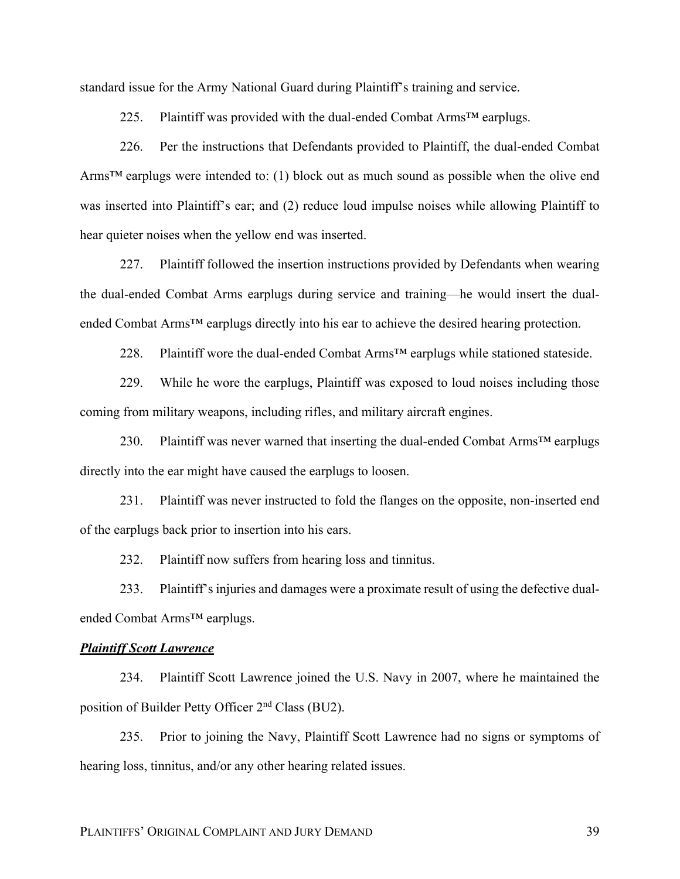standard issue for the Army National Guard during Plaintiff's training and service.

225. Plaintiff was provided with the dual-ended Combat Arms™ earplugs.

226. Per the instructions that Defendants provided to Plaintiff, the dual-ended Combat Arms™ earplugs were intended to: (1) block out as much sound as possible when the olive end was inserted into Plaintiff's ear; and (2) reduce loud impulse noises while allowing Plaintiff to hear quieter noises when the yellow end was inserted.

227. Plaintiff followed the insertion instructions provided by Defendants when wearing the dual-ended Combat Arms earplugs during service and training—he would insert the dual-ended Combat Arms™ earplugs directly into his ear to achieve the desired hearing protection.

228. Plaintiff wore the dual-ended Combat Arms™ earplugs while stationed stateside.

229. While he wore the earplugs, Plaintiff was exposed to loud noises including those coming from military weapons, including rifles, and military aircraft engines.

230. Plaintiff was never warned that inserting the dual-ended Combat Arms™ earplugs directly into the ear might have caused the earplugs to loosen.

231. Plaintiff was never instructed to fold the flanges on the opposite, non-inserted end of the earplugs back prior to insertion into his ears.

232. Plaintiff now suffers from hearing loss and tinnitus.

233. Plaintiff's injuries and damages were a proximate result of using the defective dual-ended Combat Arms™ earplugs.

***Plaintiff Scott Lawrence***

234. Plaintiff Scott Lawrence joined the U.S. Navy in 2007, where he maintained the position of Builder Petty Officer 2nd Class (BU2).

235. Prior to joining the Navy, Plaintiff Scott Lawrence had no signs or symptoms of hearing loss, tinnitus, and/or any other hearing related issues.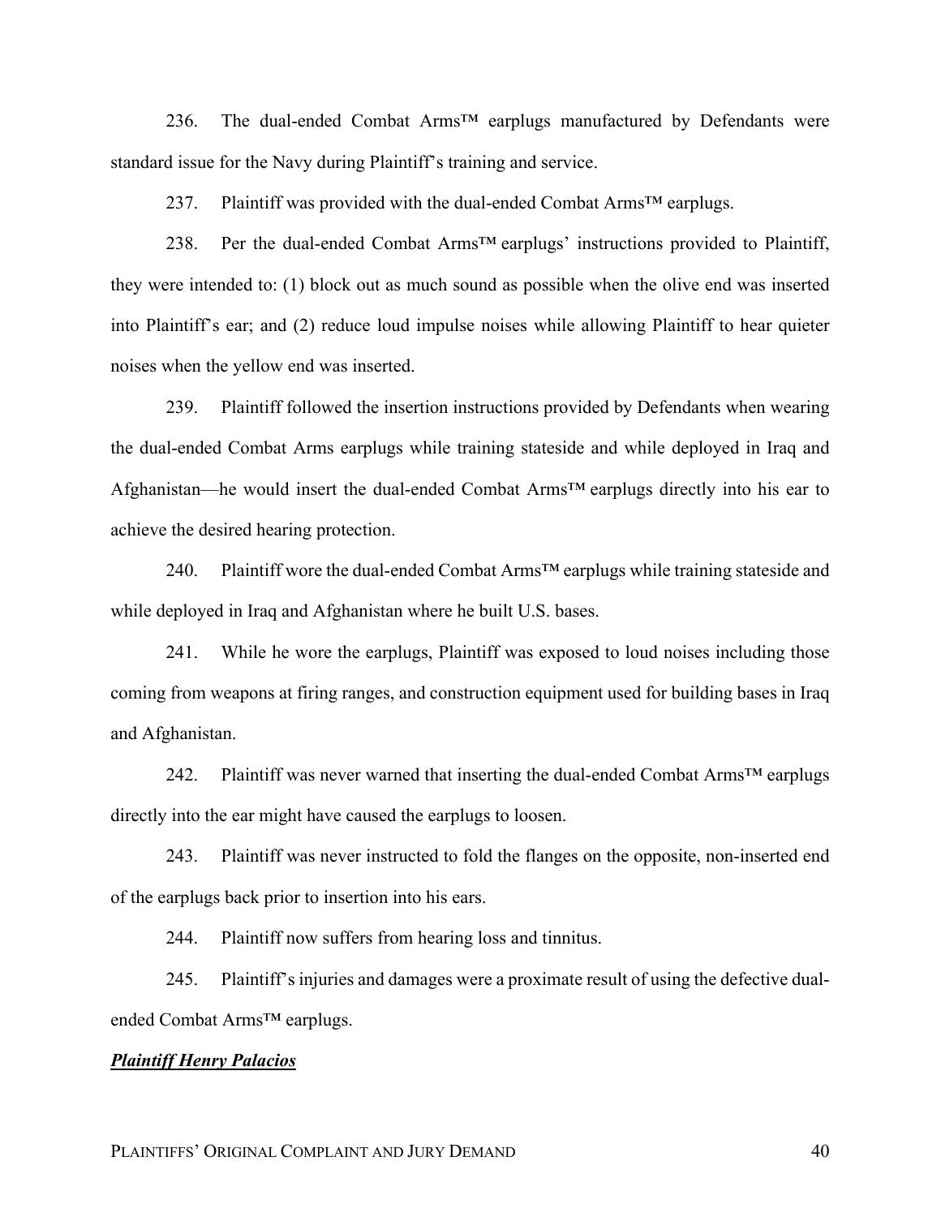236. The dual-ended Combat Arms™ earplugs manufactured by Defendants were standard issue for the Navy during Plaintiff's training and service.

237. Plaintiff was provided with the dual-ended Combat Arms™ earplugs.

238. Per the dual-ended Combat Arms™ earplugs' instructions provided to Plaintiff, they were intended to: (1) block out as much sound as possible when the olive end was inserted into Plaintiff's ear; and (2) reduce loud impulse noises while allowing Plaintiff to hear quieter noises when the yellow end was inserted.

239. Plaintiff followed the insertion instructions provided by Defendants when wearing the dual-ended Combat Arms earplugs while training stateside and while deployed in Iraq and Afghanistan—he would insert the dual-ended Combat Arms™ earplugs directly into his ear to achieve the desired hearing protection.

240. Plaintiff wore the dual-ended Combat Arms™ earplugs while training stateside and while deployed in Iraq and Afghanistan where he built U.S. bases.

241. While he wore the earplugs, Plaintiff was exposed to loud noises including those coming from weapons at firing ranges, and construction equipment used for building bases in Iraq and Afghanistan.

242. Plaintiff was never warned that inserting the dual-ended Combat Arms™ earplugs directly into the ear might have caused the earplugs to loosen.

243. Plaintiff was never instructed to fold the flanges on the opposite, non-inserted end of the earplugs back prior to insertion into his ears.

244. Plaintiff now suffers from hearing loss and tinnitus.

245. Plaintiff's injuries and damages were a proximate result of using the defective dual-ended Combat Arms™ earplugs.

***Plaintiff Henry Palacios***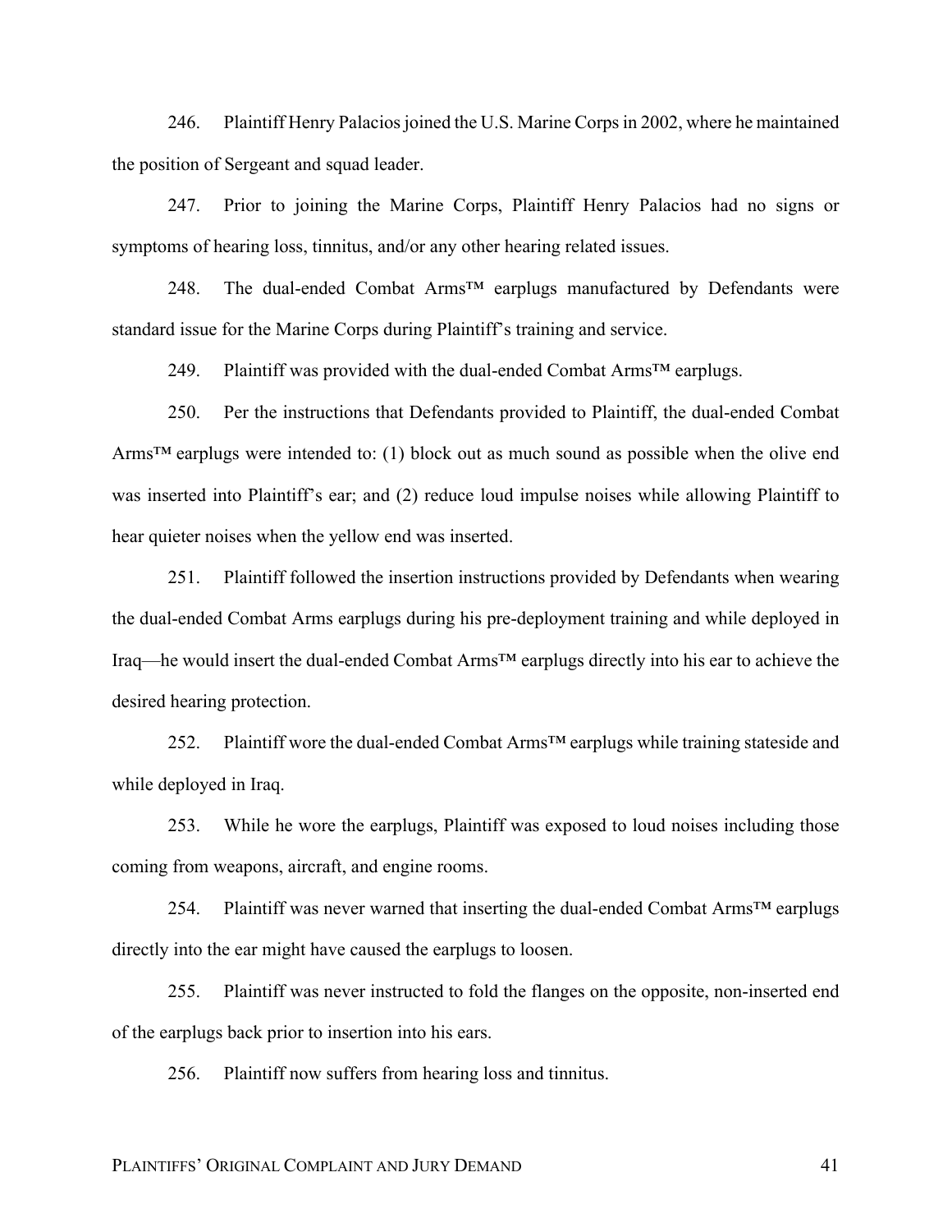246. Plaintiff Henry Palacios joined the U.S. Marine Corps in 2002, where he maintained the position of Sergeant and squad leader.

247. Prior to joining the Marine Corps, Plaintiff Henry Palacios had no signs or symptoms of hearing loss, tinnitus, and/or any other hearing related issues.

248. The dual-ended Combat Arms™ earplugs manufactured by Defendants were standard issue for the Marine Corps during Plaintiff's training and service.

249. Plaintiff was provided with the dual-ended Combat Arms™ earplugs.

250. Per the instructions that Defendants provided to Plaintiff, the dual-ended Combat Arms™ earplugs were intended to: (1) block out as much sound as possible when the olive end was inserted into Plaintiff's ear; and (2) reduce loud impulse noises while allowing Plaintiff to hear quieter noises when the yellow end was inserted.

251. Plaintiff followed the insertion instructions provided by Defendants when wearing the dual-ended Combat Arms earplugs during his pre-deployment training and while deployed in Iraq—he would insert the dual-ended Combat Arms™ earplugs directly into his ear to achieve the desired hearing protection.

252. Plaintiff wore the dual-ended Combat Arms™ earplugs while training stateside and while deployed in Iraq.

253. While he wore the earplugs, Plaintiff was exposed to loud noises including those coming from weapons, aircraft, and engine rooms.

254. Plaintiff was never warned that inserting the dual-ended Combat Arms™ earplugs directly into the ear might have caused the earplugs to loosen.

255. Plaintiff was never instructed to fold the flanges on the opposite, non-inserted end of the earplugs back prior to insertion into his ears.

256. Plaintiff now suffers from hearing loss and tinnitus.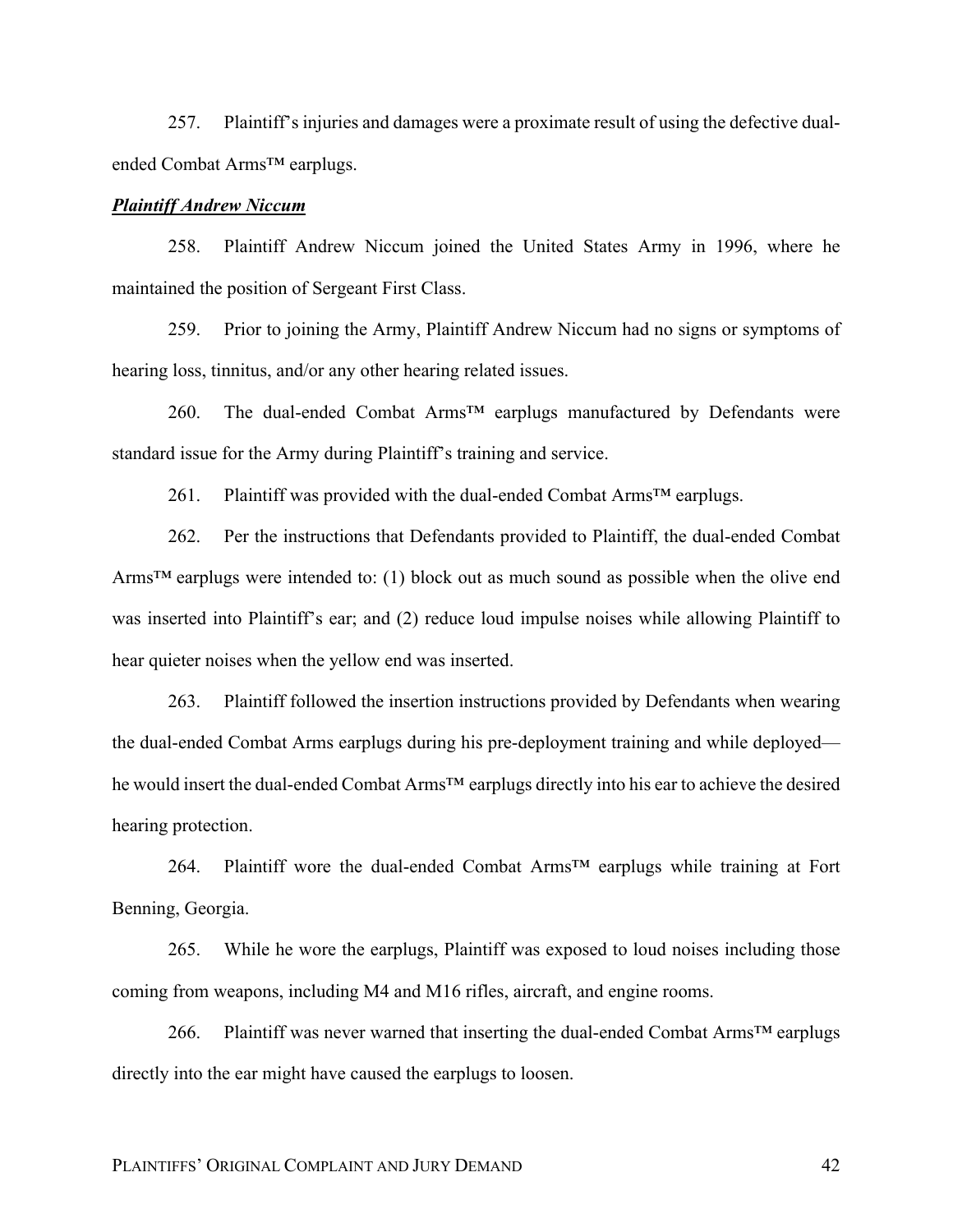257. Plaintiff's injuries and damages were a proximate result of using the defective dual-ended Combat Arms™ earplugs.

***Plaintiff Andrew Niccum***

258. Plaintiff Andrew Niccum joined the United States Army in 1996, where he maintained the position of Sergeant First Class.

259. Prior to joining the Army, Plaintiff Andrew Niccum had no signs or symptoms of hearing loss, tinnitus, and/or any other hearing related issues.

260. The dual-ended Combat Arms™ earplugs manufactured by Defendants were standard issue for the Army during Plaintiff's training and service.

261. Plaintiff was provided with the dual-ended Combat Arms™ earplugs.

262. Per the instructions that Defendants provided to Plaintiff, the dual-ended Combat Arms™ earplugs were intended to: (1) block out as much sound as possible when the olive end was inserted into Plaintiff's ear; and (2) reduce loud impulse noises while allowing Plaintiff to hear quieter noises when the yellow end was inserted.

263. Plaintiff followed the insertion instructions provided by Defendants when wearing the dual-ended Combat Arms earplugs during his pre-deployment training and while deployed—he would insert the dual-ended Combat Arms™ earplugs directly into his ear to achieve the desired hearing protection.

264. Plaintiff wore the dual-ended Combat Arms™ earplugs while training at Fort Benning, Georgia.

265. While he wore the earplugs, Plaintiff was exposed to loud noises including those coming from weapons, including M4 and M16 rifles, aircraft, and engine rooms.

266. Plaintiff was never warned that inserting the dual-ended Combat Arms™ earplugs directly into the ear might have caused the earplugs to loosen.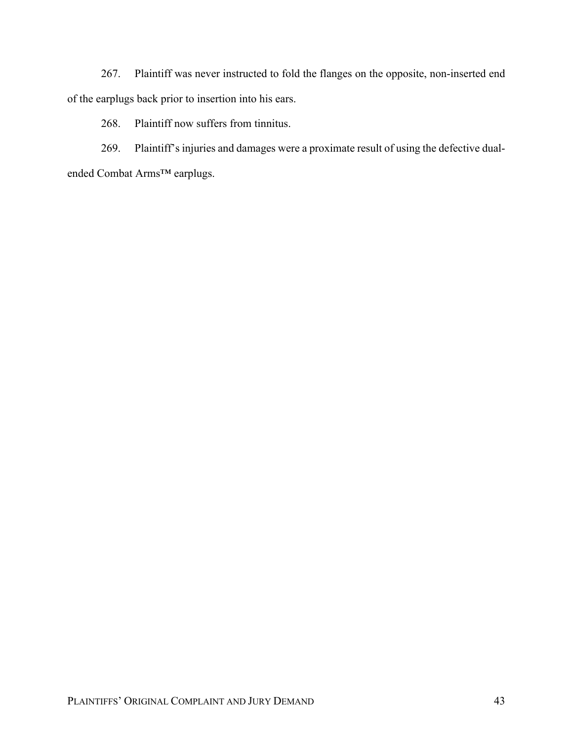267. Plaintiff was never instructed to fold the flanges on the opposite, non-inserted end of the earplugs back prior to insertion into his ears.

268. Plaintiff now suffers from tinnitus.

269. Plaintiff's injuries and damages were a proximate result of using the defective dual-ended Combat Arms™ earplugs.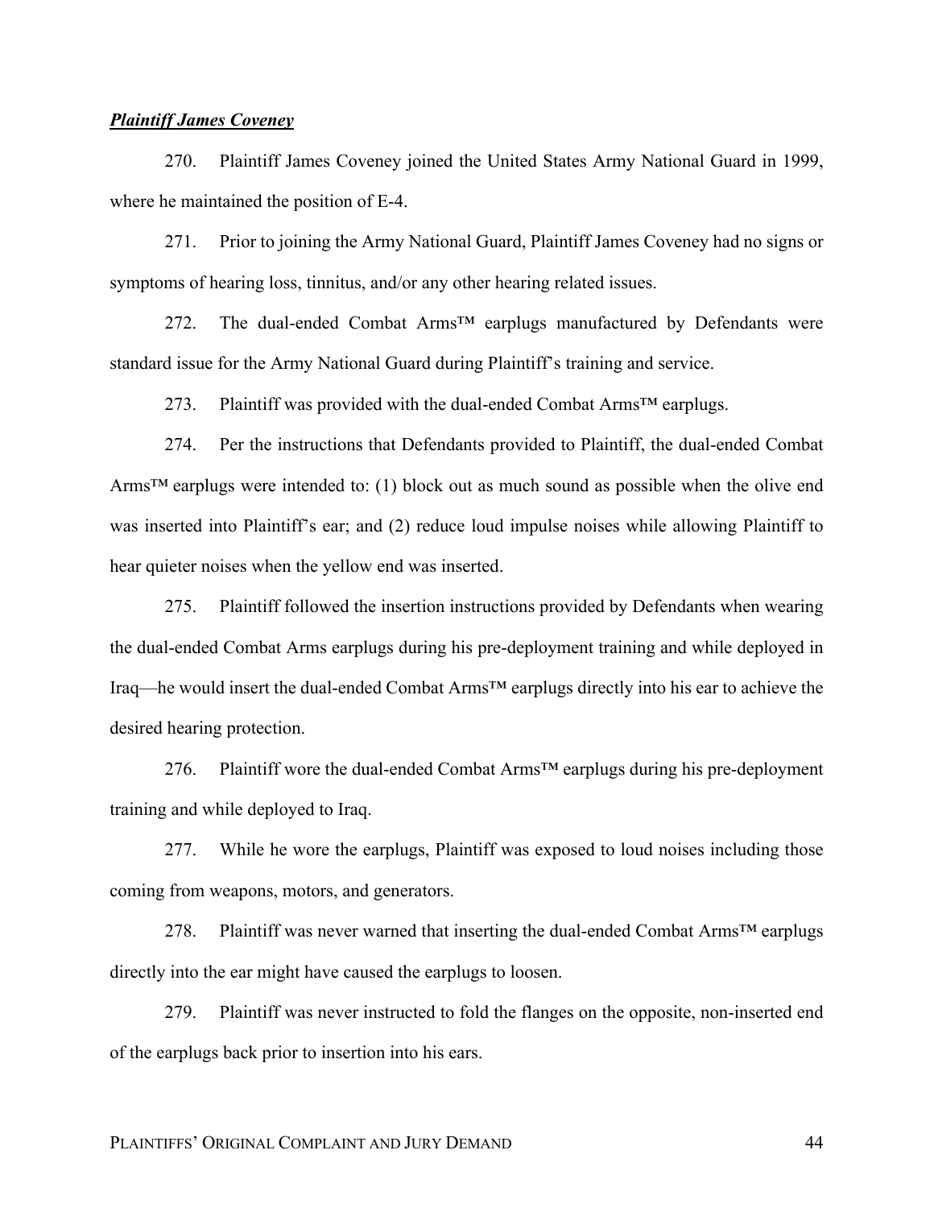***Plaintiff James Coveney***

270. Plaintiff James Coveney joined the United States Army National Guard in 1999, where he maintained the position of E-4.

271. Prior to joining the Army National Guard, Plaintiff James Coveney had no signs or symptoms of hearing loss, tinnitus, and/or any other hearing related issues.

272. The dual-ended Combat Arms™ earplugs manufactured by Defendants were standard issue for the Army National Guard during Plaintiff's training and service.

273. Plaintiff was provided with the dual-ended Combat Arms™ earplugs.

274. Per the instructions that Defendants provided to Plaintiff, the dual-ended Combat Arms™ earplugs were intended to: (1) block out as much sound as possible when the olive end was inserted into Plaintiff's ear; and (2) reduce loud impulse noises while allowing Plaintiff to hear quieter noises when the yellow end was inserted.

275. Plaintiff followed the insertion instructions provided by Defendants when wearing the dual-ended Combat Arms earplugs during his pre-deployment training and while deployed in Iraq—he would insert the dual-ended Combat Arms™ earplugs directly into his ear to achieve the desired hearing protection.

276. Plaintiff wore the dual-ended Combat Arms™ earplugs during his pre-deployment training and while deployed to Iraq.

277. While he wore the earplugs, Plaintiff was exposed to loud noises including those coming from weapons, motors, and generators.

278. Plaintiff was never warned that inserting the dual-ended Combat Arms™ earplugs directly into the ear might have caused the earplugs to loosen.

279. Plaintiff was never instructed to fold the flanges on the opposite, non-inserted end of the earplugs back prior to insertion into his ears.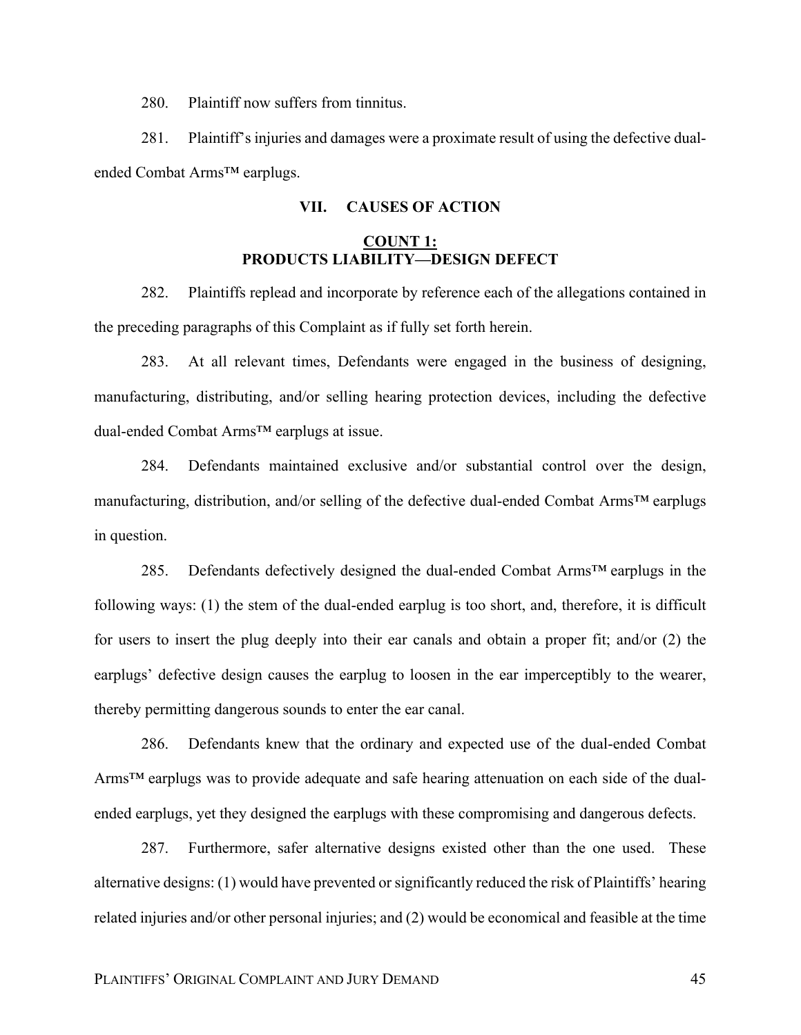280. Plaintiff now suffers from tinnitus.

281. Plaintiff's injuries and damages were a proximate result of using the defective dual-ended Combat Arms™ earplugs.

## VII. CAUSES OF ACTION

### COUNT 1: PRODUCTS LIABILITY—DESIGN DEFECT

282. Plaintiffs replead and incorporate by reference each of the allegations contained in the preceding paragraphs of this Complaint as if fully set forth herein.

283. At all relevant times, Defendants were engaged in the business of designing, manufacturing, distributing, and/or selling hearing protection devices, including the defective dual-ended Combat Arms™ earplugs at issue.

284. Defendants maintained exclusive and/or substantial control over the design, manufacturing, distribution, and/or selling of the defective dual-ended Combat Arms™ earplugs in question.

285. Defendants defectively designed the dual-ended Combat Arms™ earplugs in the following ways: (1) the stem of the dual-ended earplug is too short, and, therefore, it is difficult for users to insert the plug deeply into their ear canals and obtain a proper fit; and/or (2) the earplugs' defective design causes the earplug to loosen in the ear imperceptibly to the wearer, thereby permitting dangerous sounds to enter the ear canal.

286. Defendants knew that the ordinary and expected use of the dual-ended Combat Arms™ earplugs was to provide adequate and safe hearing attenuation on each side of the dual-ended earplugs, yet they designed the earplugs with these compromising and dangerous defects.

287. Furthermore, safer alternative designs existed other than the one used. These alternative designs: (1) would have prevented or significantly reduced the risk of Plaintiffs' hearing related injuries and/or other personal injuries; and (2) would be economical and feasible at the time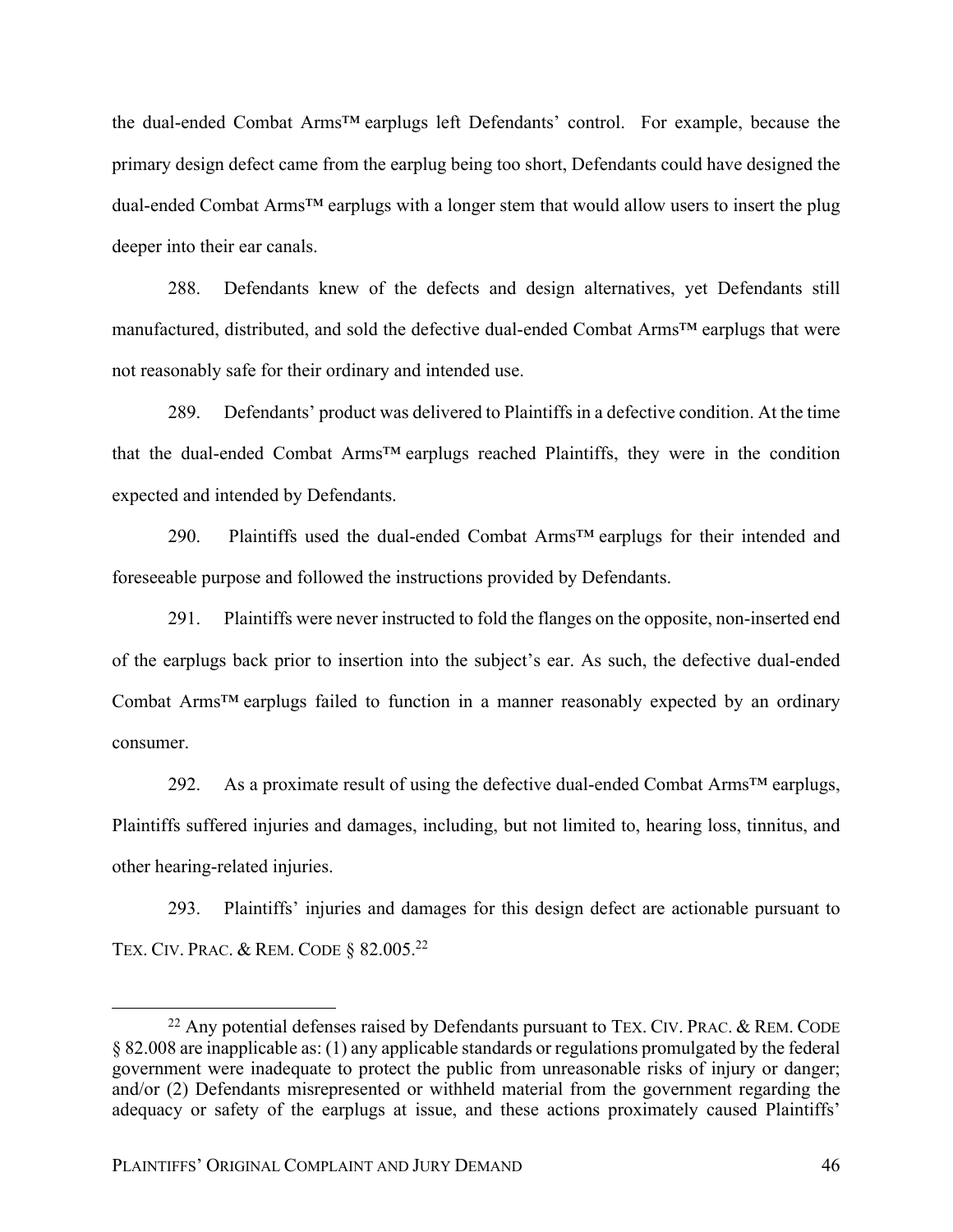the dual-ended Combat Arms™ earplugs left Defendants' control. For example, because the primary design defect came from the earplug being too short, Defendants could have designed the dual-ended Combat Arms™ earplugs with a longer stem that would allow users to insert the plug deeper into their ear canals.

288. Defendants knew of the defects and design alternatives, yet Defendants still manufactured, distributed, and sold the defective dual-ended Combat Arms™ earplugs that were not reasonably safe for their ordinary and intended use.

289. Defendants' product was delivered to Plaintiffs in a defective condition. At the time that the dual-ended Combat Arms™ earplugs reached Plaintiffs, they were in the condition expected and intended by Defendants.

290. Plaintiffs used the dual-ended Combat Arms™ earplugs for their intended and foreseeable purpose and followed the instructions provided by Defendants.

291. Plaintiffs were never instructed to fold the flanges on the opposite, non-inserted end of the earplugs back prior to insertion into the subject's ear. As such, the defective dual-ended Combat Arms™ earplugs failed to function in a manner reasonably expected by an ordinary consumer.

292. As a proximate result of using the defective dual-ended Combat Arms™ earplugs, Plaintiffs suffered injuries and damages, including, but not limited to, hearing loss, tinnitus, and other hearing-related injuries.

293. Plaintiffs' injuries and damages for this design defect are actionable pursuant to TEX. CIV. PRAC. & REM. CODE § 82.005.[22]

[22] Any potential defenses raised by Defendants pursuant to TEX. CIV. PRAC. & REM. CODE § 82.008 are inapplicable as: (1) any applicable standards or regulations promulgated by the federal government were inadequate to protect the public from unreasonable risks of injury or danger; and/or (2) Defendants misrepresented or withheld material from the government regarding the adequacy or safety of the earplugs at issue, and these actions proximately caused Plaintiffs'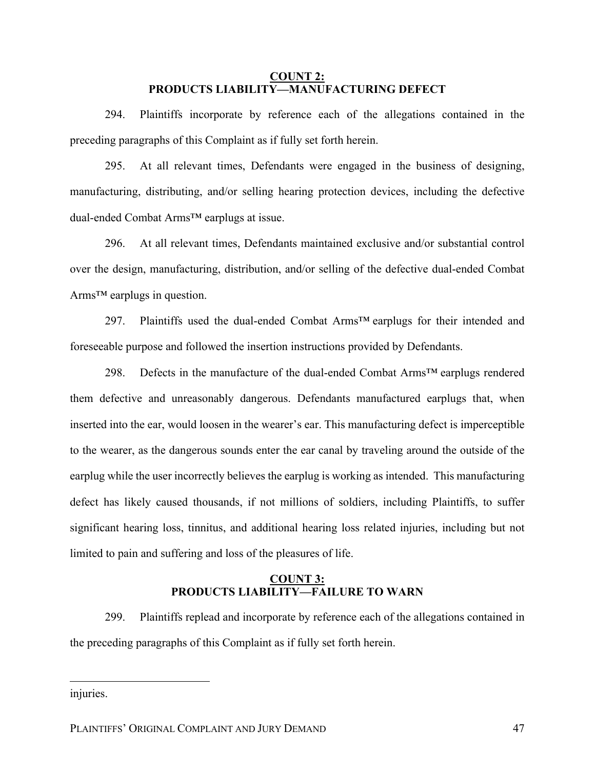**COUNT 2:**
**PRODUCTS LIABILITY—MANUFACTURING DEFECT**

294. Plaintiffs incorporate by reference each of the allegations contained in the preceding paragraphs of this Complaint as if fully set forth herein.

295. At all relevant times, Defendants were engaged in the business of designing, manufacturing, distributing, and/or selling hearing protection devices, including the defective dual-ended Combat Arms™ earplugs at issue.

296. At all relevant times, Defendants maintained exclusive and/or substantial control over the design, manufacturing, distribution, and/or selling of the defective dual-ended Combat Arms™ earplugs in question.

297. Plaintiffs used the dual-ended Combat Arms™ earplugs for their intended and foreseeable purpose and followed the insertion instructions provided by Defendants.

298. Defects in the manufacture of the dual-ended Combat Arms™ earplugs rendered them defective and unreasonably dangerous. Defendants manufactured earplugs that, when inserted into the ear, would loosen in the wearer's ear. This manufacturing defect is imperceptible to the wearer, as the dangerous sounds enter the ear canal by traveling around the outside of the earplug while the user incorrectly believes the earplug is working as intended. This manufacturing defect has likely caused thousands, if not millions of soldiers, including Plaintiffs, to suffer significant hearing loss, tinnitus, and additional hearing loss related injuries, including but not limited to pain and suffering and loss of the pleasures of life.

**COUNT 3:**
**PRODUCTS LIABILITY—FAILURE TO WARN**

299. Plaintiffs replead and incorporate by reference each of the allegations contained in the preceding paragraphs of this Complaint as if fully set forth herein.

---

injuries.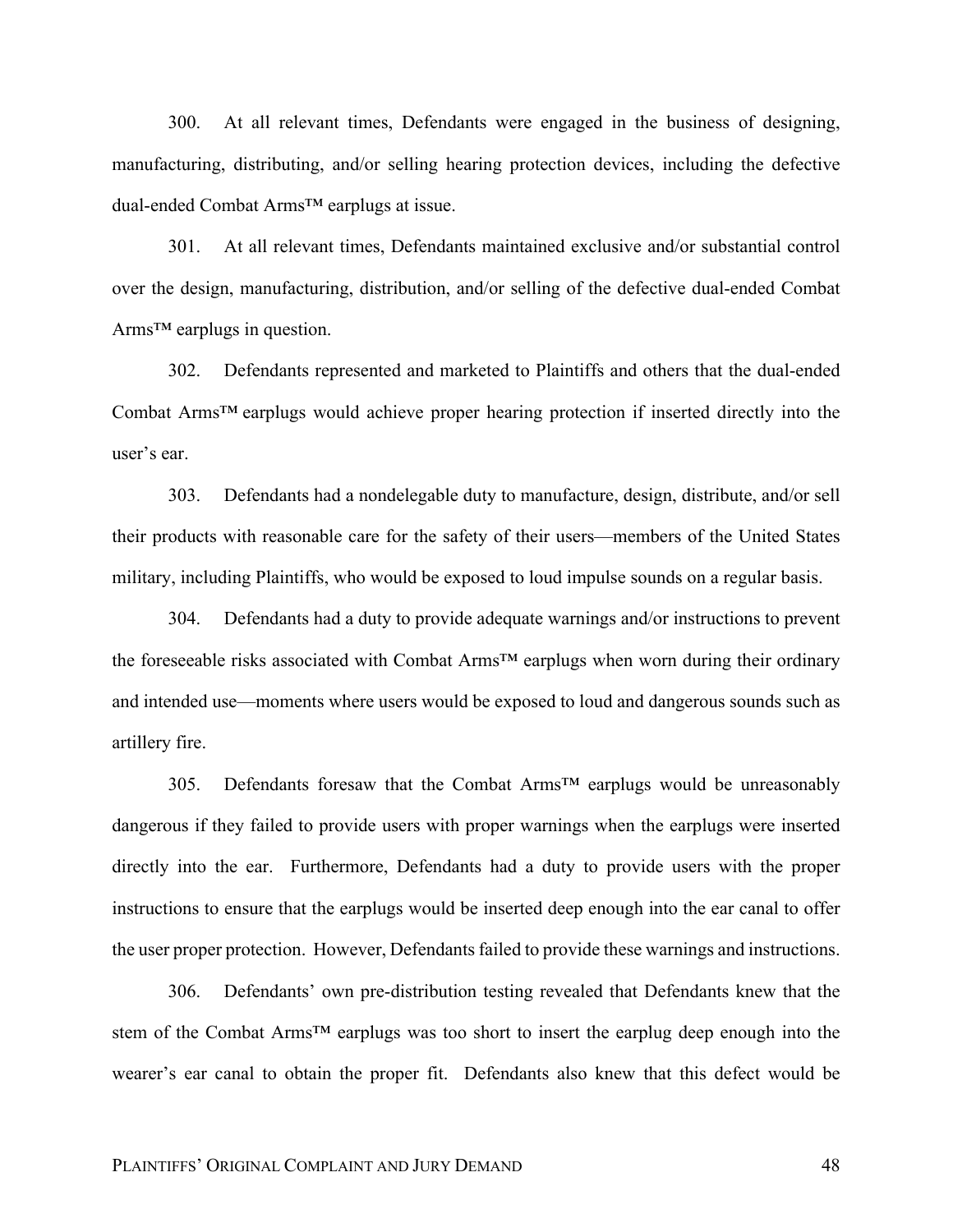300. At all relevant times, Defendants were engaged in the business of designing, manufacturing, distributing, and/or selling hearing protection devices, including the defective dual-ended Combat Arms™ earplugs at issue.

301. At all relevant times, Defendants maintained exclusive and/or substantial control over the design, manufacturing, distribution, and/or selling of the defective dual-ended Combat Arms™ earplugs in question.

302. Defendants represented and marketed to Plaintiffs and others that the dual-ended Combat Arms™ earplugs would achieve proper hearing protection if inserted directly into the user's ear.

303. Defendants had a nondelegable duty to manufacture, design, distribute, and/or sell their products with reasonable care for the safety of their users—members of the United States military, including Plaintiffs, who would be exposed to loud impulse sounds on a regular basis.

304. Defendants had a duty to provide adequate warnings and/or instructions to prevent the foreseeable risks associated with Combat Arms™ earplugs when worn during their ordinary and intended use—moments where users would be exposed to loud and dangerous sounds such as artillery fire.

305. Defendants foresaw that the Combat Arms™ earplugs would be unreasonably dangerous if they failed to provide users with proper warnings when the earplugs were inserted directly into the ear. Furthermore, Defendants had a duty to provide users with the proper instructions to ensure that the earplugs would be inserted deep enough into the ear canal to offer the user proper protection. However, Defendants failed to provide these warnings and instructions.

306. Defendants' own pre-distribution testing revealed that Defendants knew that the stem of the Combat Arms™ earplugs was too short to insert the earplug deep enough into the wearer's ear canal to obtain the proper fit. Defendants also knew that this defect would be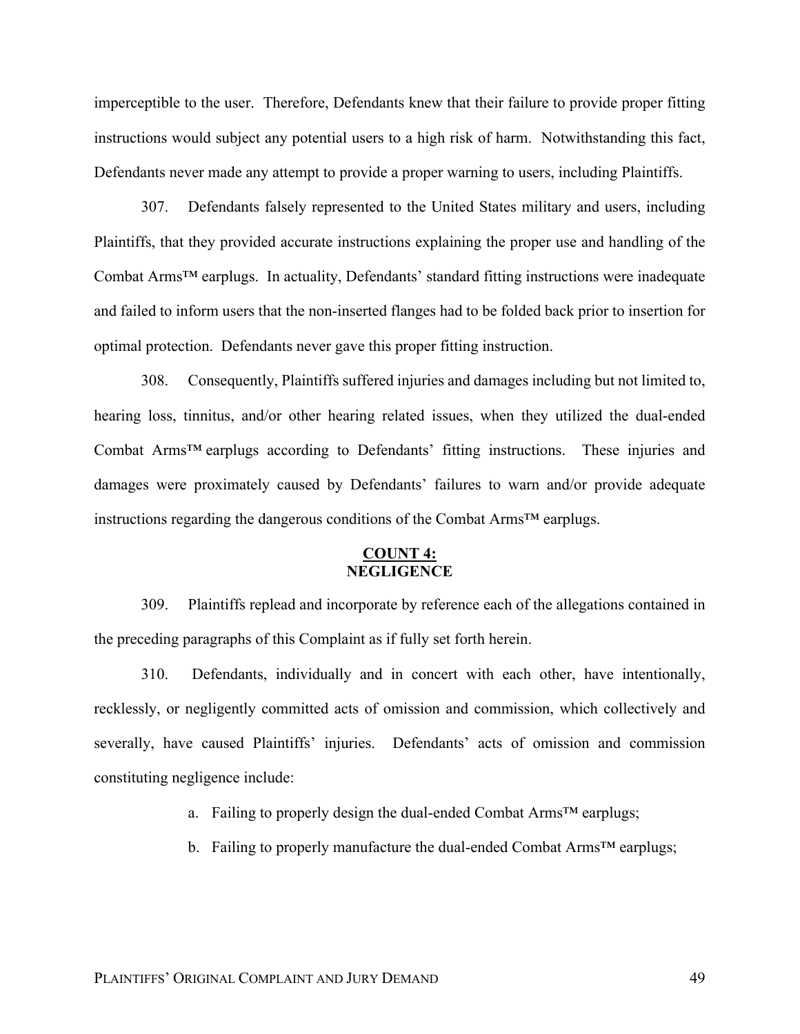imperceptible to the user. Therefore, Defendants knew that their failure to provide proper fitting instructions would subject any potential users to a high risk of harm. Notwithstanding this fact, Defendants never made any attempt to provide a proper warning to users, including Plaintiffs.

307. Defendants falsely represented to the United States military and users, including Plaintiffs, that they provided accurate instructions explaining the proper use and handling of the Combat Arms™ earplugs. In actuality, Defendants' standard fitting instructions were inadequate and failed to inform users that the non-inserted flanges had to be folded back prior to insertion for optimal protection. Defendants never gave this proper fitting instruction.

308. Consequently, Plaintiffs suffered injuries and damages including but not limited to, hearing loss, tinnitus, and/or other hearing related issues, when they utilized the dual-ended Combat Arms™ earplugs according to Defendants' fitting instructions. These injuries and damages were proximately caused by Defendants' failures to warn and/or provide adequate instructions regarding the dangerous conditions of the Combat Arms™ earplugs.

## COUNT 4:
## NEGLIGENCE

309. Plaintiffs replead and incorporate by reference each of the allegations contained in the preceding paragraphs of this Complaint as if fully set forth herein.

310. Defendants, individually and in concert with each other, have intentionally, recklessly, or negligently committed acts of omission and commission, which collectively and severally, have caused Plaintiffs' injuries. Defendants' acts of omission and commission constituting negligence include:

a. Failing to properly design the dual-ended Combat Arms™ earplugs;

b. Failing to properly manufacture the dual-ended Combat Arms™ earplugs;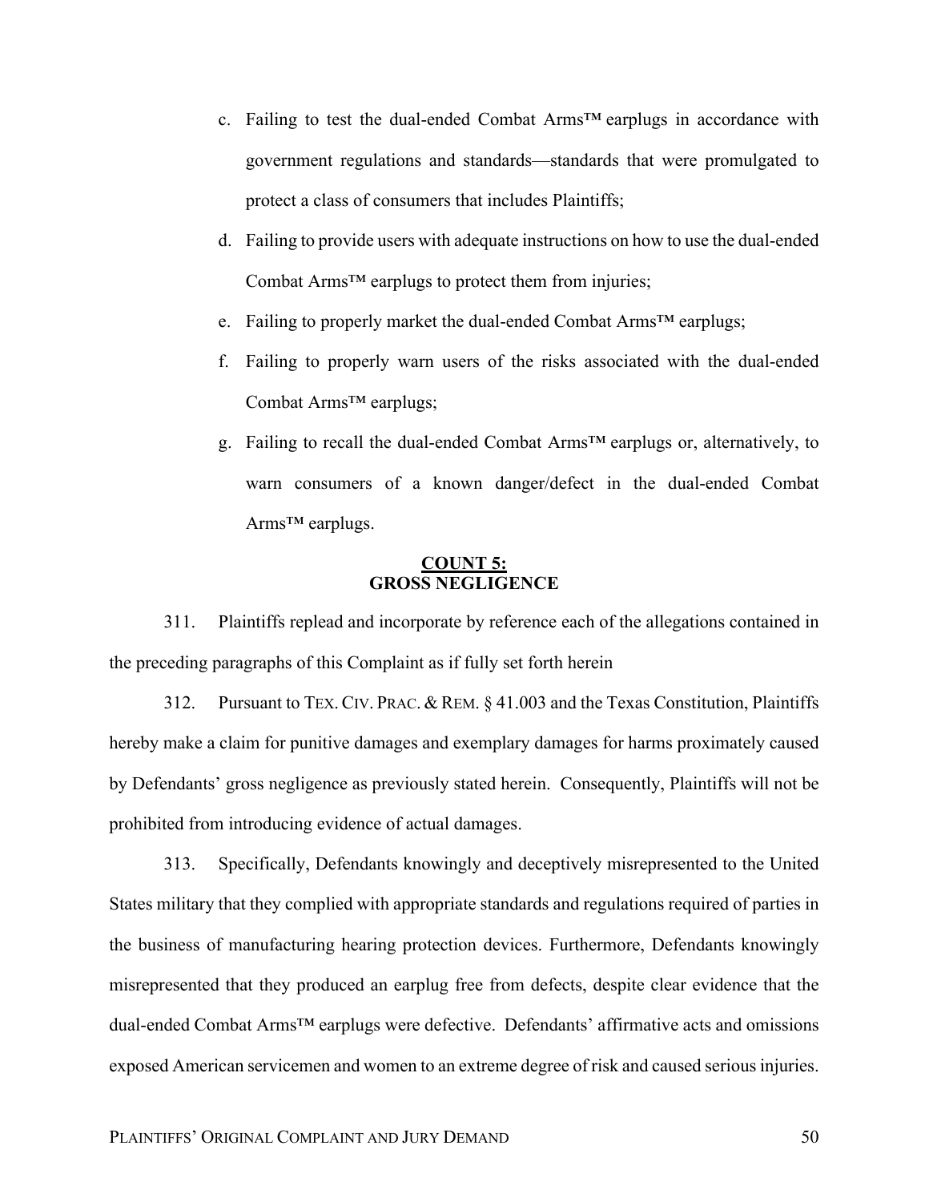c. Failing to test the dual-ended Combat Arms™ earplugs in accordance with government regulations and standards—standards that were promulgated to protect a class of consumers that includes Plaintiffs;

d. Failing to provide users with adequate instructions on how to use the dual-ended Combat Arms™ earplugs to protect them from injuries;

e. Failing to properly market the dual-ended Combat Arms™ earplugs;

f. Failing to properly warn users of the risks associated with the dual-ended Combat Arms™ earplugs;

g. Failing to recall the dual-ended Combat Arms™ earplugs or, alternatively, to warn consumers of a known danger/defect in the dual-ended Combat Arms™ earplugs.

**COUNT 5:**
**GROSS NEGLIGENCE**

311. Plaintiffs replead and incorporate by reference each of the allegations contained in the preceding paragraphs of this Complaint as if fully set forth herein

312. Pursuant to TEX. CIV. PRAC. & REM. § 41.003 and the Texas Constitution, Plaintiffs hereby make a claim for punitive damages and exemplary damages for harms proximately caused by Defendants' gross negligence as previously stated herein. Consequently, Plaintiffs will not be prohibited from introducing evidence of actual damages.

313. Specifically, Defendants knowingly and deceptively misrepresented to the United States military that they complied with appropriate standards and regulations required of parties in the business of manufacturing hearing protection devices. Furthermore, Defendants knowingly misrepresented that they produced an earplug free from defects, despite clear evidence that the dual-ended Combat Arms™ earplugs were defective. Defendants' affirmative acts and omissions exposed American servicemen and women to an extreme degree of risk and caused serious injuries.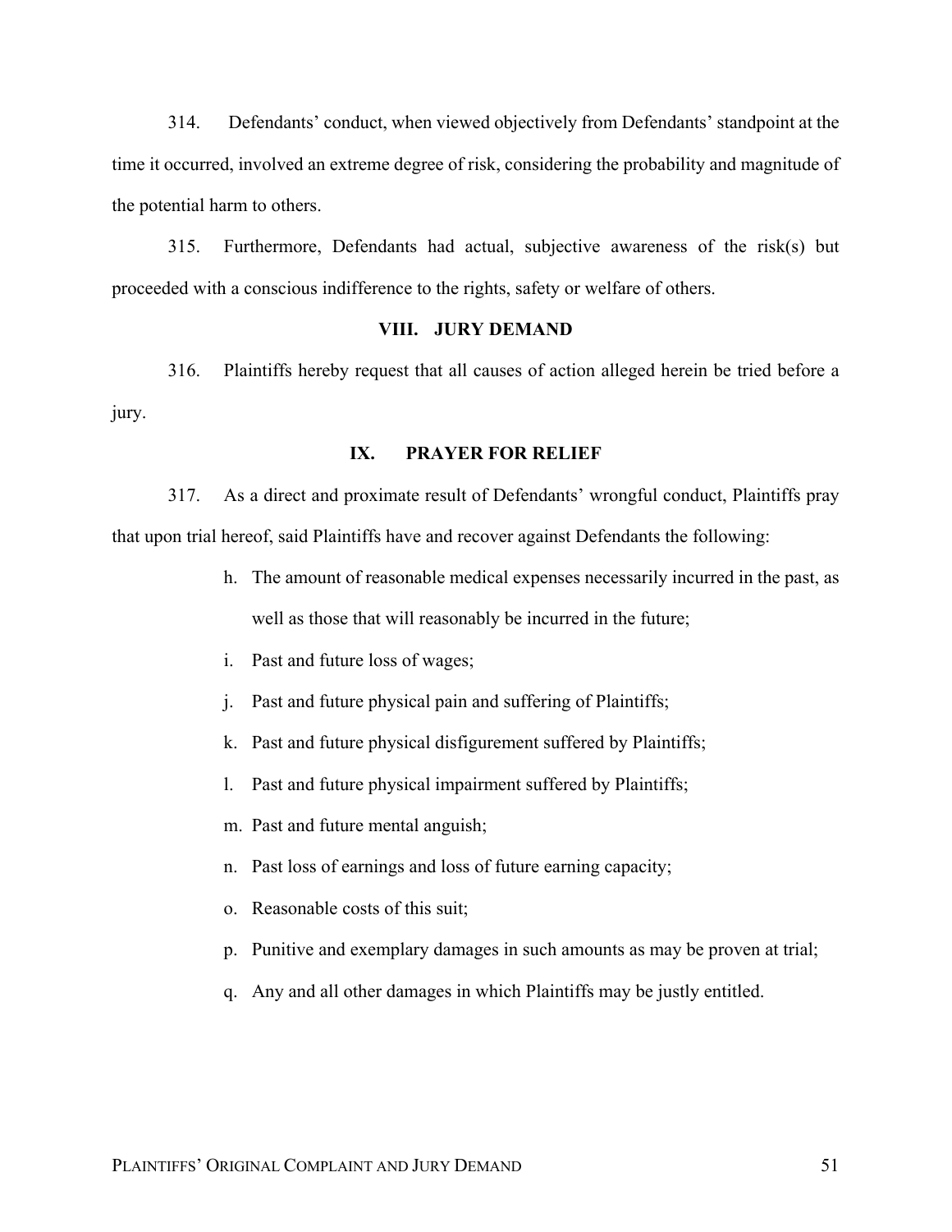314. Defendants' conduct, when viewed objectively from Defendants' standpoint at the time it occurred, involved an extreme degree of risk, considering the probability and magnitude of the potential harm to others.

315. Furthermore, Defendants had actual, subjective awareness of the risk(s) but proceeded with a conscious indifference to the rights, safety or welfare of others.

## VIII. JURY DEMAND

316. Plaintiffs hereby request that all causes of action alleged herein be tried before a jury.

## IX. PRAYER FOR RELIEF

317. As a direct and proximate result of Defendants' wrongful conduct, Plaintiffs pray that upon trial hereof, said Plaintiffs have and recover against Defendants the following:

h. The amount of reasonable medical expenses necessarily incurred in the past, as well as those that will reasonably be incurred in the future;

i. Past and future loss of wages;

j. Past and future physical pain and suffering of Plaintiffs;

k. Past and future physical disfigurement suffered by Plaintiffs;

l. Past and future physical impairment suffered by Plaintiffs;

m. Past and future mental anguish;

n. Past loss of earnings and loss of future earning capacity;

o. Reasonable costs of this suit;

p. Punitive and exemplary damages in such amounts as may be proven at trial;

q. Any and all other damages in which Plaintiffs may be justly entitled.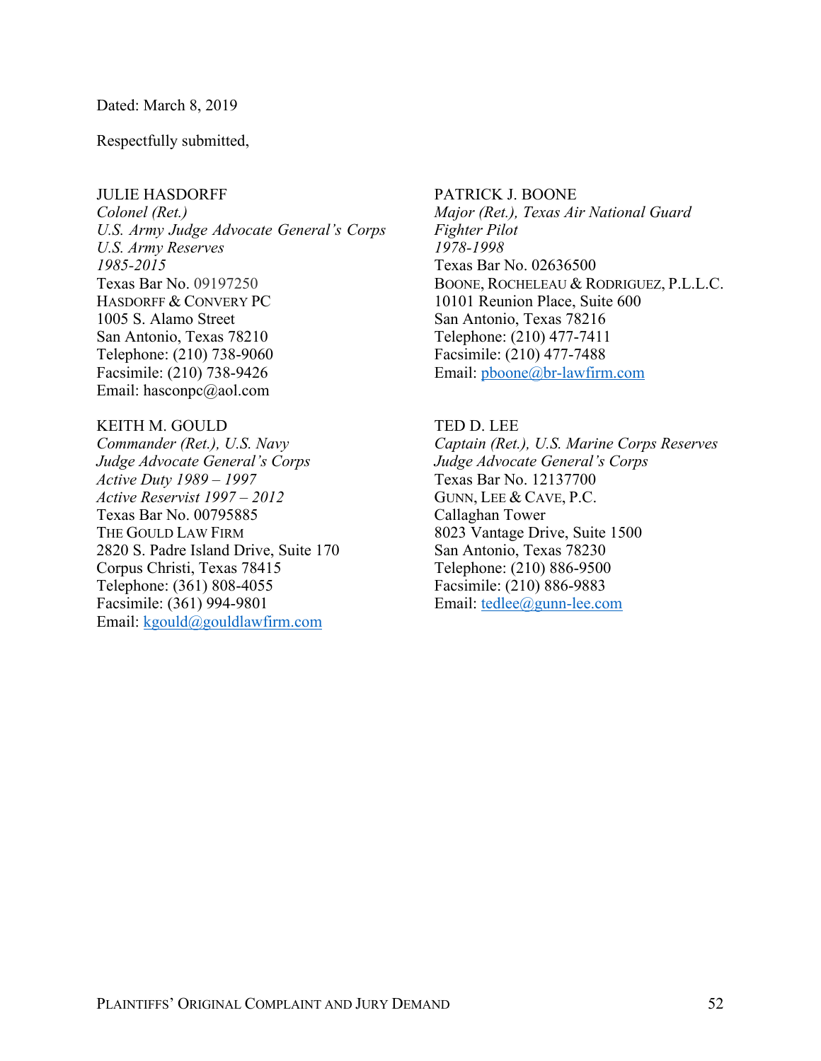Dated: March 8, 2019

Respectfully submitted,

JULIE HASDORFF
*Colonel (Ret.)*
*U.S. Army Judge Advocate General's Corps*
*U.S. Army Reserves*
*1985-2015*
Texas Bar No. 09197250
HASDORFF & CONVERY PC
1005 S. Alamo Street
San Antonio, Texas 78210
Telephone: (210) 738-9060
Facsimile: (210) 738-9426
Email: hasconpc@aol.com

PATRICK J. BOONE
*Major (Ret.), Texas Air National Guard*
*Fighter Pilot*
*1978-1998*
Texas Bar No. 02636500
BOONE, ROCHELEAU & RODRIGUEZ, P.L.L.C.
10101 Reunion Place, Suite 600
San Antonio, Texas 78216
Telephone: (210) 477-7411
Facsimile: (210) 477-7488
Email: pboone@br-lawfirm.com

KEITH M. GOULD
*Commander (Ret.), U.S. Navy*
*Judge Advocate General's Corps*
*Active Duty 1989 – 1997*
*Active Reservist 1997 – 2012*
Texas Bar No. 00795885
THE GOULD LAW FIRM
2820 S. Padre Island Drive, Suite 170
Corpus Christi, Texas 78415
Telephone: (361) 808-4055
Facsimile: (361) 994-9801
Email: kgould@gouldlawfirm.com

TED D. LEE
*Captain (Ret.), U.S. Marine Corps Reserves*
*Judge Advocate General's Corps*
Texas Bar No. 12137700
GUNN, LEE & CAVE, P.C.
Callaghan Tower
8023 Vantage Drive, Suite 1500
San Antonio, Texas 78230
Telephone: (210) 886-9500
Facsimile: (210) 886-9883
Email: tedlee@gunn-lee.com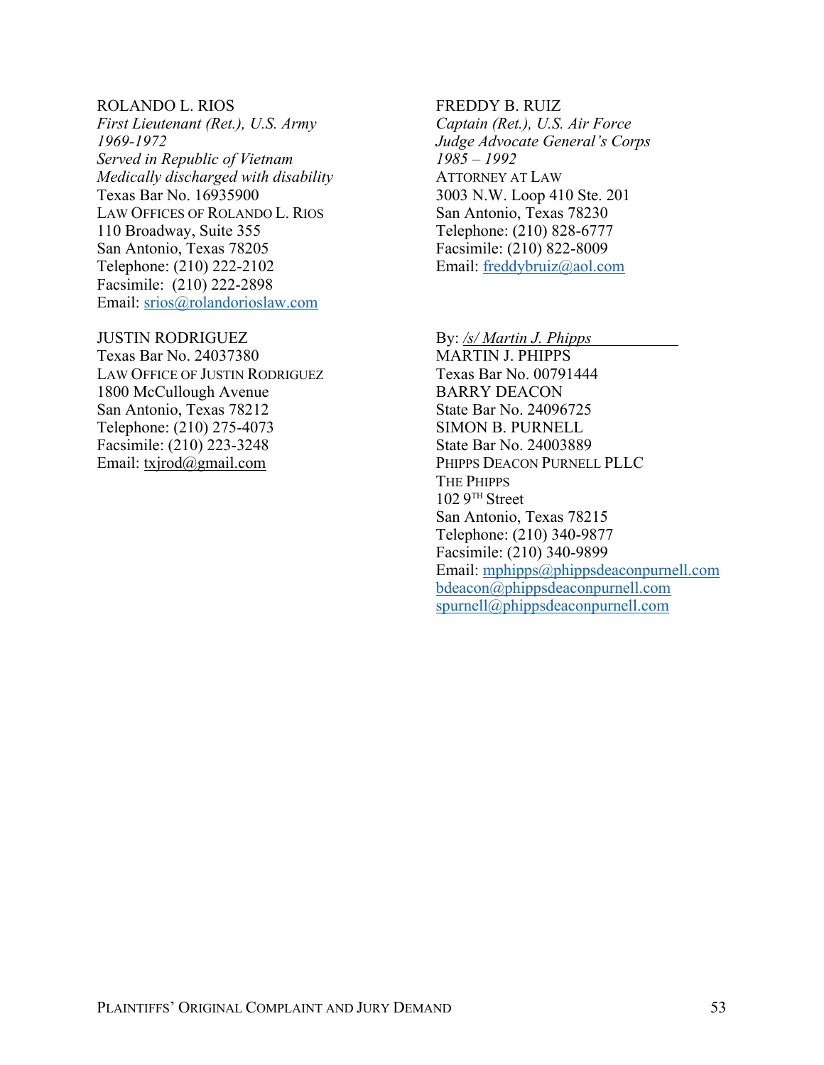ROLANDO L. RIOS
*First Lieutenant (Ret.), U.S. Army*
*1969-1972*
*Served in Republic of Vietnam*
*Medically discharged with disability*
Texas Bar No. 16935900
LAW OFFICES OF ROLANDO L. RIOS
110 Broadway, Suite 355
San Antonio, Texas 78205
Telephone: (210) 222-2102
Facsimile: (210) 222-2898
Email: srios@rolandorioslaw.com

JUSTIN RODRIGUEZ
Texas Bar No. 24037380
LAW OFFICE OF JUSTIN RODRIGUEZ
1800 McCullough Avenue
San Antonio, Texas 78212
Telephone: (210) 275-4073
Facsimile: (210) 223-3248
Email: txjrod@gmail.com

FREDDY B. RUIZ
*Captain (Ret.), U.S. Air Force*
*Judge Advocate General's Corps*
*1985 – 1992*
ATTORNEY AT LAW
3003 N.W. Loop 410 Ste. 201
San Antonio, Texas 78230
Telephone: (210) 828-6777
Facsimile: (210) 822-8009
Email: freddybruiz@aol.com

By: */s/ Martin J. Phipps*
MARTIN J. PHIPPS
Texas Bar No. 00791444
BARRY DEACON
State Bar No. 24096725
SIMON B. PURNELL
State Bar No. 24003889
PHIPPS DEACON PURNELL PLLC
THE PHIPPS
102 9TH Street
San Antonio, Texas 78215
Telephone: (210) 340-9877
Facsimile: (210) 340-9899
Email: mphipps@phippsdeaconpurnell.com
bdeacon@phippsdeaconpurnell.com
spurnell@phippsdeaconpurnell.com